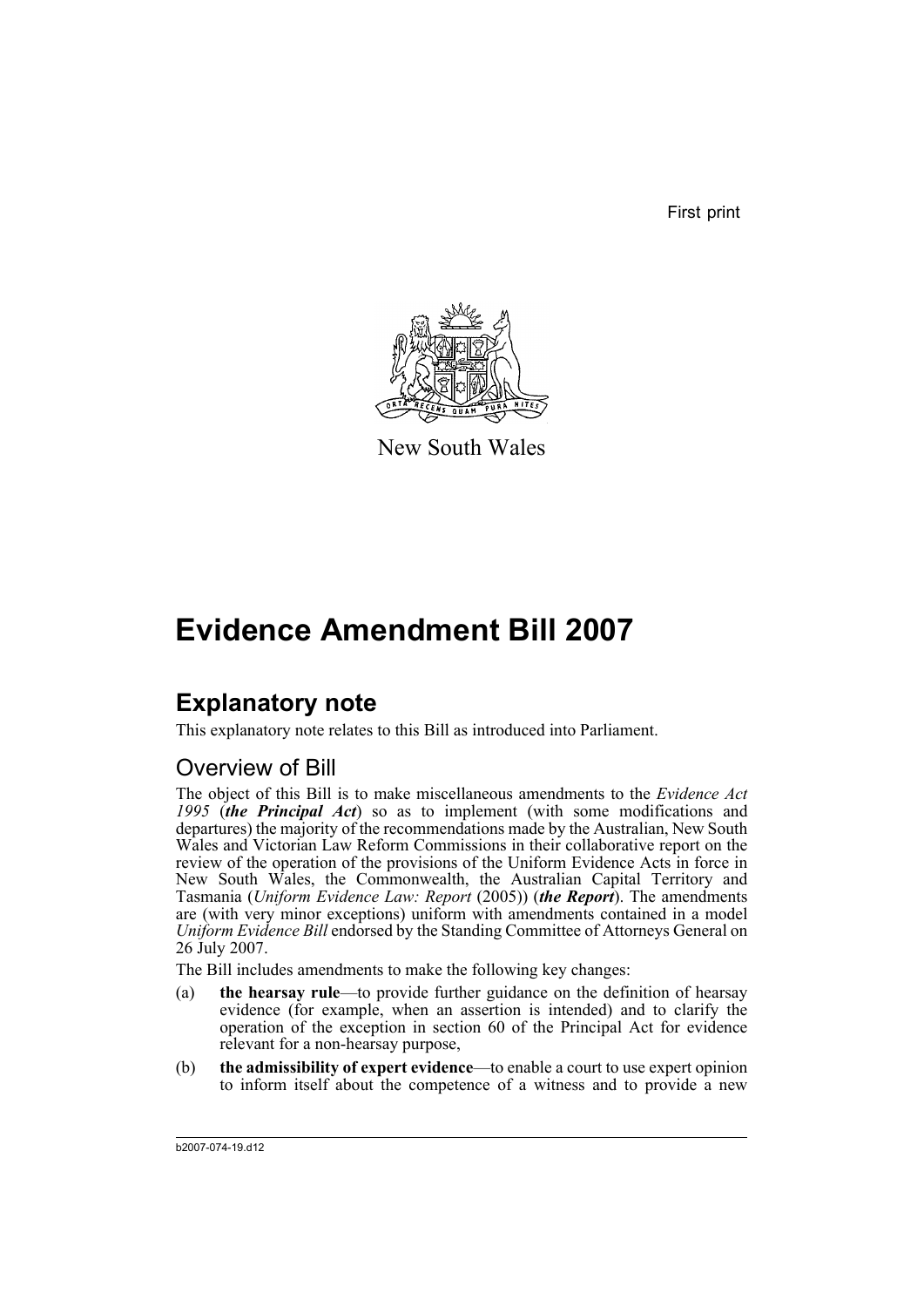First print

New South Wales

# Evidence Amendment Bill 2007

## Explanatory note

This explanatory note relates to this Bill as introduced into Parliament.

### Overview of Bill

The object of this Bill is to make miscellaneous amendments to the *Evidence Act 1995* (***the Principal Act***) so as to implement (with some modifications and departures) the majority of the recommendations made by the Australian, New South Wales and Victorian Law Reform Commissions in their collaborative report on the review of the operation of the provisions of the Uniform Evidence Acts in force in New South Wales, the Commonwealth, the Australian Capital Territory and Tasmania (*Uniform Evidence Law: Report* (2005)) (***the Report***). The amendments are (with very minor exceptions) uniform with amendments contained in a model *Uniform Evidence Bill* endorsed by the Standing Committee of Attorneys General on 26 July 2007.

The Bill includes amendments to make the following key changes:

(a) **the hearsay rule**—to provide further guidance on the definition of hearsay evidence (for example, when an assertion is intended) and to clarify the operation of the exception in section 60 of the Principal Act for evidence relevant for a non-hearsay purpose,

(b) **the admissibility of expert evidence**—to enable a court to use expert opinion to inform itself about the competence of a witness and to provide a new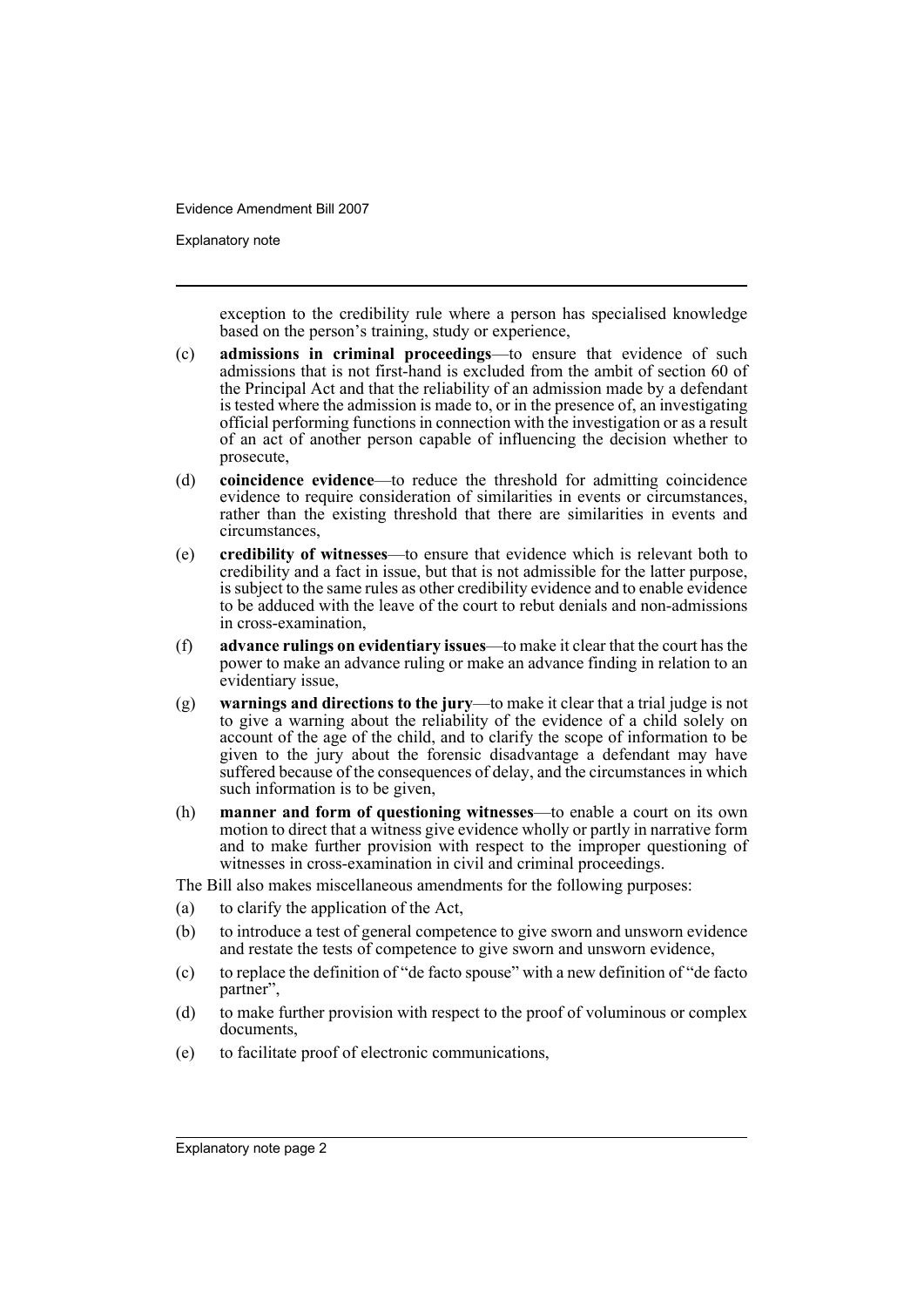exception to the credibility rule where a person has specialised knowledge based on the person's training, study or experience,

(c) **admissions in criminal proceedings**—to ensure that evidence of such admissions that is not first-hand is excluded from the ambit of section 60 of the Principal Act and that the reliability of an admission made by a defendant is tested where the admission is made to, or in the presence of, an investigating official performing functions in connection with the investigation or as a result of an act of another person capable of influencing the decision whether to prosecute,

(d) **coincidence evidence**—to reduce the threshold for admitting coincidence evidence to require consideration of similarities in events or circumstances, rather than the existing threshold that there are similarities in events and circumstances,

(e) **credibility of witnesses**—to ensure that evidence which is relevant both to credibility and a fact in issue, but that is not admissible for the latter purpose, is subject to the same rules as other credibility evidence and to enable evidence to be adduced with the leave of the court to rebut denials and non-admissions in cross-examination,

(f) **advance rulings on evidentiary issues**—to make it clear that the court has the power to make an advance ruling or make an advance finding in relation to an evidentiary issue,

(g) **warnings and directions to the jury**—to make it clear that a trial judge is not to give a warning about the reliability of the evidence of a child solely on account of the age of the child, and to clarify the scope of information to be given to the jury about the forensic disadvantage a defendant may have suffered because of the consequences of delay, and the circumstances in which such information is to be given,

(h) **manner and form of questioning witnesses**—to enable a court on its own motion to direct that a witness give evidence wholly or partly in narrative form and to make further provision with respect to the improper questioning of witnesses in cross-examination in civil and criminal proceedings.

The Bill also makes miscellaneous amendments for the following purposes:

(a) to clarify the application of the Act,

(b) to introduce a test of general competence to give sworn and unsworn evidence and restate the tests of competence to give sworn and unsworn evidence,

(c) to replace the definition of "de facto spouse" with a new definition of "de facto partner",

(d) to make further provision with respect to the proof of voluminous or complex documents,

(e) to facilitate proof of electronic communications,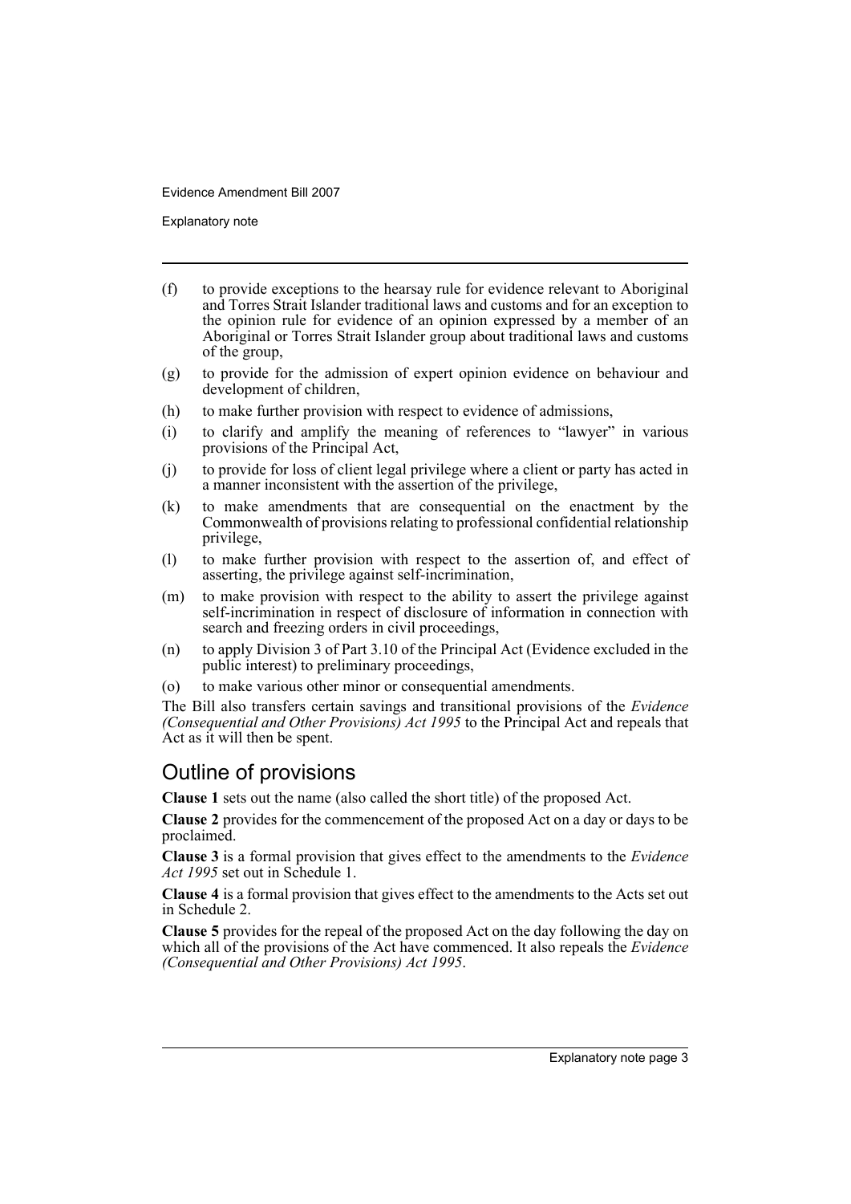(f) to provide exceptions to the hearsay rule for evidence relevant to Aboriginal and Torres Strait Islander traditional laws and customs and for an exception to the opinion rule for evidence of an opinion expressed by a member of an Aboriginal or Torres Strait Islander group about traditional laws and customs of the group,

(g) to provide for the admission of expert opinion evidence on behaviour and development of children,

(h) to make further provision with respect to evidence of admissions,

(i) to clarify and amplify the meaning of references to "lawyer" in various provisions of the Principal Act,

(j) to provide for loss of client legal privilege where a client or party has acted in a manner inconsistent with the assertion of the privilege,

(k) to make amendments that are consequential on the enactment by the Commonwealth of provisions relating to professional confidential relationship privilege,

(l) to make further provision with respect to the assertion of, and effect of asserting, the privilege against self-incrimination,

(m) to make provision with respect to the ability to assert the privilege against self-incrimination in respect of disclosure of information in connection with search and freezing orders in civil proceedings,

(n) to apply Division 3 of Part 3.10 of the Principal Act (Evidence excluded in the public interest) to preliminary proceedings,

(o) to make various other minor or consequential amendments.

The Bill also transfers certain savings and transitional provisions of the *Evidence (Consequential and Other Provisions) Act 1995* to the Principal Act and repeals that Act as it will then be spent.

## Outline of provisions

**Clause 1** sets out the name (also called the short title) of the proposed Act.

**Clause 2** provides for the commencement of the proposed Act on a day or days to be proclaimed.

**Clause 3** is a formal provision that gives effect to the amendments to the *Evidence Act 1995* set out in Schedule 1.

**Clause 4** is a formal provision that gives effect to the amendments to the Acts set out in Schedule 2.

**Clause 5** provides for the repeal of the proposed Act on the day following the day on which all of the provisions of the Act have commenced. It also repeals the *Evidence (Consequential and Other Provisions) Act 1995*.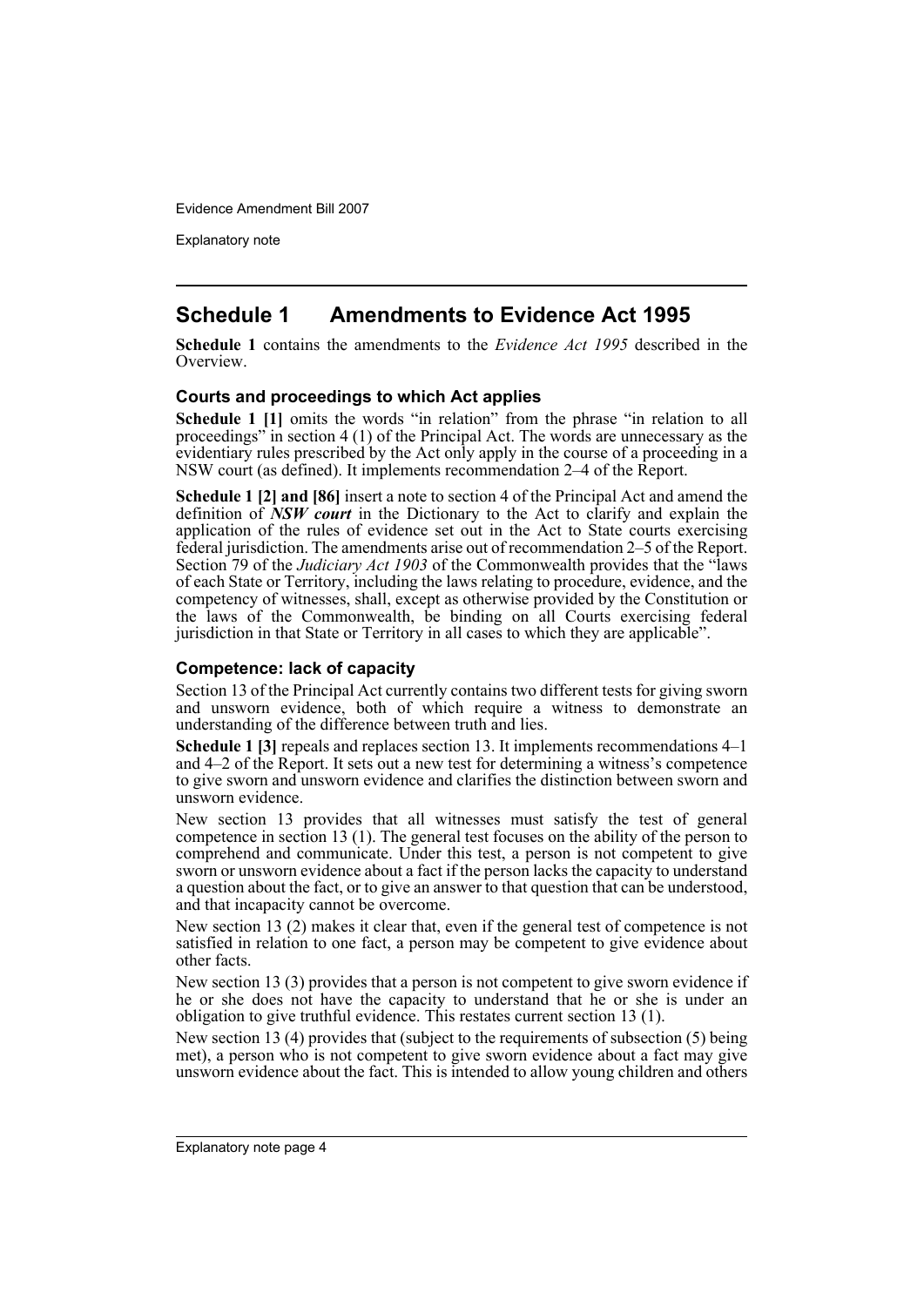## Schedule 1 Amendments to Evidence Act 1995

**Schedule 1** contains the amendments to the *Evidence Act 1995* described in the Overview.

### Courts and proceedings to which Act applies

**Schedule 1 [1]** omits the words "in relation" from the phrase "in relation to all proceedings" in section 4 (1) of the Principal Act. The words are unnecessary as the evidentiary rules prescribed by the Act only apply in the course of a proceeding in a NSW court (as defined). It implements recommendation 2–4 of the Report.

**Schedule 1 [2] and [86]** insert a note to section 4 of the Principal Act and amend the definition of ***NSW court*** in the Dictionary to the Act to clarify and explain the application of the rules of evidence set out in the Act to State courts exercising federal jurisdiction. The amendments arise out of recommendation 2–5 of the Report. Section 79 of the *Judiciary Act 1903* of the Commonwealth provides that the "laws of each State or Territory, including the laws relating to procedure, evidence, and the competency of witnesses, shall, except as otherwise provided by the Constitution or the laws of the Commonwealth, be binding on all Courts exercising federal jurisdiction in that State or Territory in all cases to which they are applicable".

### Competence: lack of capacity

Section 13 of the Principal Act currently contains two different tests for giving sworn and unsworn evidence, both of which require a witness to demonstrate an understanding of the difference between truth and lies.

**Schedule 1 [3]** repeals and replaces section 13. It implements recommendations 4–1 and 4–2 of the Report. It sets out a new test for determining a witness's competence to give sworn and unsworn evidence and clarifies the distinction between sworn and unsworn evidence.

New section 13 provides that all witnesses must satisfy the test of general competence in section 13 (1). The general test focuses on the ability of the person to comprehend and communicate. Under this test, a person is not competent to give sworn or unsworn evidence about a fact if the person lacks the capacity to understand a question about the fact, or to give an answer to that question that can be understood, and that incapacity cannot be overcome.

New section 13 (2) makes it clear that, even if the general test of competence is not satisfied in relation to one fact, a person may be competent to give evidence about other facts.

New section 13 (3) provides that a person is not competent to give sworn evidence if he or she does not have the capacity to understand that he or she is under an obligation to give truthful evidence. This restates current section 13 (1).

New section 13 (4) provides that (subject to the requirements of subsection (5) being met), a person who is not competent to give sworn evidence about a fact may give unsworn evidence about the fact. This is intended to allow young children and others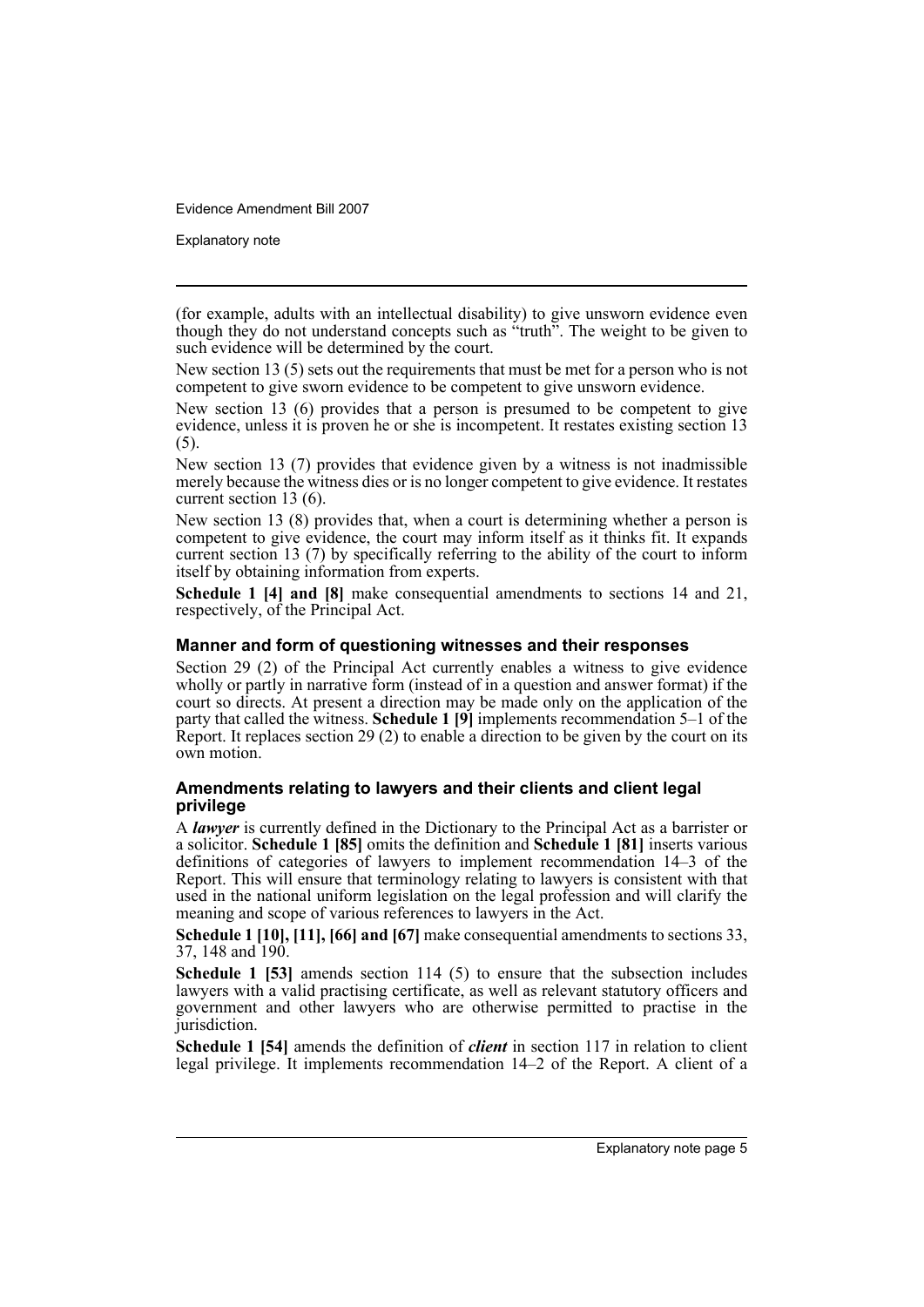(for example, adults with an intellectual disability) to give unsworn evidence even though they do not understand concepts such as "truth". The weight to be given to such evidence will be determined by the court.

New section 13 (5) sets out the requirements that must be met for a person who is not competent to give sworn evidence to be competent to give unsworn evidence.

New section 13 (6) provides that a person is presumed to be competent to give evidence, unless it is proven he or she is incompetent. It restates existing section 13 (5).

New section 13 (7) provides that evidence given by a witness is not inadmissible merely because the witness dies or is no longer competent to give evidence. It restates current section 13 (6).

New section 13 (8) provides that, when a court is determining whether a person is competent to give evidence, the court may inform itself as it thinks fit. It expands current section 13 (7) by specifically referring to the ability of the court to inform itself by obtaining information from experts.

**Schedule 1 [4] and [8]** make consequential amendments to sections 14 and 21, respectively, of the Principal Act.

### Manner and form of questioning witnesses and their responses

Section 29 (2) of the Principal Act currently enables a witness to give evidence wholly or partly in narrative form (instead of in a question and answer format) if the court so directs. At present a direction may be made only on the application of the party that called the witness. **Schedule 1 [9]** implements recommendation 5–1 of the Report. It replaces section 29 (2) to enable a direction to be given by the court on its own motion.

### Amendments relating to lawyers and their clients and client legal privilege

A ***lawyer*** is currently defined in the Dictionary to the Principal Act as a barrister or a solicitor. **Schedule 1 [85]** omits the definition and **Schedule 1 [81]** inserts various definitions of categories of lawyers to implement recommendation 14–3 of the Report. This will ensure that terminology relating to lawyers is consistent with that used in the national uniform legislation on the legal profession and will clarify the meaning and scope of various references to lawyers in the Act.

**Schedule 1 [10], [11], [66] and [67]** make consequential amendments to sections 33, 37, 148 and 190.

**Schedule 1 [53]** amends section 114 (5) to ensure that the subsection includes lawyers with a valid practising certificate, as well as relevant statutory officers and government and other lawyers who are otherwise permitted to practise in the jurisdiction.

**Schedule 1 [54]** amends the definition of ***client*** in section 117 in relation to client legal privilege. It implements recommendation 14–2 of the Report. A client of a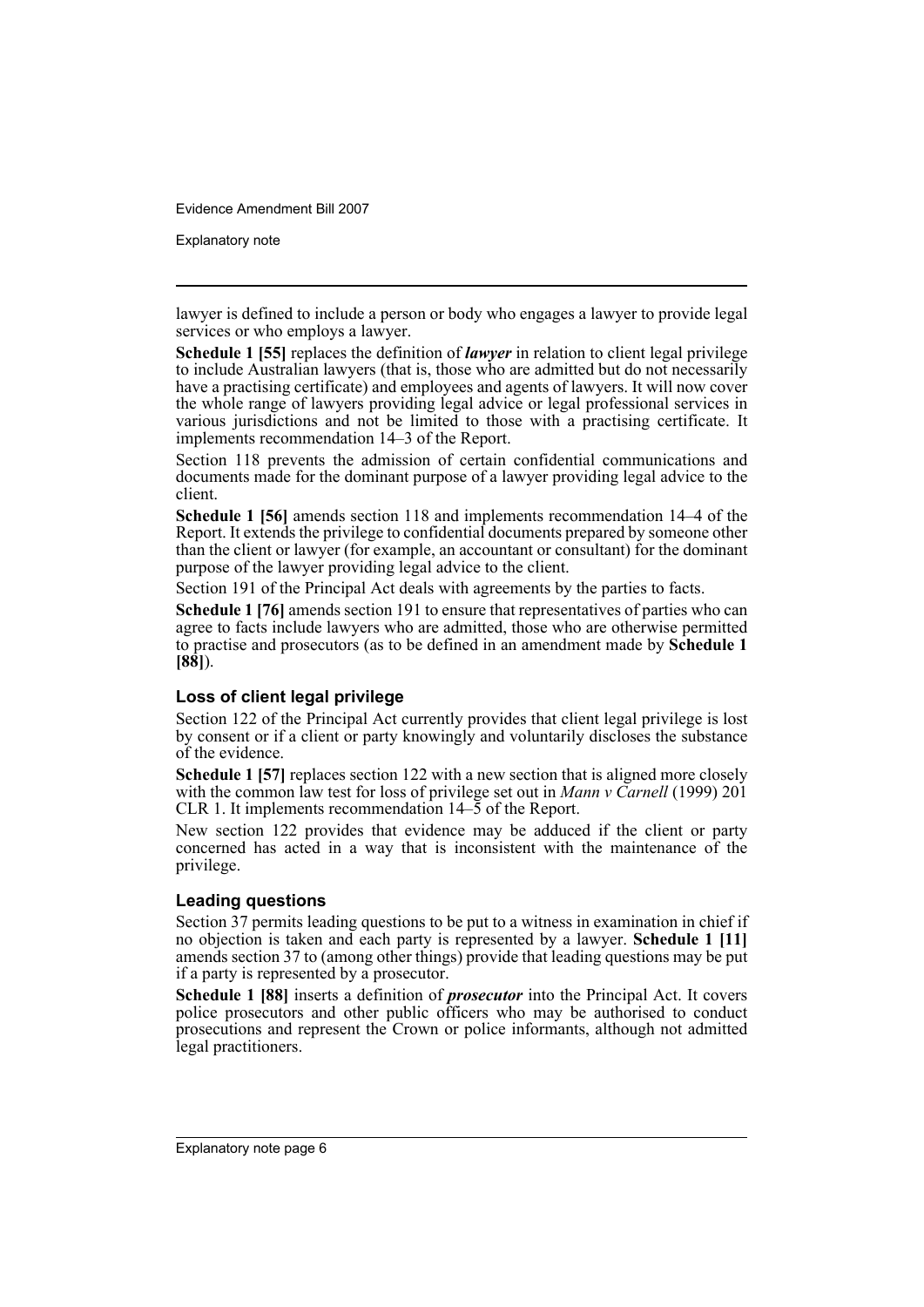lawyer is defined to include a person or body who engages a lawyer to provide legal services or who employs a lawyer.

**Schedule 1 [55]** replaces the definition of ***lawyer*** in relation to client legal privilege to include Australian lawyers (that is, those who are admitted but do not necessarily have a practising certificate) and employees and agents of lawyers. It will now cover the whole range of lawyers providing legal advice or legal professional services in various jurisdictions and not be limited to those with a practising certificate. It implements recommendation 14–3 of the Report.

Section 118 prevents the admission of certain confidential communications and documents made for the dominant purpose of a lawyer providing legal advice to the client.

**Schedule 1 [56]** amends section 118 and implements recommendation 14–4 of the Report. It extends the privilege to confidential documents prepared by someone other than the client or lawyer (for example, an accountant or consultant) for the dominant purpose of the lawyer providing legal advice to the client.

Section 191 of the Principal Act deals with agreements by the parties to facts.

**Schedule 1 [76]** amends section 191 to ensure that representatives of parties who can agree to facts include lawyers who are admitted, those who are otherwise permitted to practise and prosecutors (as to be defined in an amendment made by **Schedule 1 [88]**).

### Loss of client legal privilege

Section 122 of the Principal Act currently provides that client legal privilege is lost by consent or if a client or party knowingly and voluntarily discloses the substance of the evidence.

**Schedule 1 [57]** replaces section 122 with a new section that is aligned more closely with the common law test for loss of privilege set out in *Mann v Carnell* (1999) 201 CLR 1. It implements recommendation 14–5 of the Report.

New section 122 provides that evidence may be adduced if the client or party concerned has acted in a way that is inconsistent with the maintenance of the privilege.

### Leading questions

Section 37 permits leading questions to be put to a witness in examination in chief if no objection is taken and each party is represented by a lawyer. **Schedule 1 [11]** amends section 37 to (among other things) provide that leading questions may be put if a party is represented by a prosecutor.

**Schedule 1 [88]** inserts a definition of ***prosecutor*** into the Principal Act. It covers police prosecutors and other public officers who may be authorised to conduct prosecutions and represent the Crown or police informants, although not admitted legal practitioners.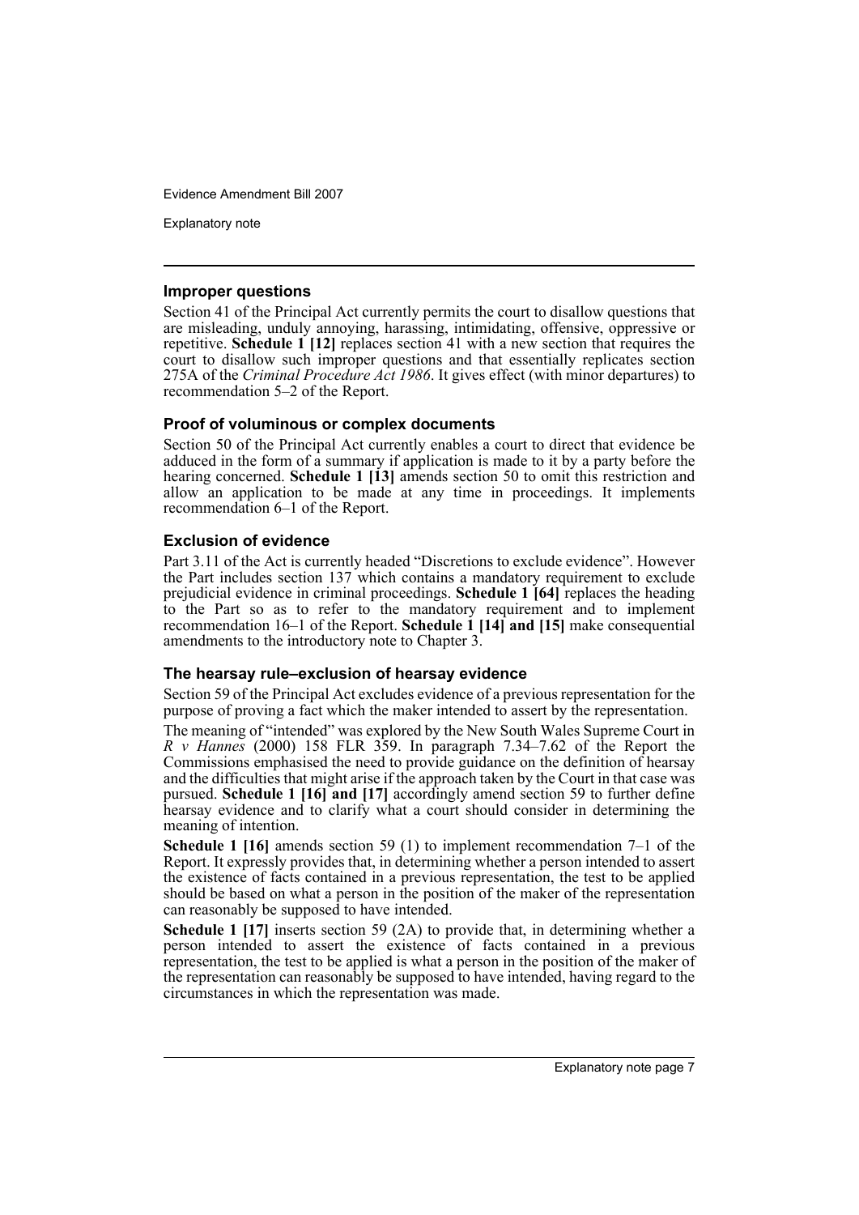### Improper questions

Section 41 of the Principal Act currently permits the court to disallow questions that are misleading, unduly annoying, harassing, intimidating, offensive, oppressive or repetitive. **Schedule 1 [12]** replaces section 41 with a new section that requires the court to disallow such improper questions and that essentially replicates section 275A of the *Criminal Procedure Act 1986*. It gives effect (with minor departures) to recommendation 5–2 of the Report.

### Proof of voluminous or complex documents

Section 50 of the Principal Act currently enables a court to direct that evidence be adduced in the form of a summary if application is made to it by a party before the hearing concerned. **Schedule 1 [13]** amends section 50 to omit this restriction and allow an application to be made at any time in proceedings. It implements recommendation 6–1 of the Report.

### Exclusion of evidence

Part 3.11 of the Act is currently headed "Discretions to exclude evidence". However the Part includes section 137 which contains a mandatory requirement to exclude prejudicial evidence in criminal proceedings. **Schedule 1 [64]** replaces the heading to the Part so as to refer to the mandatory requirement and to implement recommendation 16–1 of the Report. **Schedule 1 [14] and [15]** make consequential amendments to the introductory note to Chapter 3.

### The hearsay rule–exclusion of hearsay evidence

Section 59 of the Principal Act excludes evidence of a previous representation for the purpose of proving a fact which the maker intended to assert by the representation.

The meaning of "intended" was explored by the New South Wales Supreme Court in *R v Hannes* (2000) 158 FLR 359. In paragraph 7.34–7.62 of the Report the Commissions emphasised the need to provide guidance on the definition of hearsay and the difficulties that might arise if the approach taken by the Court in that case was pursued. **Schedule 1 [16] and [17]** accordingly amend section 59 to further define hearsay evidence and to clarify what a court should consider in determining the meaning of intention.

**Schedule 1 [16]** amends section 59 (1) to implement recommendation 7–1 of the Report. It expressly provides that, in determining whether a person intended to assert the existence of facts contained in a previous representation, the test to be applied should be based on what a person in the position of the maker of the representation can reasonably be supposed to have intended.

**Schedule 1 [17]** inserts section 59 (2A) to provide that, in determining whether a person intended to assert the existence of facts contained in a previous representation, the test to be applied is what a person in the position of the maker of the representation can reasonably be supposed to have intended, having regard to the circumstances in which the representation was made.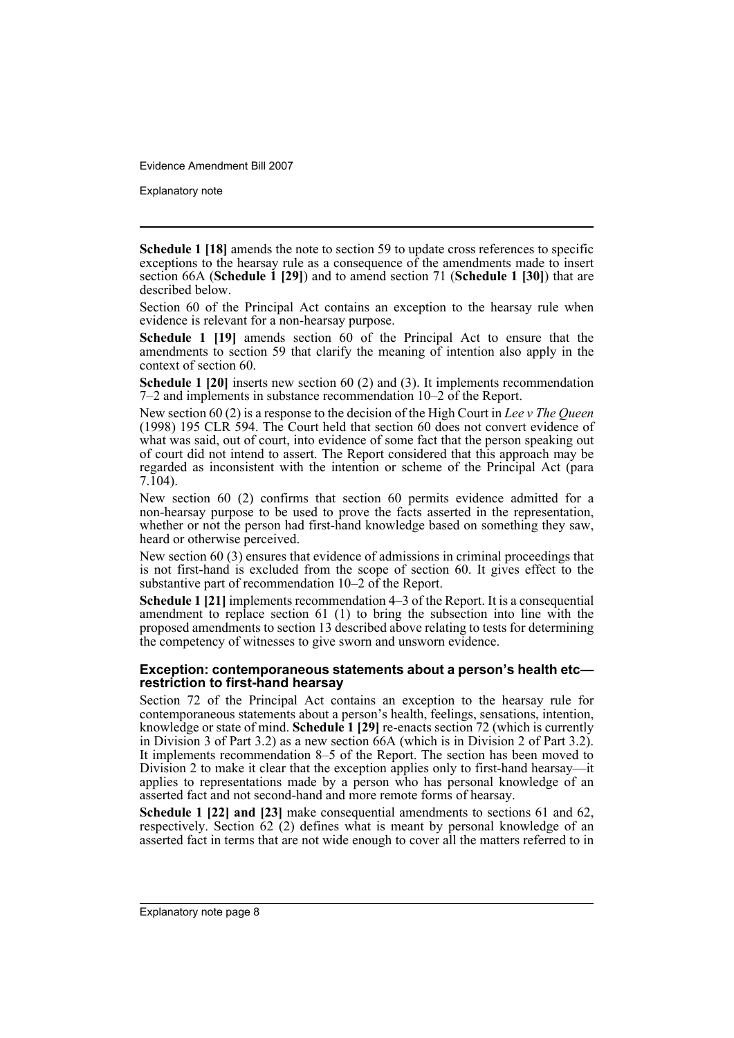**Schedule 1 [18]** amends the note to section 59 to update cross references to specific exceptions to the hearsay rule as a consequence of the amendments made to insert section 66A (**Schedule 1 [29]**) and to amend section 71 (**Schedule 1 [30]**) that are described below.

Section 60 of the Principal Act contains an exception to the hearsay rule when evidence is relevant for a non-hearsay purpose.

**Schedule 1 [19]** amends section 60 of the Principal Act to ensure that the amendments to section 59 that clarify the meaning of intention also apply in the context of section 60.

**Schedule 1 [20]** inserts new section 60 (2) and (3). It implements recommendation 7–2 and implements in substance recommendation 10–2 of the Report.

New section 60 (2) is a response to the decision of the High Court in *Lee v The Queen* (1998) 195 CLR 594. The Court held that section 60 does not convert evidence of what was said, out of court, into evidence of some fact that the person speaking out of court did not intend to assert. The Report considered that this approach may be regarded as inconsistent with the intention or scheme of the Principal Act (para 7.104).

New section 60 (2) confirms that section 60 permits evidence admitted for a non-hearsay purpose to be used to prove the facts asserted in the representation, whether or not the person had first-hand knowledge based on something they saw, heard or otherwise perceived.

New section 60 (3) ensures that evidence of admissions in criminal proceedings that is not first-hand is excluded from the scope of section 60. It gives effect to the substantive part of recommendation 10–2 of the Report.

**Schedule 1 [21]** implements recommendation 4–3 of the Report. It is a consequential amendment to replace section 61 (1) to bring the subsection into line with the proposed amendments to section 13 described above relating to tests for determining the competency of witnesses to give sworn and unsworn evidence.

#### Exception: contemporaneous statements about a person's health etc—restriction to first-hand hearsay

Section 72 of the Principal Act contains an exception to the hearsay rule for contemporaneous statements about a person's health, feelings, sensations, intention, knowledge or state of mind. **Schedule 1 [29]** re-enacts section 72 (which is currently in Division 3 of Part 3.2) as a new section 66A (which is in Division 2 of Part 3.2). It implements recommendation 8–5 of the Report. The section has been moved to Division 2 to make it clear that the exception applies only to first-hand hearsay—it applies to representations made by a person who has personal knowledge of an asserted fact and not second-hand and more remote forms of hearsay.

**Schedule 1 [22] and [23]** make consequential amendments to sections 61 and 62, respectively. Section 62 (2) defines what is meant by personal knowledge of an asserted fact in terms that are not wide enough to cover all the matters referred to in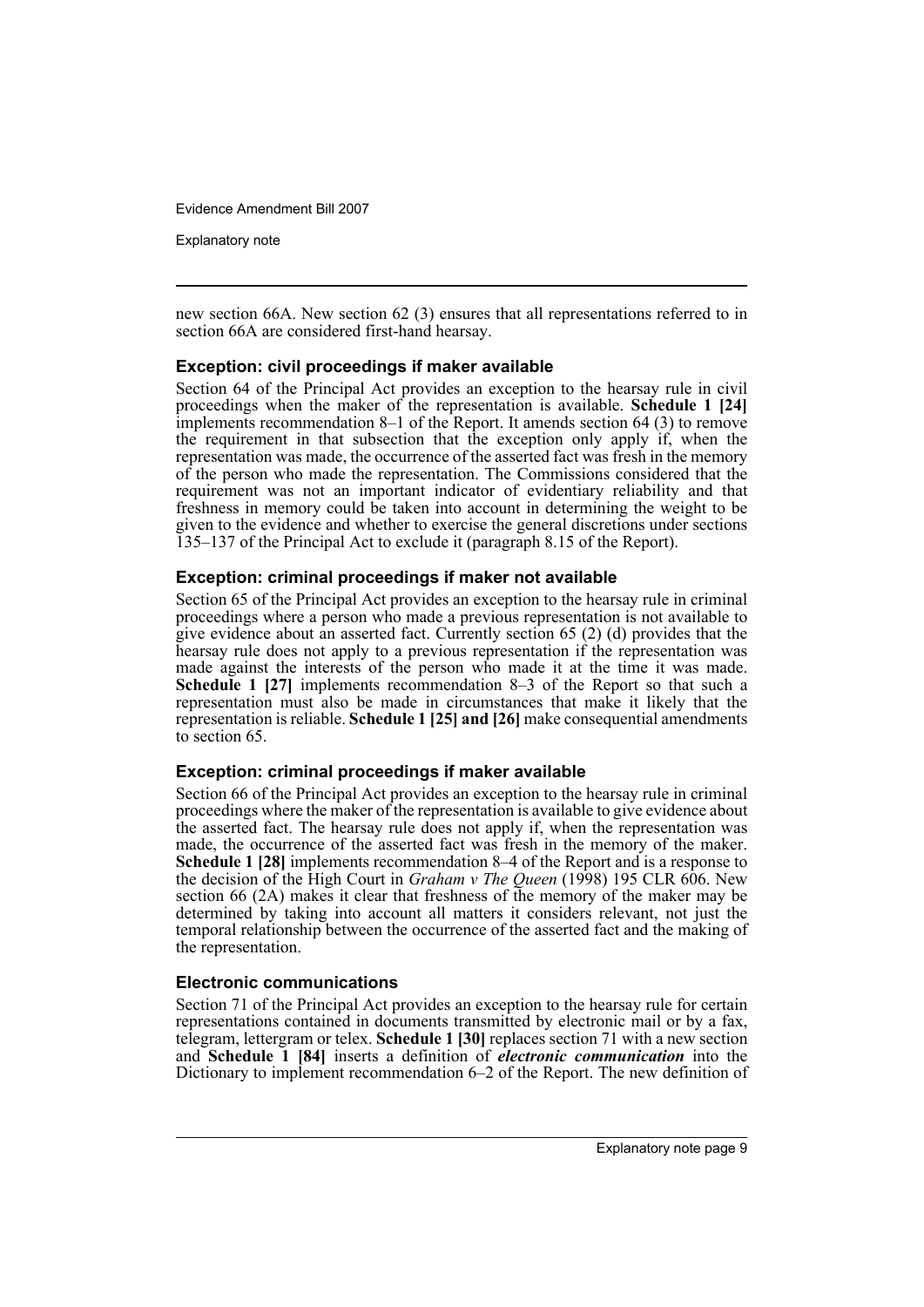new section 66A. New section 62 (3) ensures that all representations referred to in section 66A are considered first-hand hearsay.

### Exception: civil proceedings if maker available

Section 64 of the Principal Act provides an exception to the hearsay rule in civil proceedings when the maker of the representation is available. **Schedule 1 [24]** implements recommendation 8–1 of the Report. It amends section 64 (3) to remove the requirement in that subsection that the exception only apply if, when the representation was made, the occurrence of the asserted fact was fresh in the memory of the person who made the representation. The Commissions considered that the requirement was not an important indicator of evidentiary reliability and that freshness in memory could be taken into account in determining the weight to be given to the evidence and whether to exercise the general discretions under sections 135–137 of the Principal Act to exclude it (paragraph 8.15 of the Report).

### Exception: criminal proceedings if maker not available

Section 65 of the Principal Act provides an exception to the hearsay rule in criminal proceedings where a person who made a previous representation is not available to give evidence about an asserted fact. Currently section 65 (2) (d) provides that the hearsay rule does not apply to a previous representation if the representation was made against the interests of the person who made it at the time it was made. **Schedule 1 [27]** implements recommendation 8–3 of the Report so that such a representation must also be made in circumstances that make it likely that the representation is reliable. **Schedule 1 [25] and [26]** make consequential amendments to section 65.

### Exception: criminal proceedings if maker available

Section 66 of the Principal Act provides an exception to the hearsay rule in criminal proceedings where the maker of the representation is available to give evidence about the asserted fact. The hearsay rule does not apply if, when the representation was made, the occurrence of the asserted fact was fresh in the memory of the maker. **Schedule 1 [28]** implements recommendation 8–4 of the Report and is a response to the decision of the High Court in *Graham v The Queen* (1998) 195 CLR 606. New section 66 (2A) makes it clear that freshness of the memory of the maker may be determined by taking into account all matters it considers relevant, not just the temporal relationship between the occurrence of the asserted fact and the making of the representation.

### Electronic communications

Section 71 of the Principal Act provides an exception to the hearsay rule for certain representations contained in documents transmitted by electronic mail or by a fax, telegram, lettergram or telex. **Schedule 1 [30]** replaces section 71 with a new section and **Schedule 1 [84]** inserts a definition of ***electronic communication*** into the Dictionary to implement recommendation 6–2 of the Report. The new definition of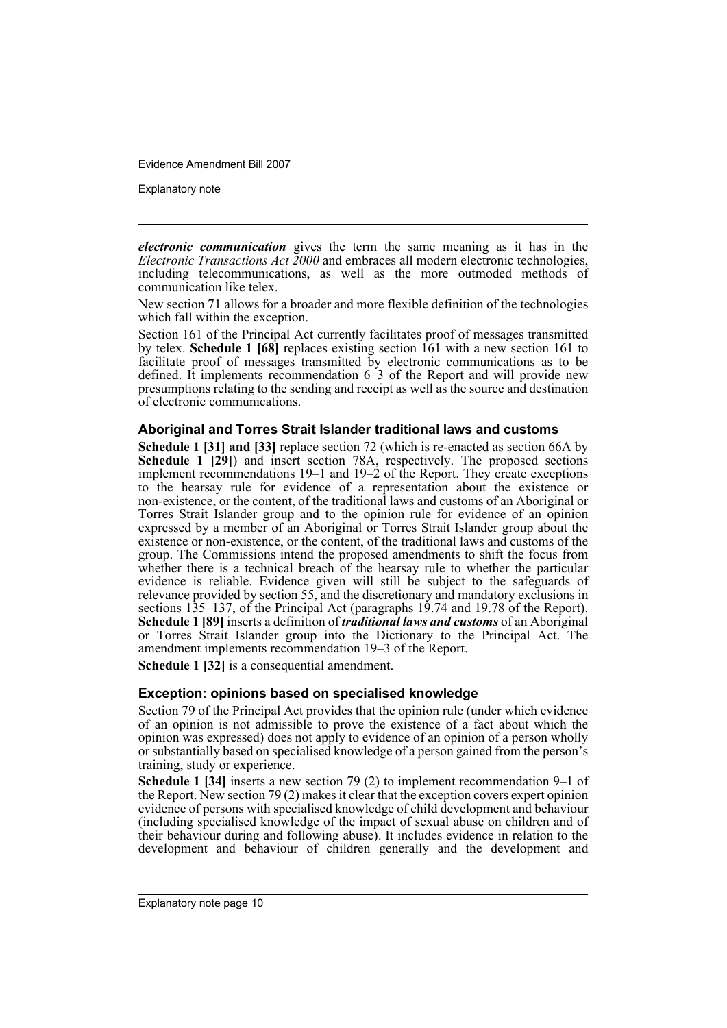***electronic communication*** gives the term the same meaning as it has in the *Electronic Transactions Act 2000* and embraces all modern electronic technologies, including telecommunications, as well as the more outmoded methods of communication like telex.

New section 71 allows for a broader and more flexible definition of the technologies which fall within the exception.

Section 161 of the Principal Act currently facilitates proof of messages transmitted by telex. **Schedule 1 [68]** replaces existing section 161 with a new section 161 to facilitate proof of messages transmitted by electronic communications as to be defined. It implements recommendation 6–3 of the Report and will provide new presumptions relating to the sending and receipt as well as the source and destination of electronic communications.

### Aboriginal and Torres Strait Islander traditional laws and customs

**Schedule 1 [31] and [33]** replace section 72 (which is re-enacted as section 66A by **Schedule 1 [29]**) and insert section 78A, respectively. The proposed sections implement recommendations 19–1 and 19–2 of the Report. They create exceptions to the hearsay rule for evidence of a representation about the existence or non-existence, or the content, of the traditional laws and customs of an Aboriginal or Torres Strait Islander group and to the opinion rule for evidence of an opinion expressed by a member of an Aboriginal or Torres Strait Islander group about the existence or non-existence, or the content, of the traditional laws and customs of the group. The Commissions intend the proposed amendments to shift the focus from whether there is a technical breach of the hearsay rule to whether the particular evidence is reliable. Evidence given will still be subject to the safeguards of relevance provided by section 55, and the discretionary and mandatory exclusions in sections 135–137, of the Principal Act (paragraphs 19.74 and 19.78 of the Report). **Schedule 1 [89]** inserts a definition of ***traditional laws and customs*** of an Aboriginal or Torres Strait Islander group into the Dictionary to the Principal Act. The amendment implements recommendation 19–3 of the Report.

**Schedule 1 [32]** is a consequential amendment.

### Exception: opinions based on specialised knowledge

Section 79 of the Principal Act provides that the opinion rule (under which evidence of an opinion is not admissible to prove the existence of a fact about which the opinion was expressed) does not apply to evidence of an opinion of a person wholly or substantially based on specialised knowledge of a person gained from the person's training, study or experience.

**Schedule 1 [34]** inserts a new section 79 (2) to implement recommendation 9–1 of the Report. New section 79 (2) makes it clear that the exception covers expert opinion evidence of persons with specialised knowledge of child development and behaviour (including specialised knowledge of the impact of sexual abuse on children and of their behaviour during and following abuse). It includes evidence in relation to the development and behaviour of children generally and the development and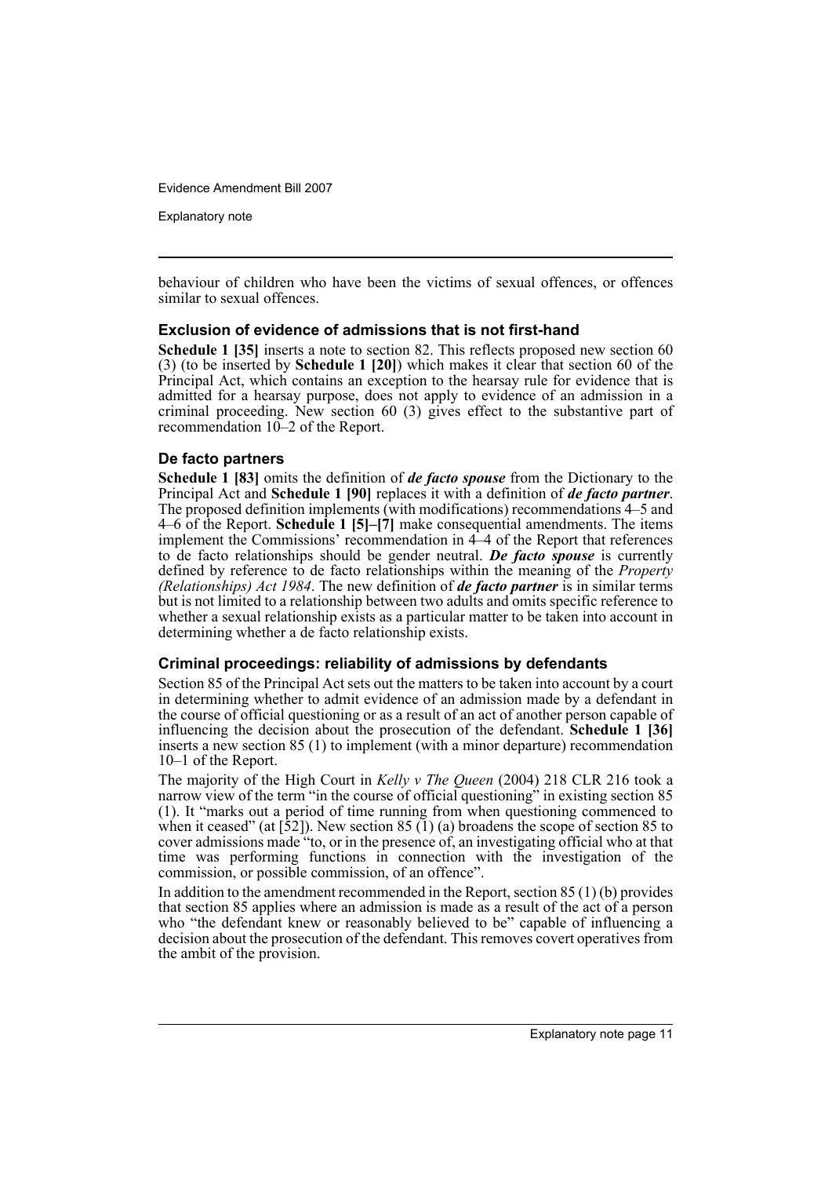behaviour of children who have been the victims of sexual offences, or offences similar to sexual offences.

### Exclusion of evidence of admissions that is not first-hand

**Schedule 1 [35]** inserts a note to section 82. This reflects proposed new section 60 (3) (to be inserted by **Schedule 1 [20]**) which makes it clear that section 60 of the Principal Act, which contains an exception to the hearsay rule for evidence that is admitted for a hearsay purpose, does not apply to evidence of an admission in a criminal proceeding. New section 60 (3) gives effect to the substantive part of recommendation 10–2 of the Report.

### De facto partners

**Schedule 1 [83]** omits the definition of ***de facto spouse*** from the Dictionary to the Principal Act and **Schedule 1 [90]** replaces it with a definition of ***de facto partner***. The proposed definition implements (with modifications) recommendations 4–5 and 4–6 of the Report. **Schedule 1 [5]–[7]** make consequential amendments. The items implement the Commissions' recommendation in 4–4 of the Report that references to de facto relationships should be gender neutral. ***De facto spouse*** is currently defined by reference to de facto relationships within the meaning of the *Property (Relationships) Act 1984*. The new definition of ***de facto partner*** is in similar terms but is not limited to a relationship between two adults and omits specific reference to whether a sexual relationship exists as a particular matter to be taken into account in determining whether a de facto relationship exists.

### Criminal proceedings: reliability of admissions by defendants

Section 85 of the Principal Act sets out the matters to be taken into account by a court in determining whether to admit evidence of an admission made by a defendant in the course of official questioning or as a result of an act of another person capable of influencing the decision about the prosecution of the defendant. **Schedule 1 [36]** inserts a new section 85 (1) to implement (with a minor departure) recommendation 10–1 of the Report.

The majority of the High Court in *Kelly v The Queen* (2004) 218 CLR 216 took a narrow view of the term "in the course of official questioning" in existing section 85 (1). It "marks out a period of time running from when questioning commenced to when it ceased" (at [52]). New section 85 (1) (a) broadens the scope of section 85 to cover admissions made "to, or in the presence of, an investigating official who at that time was performing functions in connection with the investigation of the commission, or possible commission, of an offence".

In addition to the amendment recommended in the Report, section 85 (1) (b) provides that section 85 applies where an admission is made as a result of the act of a person who "the defendant knew or reasonably believed to be" capable of influencing a decision about the prosecution of the defendant. This removes covert operatives from the ambit of the provision.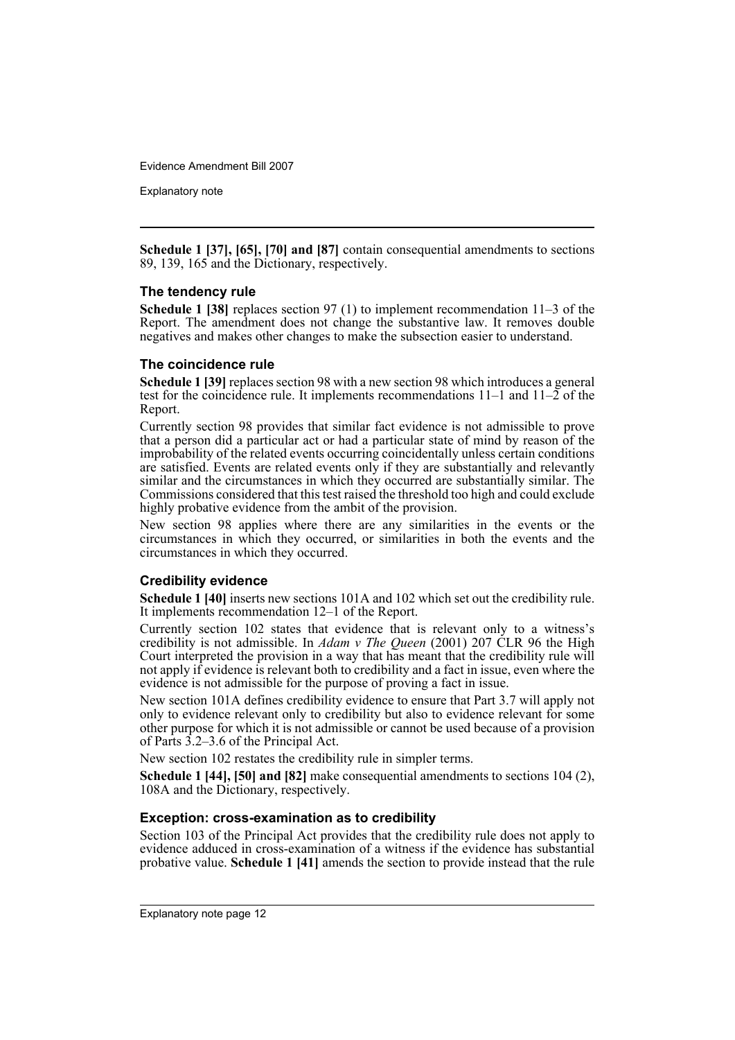**Schedule 1 [37], [65], [70] and [87]** contain consequential amendments to sections 89, 139, 165 and the Dictionary, respectively.

### The tendency rule

**Schedule 1 [38]** replaces section 97 (1) to implement recommendation 11–3 of the Report. The amendment does not change the substantive law. It removes double negatives and makes other changes to make the subsection easier to understand.

### The coincidence rule

**Schedule 1 [39]** replaces section 98 with a new section 98 which introduces a general test for the coincidence rule. It implements recommendations 11–1 and 11–2 of the Report.

Currently section 98 provides that similar fact evidence is not admissible to prove that a person did a particular act or had a particular state of mind by reason of the improbability of the related events occurring coincidentally unless certain conditions are satisfied. Events are related events only if they are substantially and relevantly similar and the circumstances in which they occurred are substantially similar. The Commissions considered that this test raised the threshold too high and could exclude highly probative evidence from the ambit of the provision.

New section 98 applies where there are any similarities in the events or the circumstances in which they occurred, or similarities in both the events and the circumstances in which they occurred.

### Credibility evidence

**Schedule 1 [40]** inserts new sections 101A and 102 which set out the credibility rule. It implements recommendation 12–1 of the Report.

Currently section 102 states that evidence that is relevant only to a witness's credibility is not admissible. In *Adam v The Queen* (2001) 207 CLR 96 the High Court interpreted the provision in a way that has meant that the credibility rule will not apply if evidence is relevant both to credibility and a fact in issue, even where the evidence is not admissible for the purpose of proving a fact in issue.

New section 101A defines credibility evidence to ensure that Part 3.7 will apply not only to evidence relevant only to credibility but also to evidence relevant for some other purpose for which it is not admissible or cannot be used because of a provision of Parts 3.2–3.6 of the Principal Act.

New section 102 restates the credibility rule in simpler terms.

**Schedule 1 [44], [50] and [82]** make consequential amendments to sections 104 (2), 108A and the Dictionary, respectively.

### Exception: cross-examination as to credibility

Section 103 of the Principal Act provides that the credibility rule does not apply to evidence adduced in cross-examination of a witness if the evidence has substantial probative value. **Schedule 1 [41]** amends the section to provide instead that the rule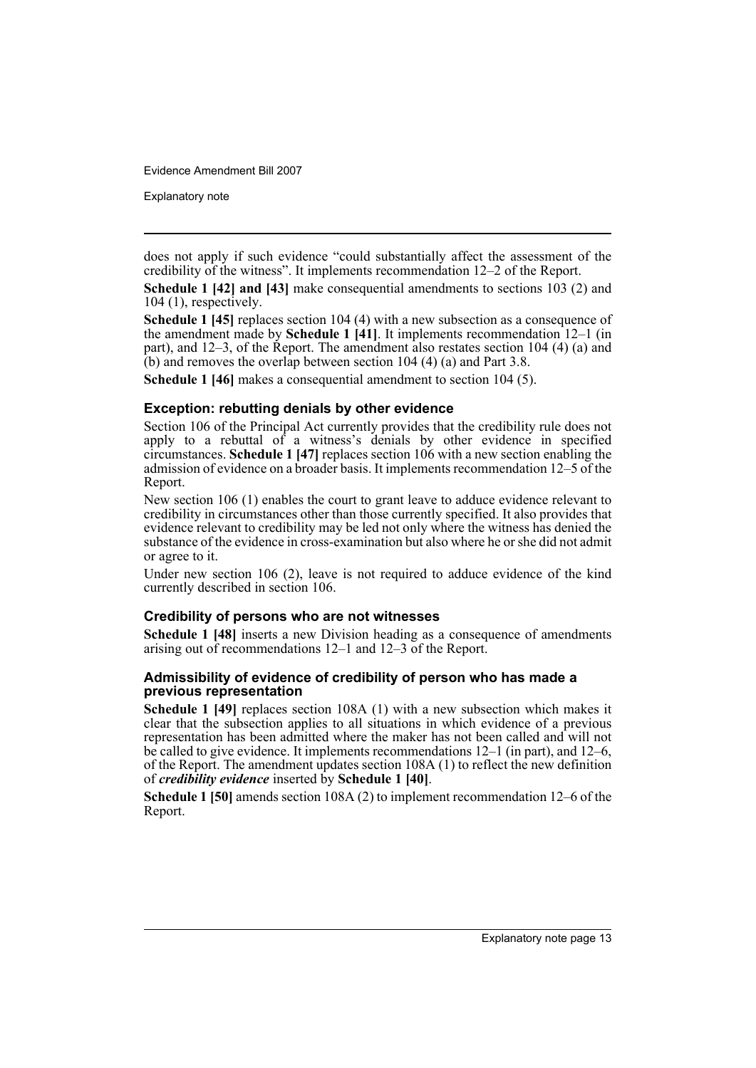does not apply if such evidence "could substantially affect the assessment of the credibility of the witness". It implements recommendation 12–2 of the Report.

**Schedule 1 [42] and [43]** make consequential amendments to sections 103 (2) and 104 (1), respectively.

**Schedule 1 [45]** replaces section 104 (4) with a new subsection as a consequence of the amendment made by **Schedule 1 [41]**. It implements recommendation 12–1 (in part), and 12–3, of the Report. The amendment also restates section 104 (4) (a) and (b) and removes the overlap between section 104 (4) (a) and Part 3.8.

**Schedule 1 [46]** makes a consequential amendment to section 104 (5).

### Exception: rebutting denials by other evidence

Section 106 of the Principal Act currently provides that the credibility rule does not apply to a rebuttal of a witness's denials by other evidence in specified circumstances. **Schedule 1 [47]** replaces section 106 with a new section enabling the admission of evidence on a broader basis. It implements recommendation 12–5 of the Report.

New section 106 (1) enables the court to grant leave to adduce evidence relevant to credibility in circumstances other than those currently specified. It also provides that evidence relevant to credibility may be led not only where the witness has denied the substance of the evidence in cross-examination but also where he or she did not admit or agree to it.

Under new section 106 (2), leave is not required to adduce evidence of the kind currently described in section 106.

### Credibility of persons who are not witnesses

**Schedule 1 [48]** inserts a new Division heading as a consequence of amendments arising out of recommendations 12–1 and 12–3 of the Report.

### Admissibility of evidence of credibility of person who has made a previous representation

**Schedule 1 [49]** replaces section 108A (1) with a new subsection which makes it clear that the subsection applies to all situations in which evidence of a previous representation has been admitted where the maker has not been called and will not be called to give evidence. It implements recommendations 12–1 (in part), and 12–6, of the Report. The amendment updates section 108A (1) to reflect the new definition of ***credibility evidence*** inserted by **Schedule 1 [40]**.

**Schedule 1 [50]** amends section 108A (2) to implement recommendation 12–6 of the Report.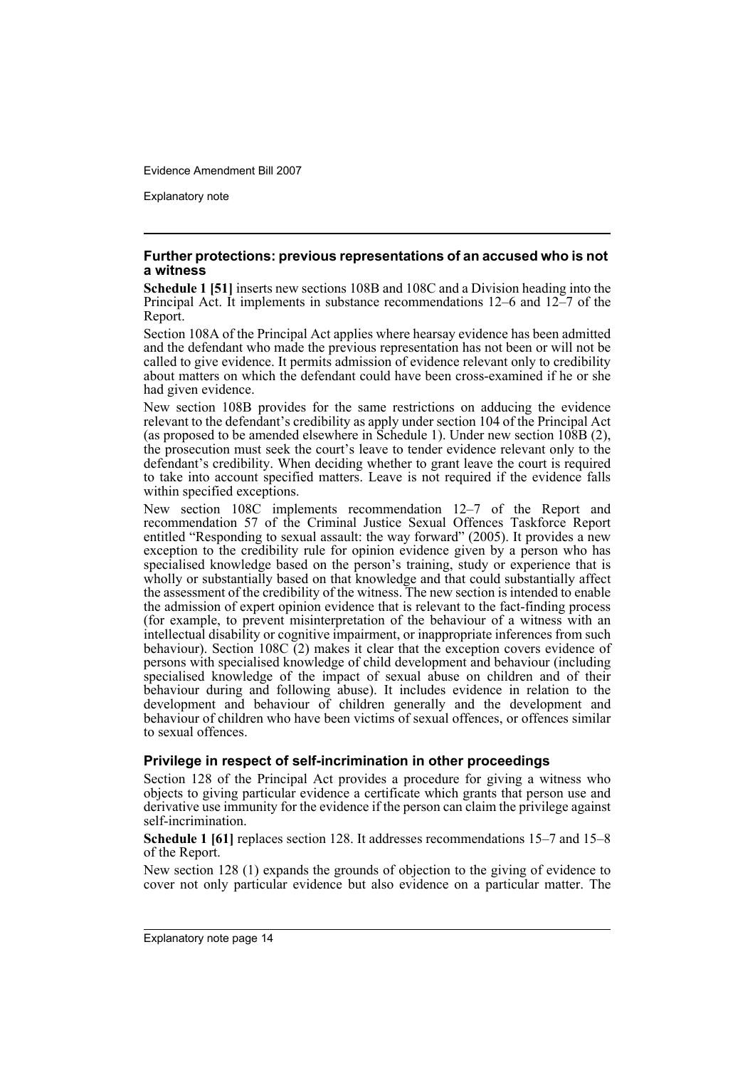### Further protections: previous representations of an accused who is not a witness

**Schedule 1 [51]** inserts new sections 108B and 108C and a Division heading into the Principal Act. It implements in substance recommendations 12–6 and 12–7 of the Report.

Section 108A of the Principal Act applies where hearsay evidence has been admitted and the defendant who made the previous representation has not been or will not be called to give evidence. It permits admission of evidence relevant only to credibility about matters on which the defendant could have been cross-examined if he or she had given evidence.

New section 108B provides for the same restrictions on adducing the evidence relevant to the defendant's credibility as apply under section 104 of the Principal Act (as proposed to be amended elsewhere in Schedule 1). Under new section 108B (2), the prosecution must seek the court's leave to tender evidence relevant only to the defendant's credibility. When deciding whether to grant leave the court is required to take into account specified matters. Leave is not required if the evidence falls within specified exceptions.

New section 108C implements recommendation 12–7 of the Report and recommendation 57 of the Criminal Justice Sexual Offences Taskforce Report entitled "Responding to sexual assault: the way forward" (2005). It provides a new exception to the credibility rule for opinion evidence given by a person who has specialised knowledge based on the person's training, study or experience that is wholly or substantially based on that knowledge and that could substantially affect the assessment of the credibility of the witness. The new section is intended to enable the admission of expert opinion evidence that is relevant to the fact-finding process (for example, to prevent misinterpretation of the behaviour of a witness with an intellectual disability or cognitive impairment, or inappropriate inferences from such behaviour). Section 108C (2) makes it clear that the exception covers evidence of persons with specialised knowledge of child development and behaviour (including specialised knowledge of the impact of sexual abuse on children and of their behaviour during and following abuse). It includes evidence in relation to the development and behaviour of children generally and the development and behaviour of children who have been victims of sexual offences, or offences similar to sexual offences.

### Privilege in respect of self-incrimination in other proceedings

Section 128 of the Principal Act provides a procedure for giving a witness who objects to giving particular evidence a certificate which grants that person use and derivative use immunity for the evidence if the person can claim the privilege against self-incrimination.

**Schedule 1 [61]** replaces section 128. It addresses recommendations 15–7 and 15–8 of the Report.

New section 128 (1) expands the grounds of objection to the giving of evidence to cover not only particular evidence but also evidence on a particular matter. The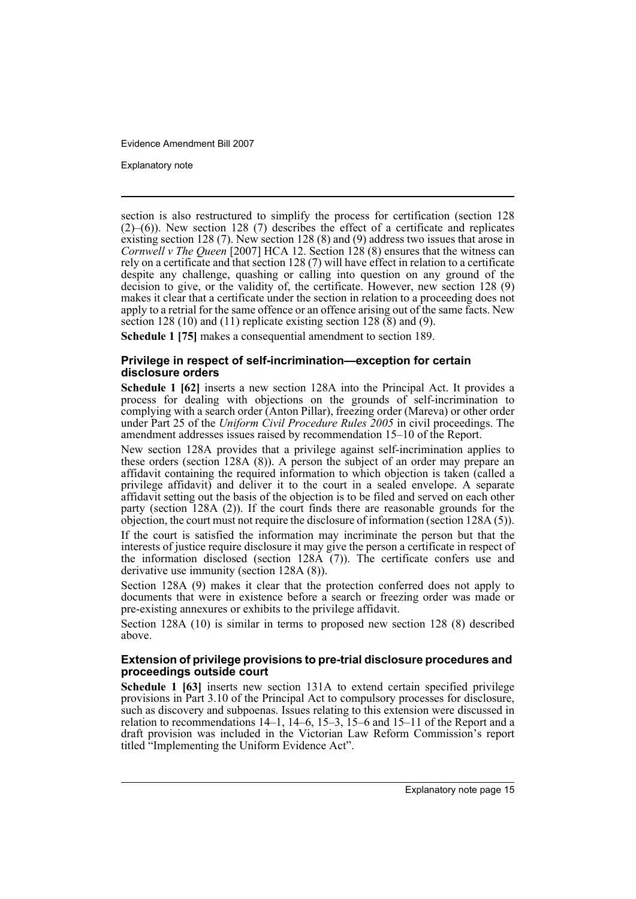section is also restructured to simplify the process for certification (section 128 (2)–(6)). New section 128 (7) describes the effect of a certificate and replicates existing section 128 (7). New section 128 (8) and (9) address two issues that arose in *Cornwell v The Queen* [2007] HCA 12. Section 128 (8) ensures that the witness can rely on a certificate and that section 128 (7) will have effect in relation to a certificate despite any challenge, quashing or calling into question on any ground of the decision to give, or the validity of, the certificate. However, new section 128 (9) makes it clear that a certificate under the section in relation to a proceeding does not apply to a retrial for the same offence or an offence arising out of the same facts. New section 128 (10) and (11) replicate existing section 128 (8) and (9).

**Schedule 1 [75]** makes a consequential amendment to section 189.

### Privilege in respect of self-incrimination—exception for certain disclosure orders

**Schedule 1 [62]** inserts a new section 128A into the Principal Act. It provides a process for dealing with objections on the grounds of self-incrimination to complying with a search order (Anton Pillar), freezing order (Mareva) or other order under Part 25 of the *Uniform Civil Procedure Rules 2005* in civil proceedings. The amendment addresses issues raised by recommendation 15–10 of the Report.

New section 128A provides that a privilege against self-incrimination applies to these orders (section 128A (8)). A person the subject of an order may prepare an affidavit containing the required information to which objection is taken (called a privilege affidavit) and deliver it to the court in a sealed envelope. A separate affidavit setting out the basis of the objection is to be filed and served on each other party (section 128A (2)). If the court finds there are reasonable grounds for the objection, the court must not require the disclosure of information (section 128A (5)).

If the court is satisfied the information may incriminate the person but that the interests of justice require disclosure it may give the person a certificate in respect of the information disclosed (section 128A (7)). The certificate confers use and derivative use immunity (section 128A (8)).

Section 128A (9) makes it clear that the protection conferred does not apply to documents that were in existence before a search or freezing order was made or pre-existing annexures or exhibits to the privilege affidavit.

Section 128A (10) is similar in terms to proposed new section 128 (8) described above.

### Extension of privilege provisions to pre-trial disclosure procedures and proceedings outside court

**Schedule 1 [63]** inserts new section 131A to extend certain specified privilege provisions in Part 3.10 of the Principal Act to compulsory processes for disclosure, such as discovery and subpoenas. Issues relating to this extension were discussed in relation to recommendations 14–1, 14–6, 15–3, 15–6 and 15–11 of the Report and a draft provision was included in the Victorian Law Reform Commission's report titled "Implementing the Uniform Evidence Act".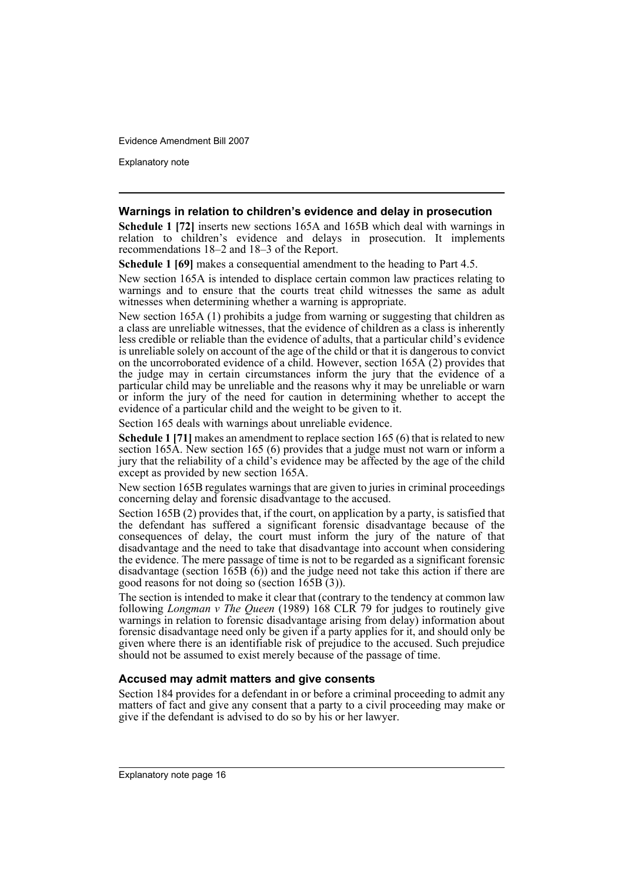### Warnings in relation to children's evidence and delay in prosecution

**Schedule 1 [72]** inserts new sections 165A and 165B which deal with warnings in relation to children's evidence and delays in prosecution. It implements recommendations 18–2 and 18–3 of the Report.

**Schedule 1 [69]** makes a consequential amendment to the heading to Part 4.5.

New section 165A is intended to displace certain common law practices relating to warnings and to ensure that the courts treat child witnesses the same as adult witnesses when determining whether a warning is appropriate.

New section 165A (1) prohibits a judge from warning or suggesting that children as a class are unreliable witnesses, that the evidence of children as a class is inherently less credible or reliable than the evidence of adults, that a particular child's evidence is unreliable solely on account of the age of the child or that it is dangerous to convict on the uncorroborated evidence of a child. However, section 165A (2) provides that the judge may in certain circumstances inform the jury that the evidence of a particular child may be unreliable and the reasons why it may be unreliable or warn or inform the jury of the need for caution in determining whether to accept the evidence of a particular child and the weight to be given to it.

Section 165 deals with warnings about unreliable evidence.

**Schedule 1 [71]** makes an amendment to replace section 165 (6) that is related to new section 165A. New section 165 (6) provides that a judge must not warn or inform a jury that the reliability of a child's evidence may be affected by the age of the child except as provided by new section 165A.

New section 165B regulates warnings that are given to juries in criminal proceedings concerning delay and forensic disadvantage to the accused.

Section 165B (2) provides that, if the court, on application by a party, is satisfied that the defendant has suffered a significant forensic disadvantage because of the consequences of delay, the court must inform the jury of the nature of that disadvantage and the need to take that disadvantage into account when considering the evidence. The mere passage of time is not to be regarded as a significant forensic disadvantage (section 165B (6)) and the judge need not take this action if there are good reasons for not doing so (section 165B (3)).

The section is intended to make it clear that (contrary to the tendency at common law following *Longman v The Queen* (1989) 168 CLR 79 for judges to routinely give warnings in relation to forensic disadvantage arising from delay) information about forensic disadvantage need only be given if a party applies for it, and should only be given where there is an identifiable risk of prejudice to the accused. Such prejudice should not be assumed to exist merely because of the passage of time.

### Accused may admit matters and give consents

Section 184 provides for a defendant in or before a criminal proceeding to admit any matters of fact and give any consent that a party to a civil proceeding may make or give if the defendant is advised to do so by his or her lawyer.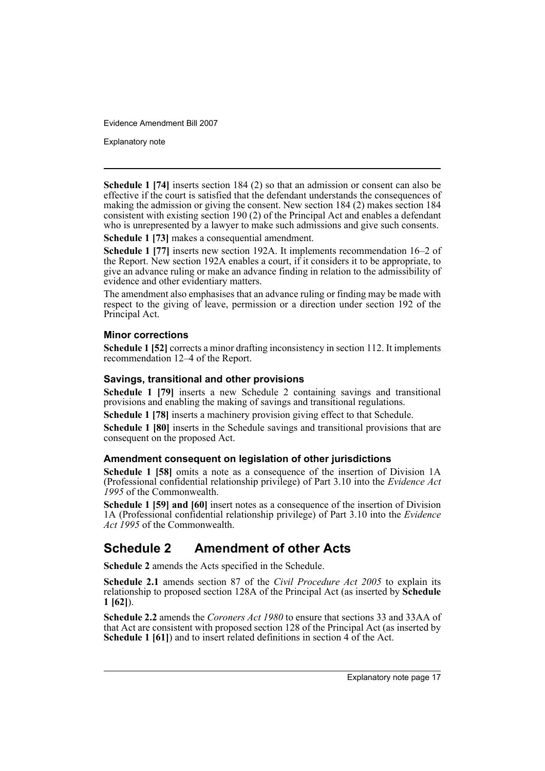**Schedule 1 [74]** inserts section 184 (2) so that an admission or consent can also be effective if the court is satisfied that the defendant understands the consequences of making the admission or giving the consent. New section 184 (2) makes section 184 consistent with existing section 190 (2) of the Principal Act and enables a defendant who is unrepresented by a lawyer to make such admissions and give such consents.

**Schedule 1 [73]** makes a consequential amendment.

**Schedule 1 [77]** inserts new section 192A. It implements recommendation 16–2 of the Report. New section 192A enables a court, if it considers it to be appropriate, to give an advance ruling or make an advance finding in relation to the admissibility of evidence and other evidentiary matters.

The amendment also emphasises that an advance ruling or finding may be made with respect to the giving of leave, permission or a direction under section 192 of the Principal Act.

### Minor corrections

**Schedule 1 [52]** corrects a minor drafting inconsistency in section 112. It implements recommendation 12–4 of the Report.

### Savings, transitional and other provisions

**Schedule 1 [79]** inserts a new Schedule 2 containing savings and transitional provisions and enabling the making of savings and transitional regulations.

**Schedule 1 [78]** inserts a machinery provision giving effect to that Schedule.

**Schedule 1 [80]** inserts in the Schedule savings and transitional provisions that are consequent on the proposed Act.

### Amendment consequent on legislation of other jurisdictions

**Schedule 1 [58]** omits a note as a consequence of the insertion of Division 1A (Professional confidential relationship privilege) of Part 3.10 into the *Evidence Act 1995* of the Commonwealth.

**Schedule 1 [59] and [60]** insert notes as a consequence of the insertion of Division 1A (Professional confidential relationship privilege) of Part 3.10 into the *Evidence Act 1995* of the Commonwealth.

## Schedule 2 Amendment of other Acts

**Schedule 2** amends the Acts specified in the Schedule.

**Schedule 2.1** amends section 87 of the *Civil Procedure Act 2005* to explain its relationship to proposed section 128A of the Principal Act (as inserted by **Schedule 1 [62]**).

**Schedule 2.2** amends the *Coroners Act 1980* to ensure that sections 33 and 33AA of that Act are consistent with proposed section 128 of the Principal Act (as inserted by **Schedule 1 [61]**) and to insert related definitions in section 4 of the Act.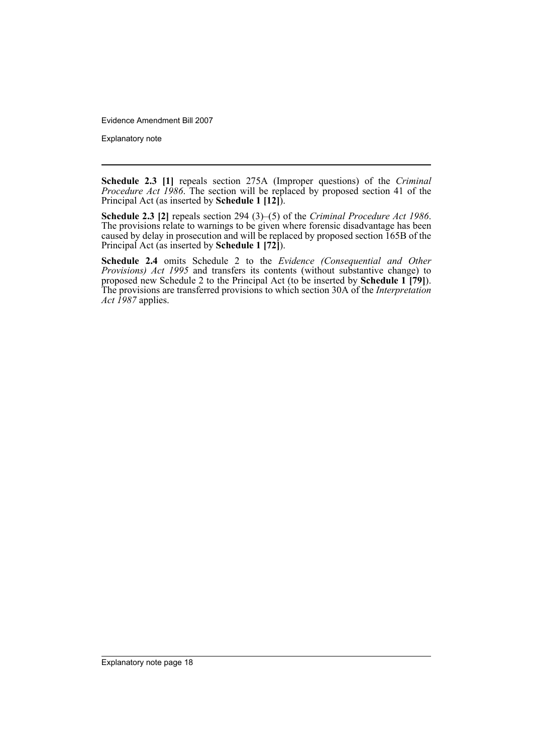**Schedule 2.3 [1]** repeals section 275A (Improper questions) of the *Criminal Procedure Act 1986*. The section will be replaced by proposed section 41 of the Principal Act (as inserted by **Schedule 1 [12]**).

**Schedule 2.3 [2]** repeals section 294 (3)–(5) of the *Criminal Procedure Act 1986*. The provisions relate to warnings to be given where forensic disadvantage has been caused by delay in prosecution and will be replaced by proposed section 165B of the Principal Act (as inserted by **Schedule 1 [72]**).

**Schedule 2.4** omits Schedule 2 to the *Evidence (Consequential and Other Provisions) Act 1995* and transfers its contents (without substantive change) to proposed new Schedule 2 to the Principal Act (to be inserted by **Schedule 1 [79]**). The provisions are transferred provisions to which section 30A of the *Interpretation Act 1987* applies.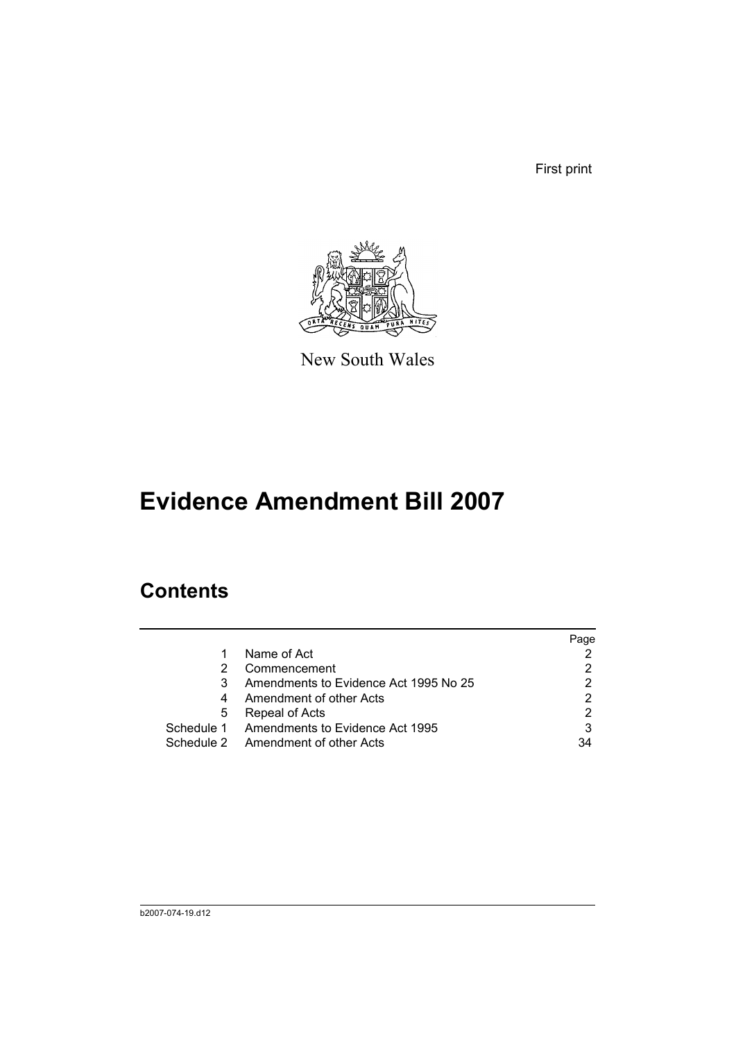First print

New South Wales

# Evidence Amendment Bill 2007

## Contents

| | | Page |
|---|---|---|
| 1 | Name of Act | 2 |
| 2 | Commencement | 2 |
| 3 | Amendments to Evidence Act 1995 No 25 | 2 |
| 4 | Amendment of other Acts | 2 |
| 5 | Repeal of Acts | 2 |
| Schedule 1 | Amendments to Evidence Act 1995 | 3 |
| Schedule 2 | Amendment of other Acts | 34 |

b2007-074-19.d12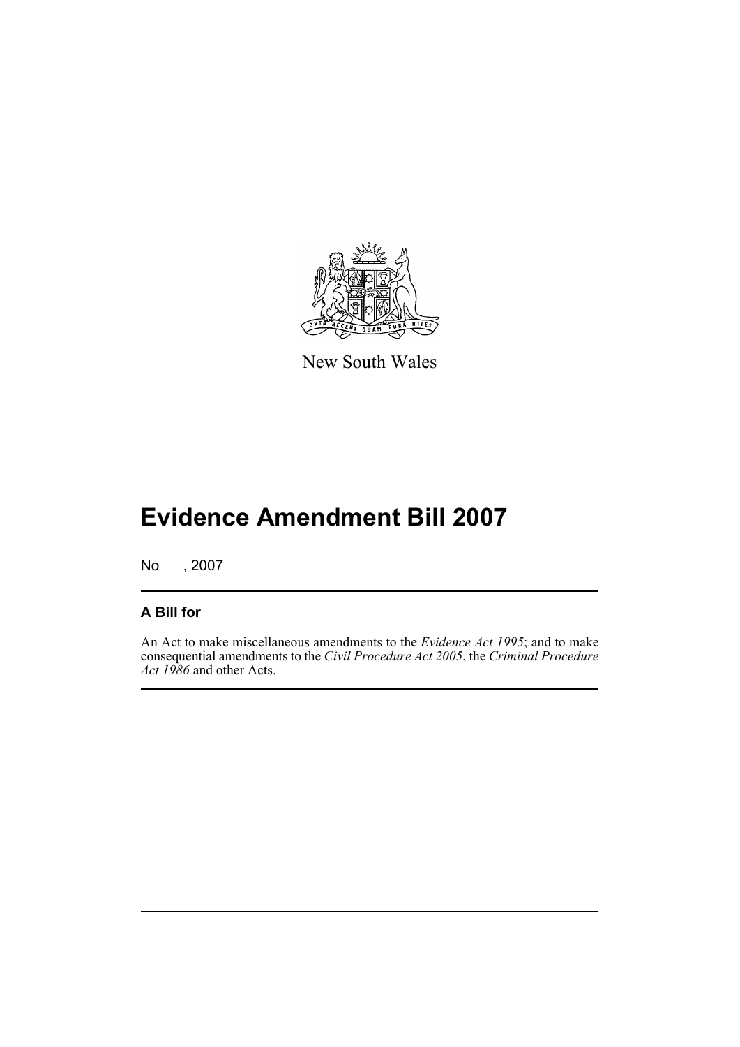New South Wales

# Evidence Amendment Bill 2007

No , 2007

## A Bill for

An Act to make miscellaneous amendments to the *Evidence Act 1995*; and to make consequential amendments to the *Civil Procedure Act 2005*, the *Criminal Procedure Act 1986* and other Acts.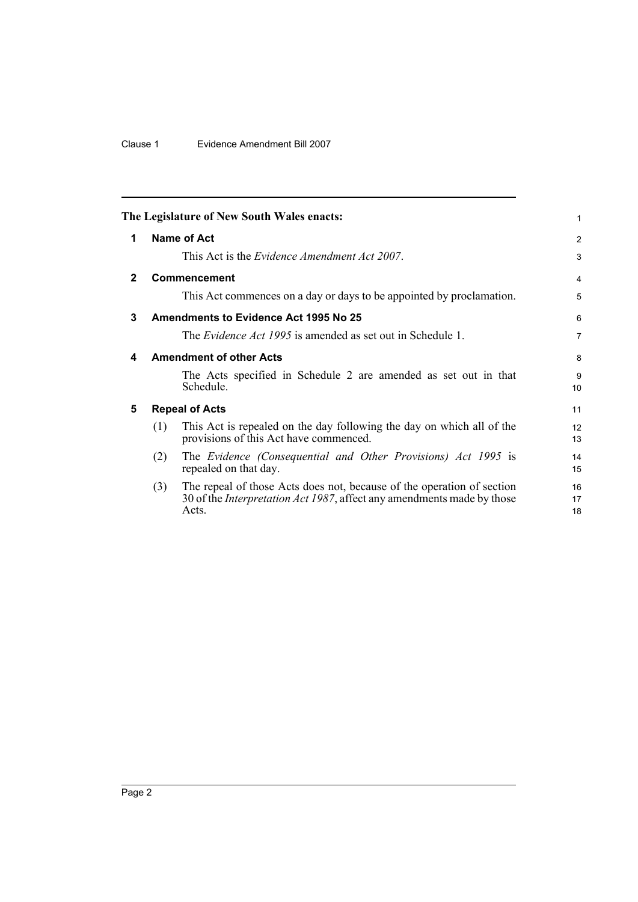**The Legislature of New South Wales enacts:**

## 1 Name of Act

This Act is the *Evidence Amendment Act 2007*.

## 2 Commencement

This Act commences on a day or days to be appointed by proclamation.

## 3 Amendments to Evidence Act 1995 No 25

The *Evidence Act 1995* is amended as set out in Schedule 1.

## 4 Amendment of other Acts

The Acts specified in Schedule 2 are amended as set out in that Schedule.

## 5 Repeal of Acts

(1) This Act is repealed on the day following the day on which all of the provisions of this Act have commenced.

(2) The *Evidence (Consequential and Other Provisions) Act 1995* is repealed on that day.

(3) The repeal of those Acts does not, because of the operation of section 30 of the *Interpretation Act 1987*, affect any amendments made by those Acts.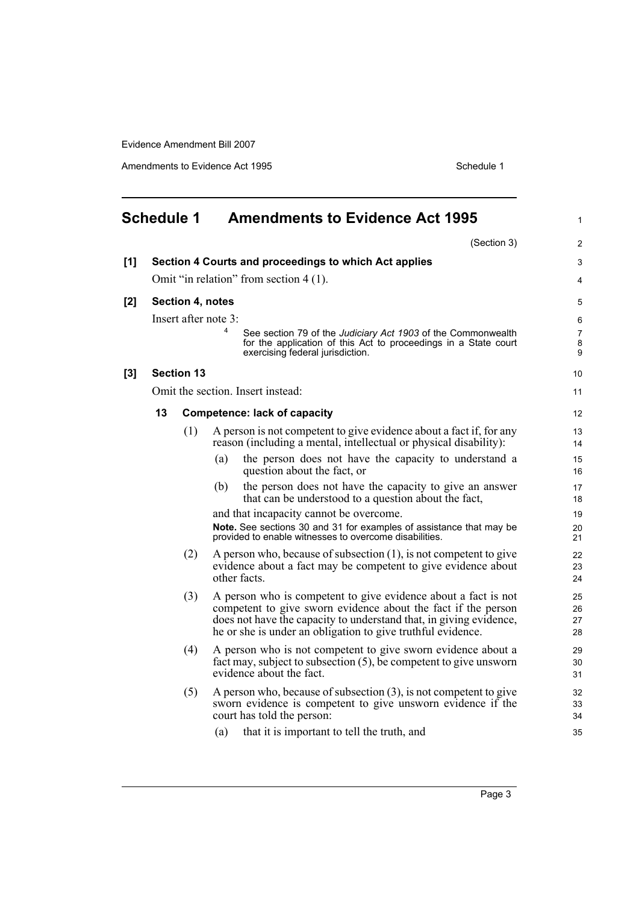# Schedule 1 Amendments to Evidence Act 1995

(Section 3)

**[1] Section 4 Courts and proceedings to which Act applies**

Omit "in relation" from section 4 (1).

**[2] Section 4, notes**

Insert after note 3:

4 See section 79 of the *Judiciary Act 1903* of the Commonwealth for the application of this Act to proceedings in a State court exercising federal jurisdiction.

**[3] Section 13**

Omit the section. Insert instead:

**13 Competence: lack of capacity**

(1) A person is not competent to give evidence about a fact if, for any reason (including a mental, intellectual or physical disability):

(a) the person does not have the capacity to understand a question about the fact, or

(b) the person does not have the capacity to give an answer that can be understood to a question about the fact,

and that incapacity cannot be overcome.

**Note.** See sections 30 and 31 for examples of assistance that may be provided to enable witnesses to overcome disabilities.

(2) A person who, because of subsection (1), is not competent to give evidence about a fact may be competent to give evidence about other facts.

(3) A person who is competent to give evidence about a fact is not competent to give sworn evidence about the fact if the person does not have the capacity to understand that, in giving evidence, he or she is under an obligation to give truthful evidence.

(4) A person who is not competent to give sworn evidence about a fact may, subject to subsection (5), be competent to give unsworn evidence about the fact.

(5) A person who, because of subsection (3), is not competent to give sworn evidence is competent to give unsworn evidence if the court has told the person:

(a) that it is important to tell the truth, and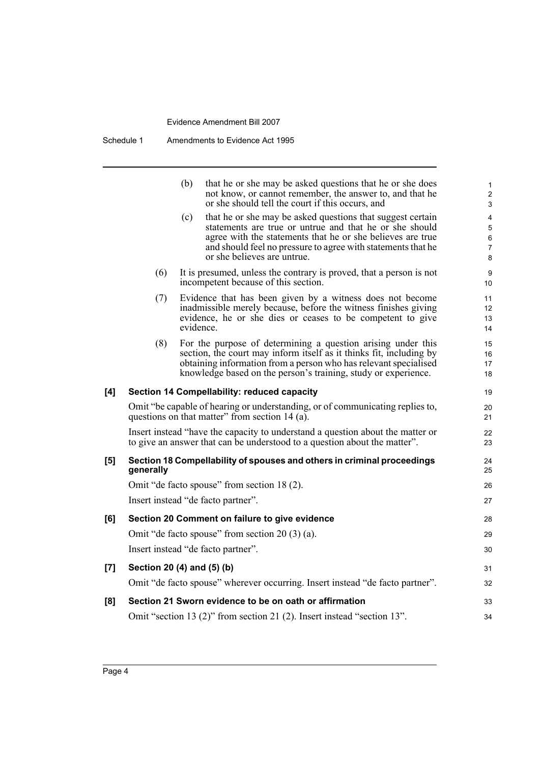(b) that he or she may be asked questions that he or she does not know, or cannot remember, the answer to, and that he or she should tell the court if this occurs, and

(c) that he or she may be asked questions that suggest certain statements are true or untrue and that he or she should agree with the statements that he or she believes are true and should feel no pressure to agree with statements that he or she believes are untrue.

(6) It is presumed, unless the contrary is proved, that a person is not incompetent because of this section.

(7) Evidence that has been given by a witness does not become inadmissible merely because, before the witness finishes giving evidence, he or she dies or ceases to be competent to give evidence.

(8) For the purpose of determining a question arising under this section, the court may inform itself as it thinks fit, including by obtaining information from a person who has relevant specialised knowledge based on the person's training, study or experience.

**[4] Section 14 Compellability: reduced capacity**

Omit "be capable of hearing or understanding, or of communicating replies to, questions on that matter" from section 14 (a).

Insert instead "have the capacity to understand a question about the matter or to give an answer that can be understood to a question about the matter".

**[5] Section 18 Compellability of spouses and others in criminal proceedings generally**

Omit "de facto spouse" from section 18 (2).

Insert instead "de facto partner".

**[6] Section 20 Comment on failure to give evidence**

Omit "de facto spouse" from section 20 (3) (a).

Insert instead "de facto partner".

**[7] Section 20 (4) and (5) (b)**

Omit "de facto spouse" wherever occurring. Insert instead "de facto partner".

**[8] Section 21 Sworn evidence to be on oath or affirmation**

Omit "section 13 (2)" from section 21 (2). Insert instead "section 13".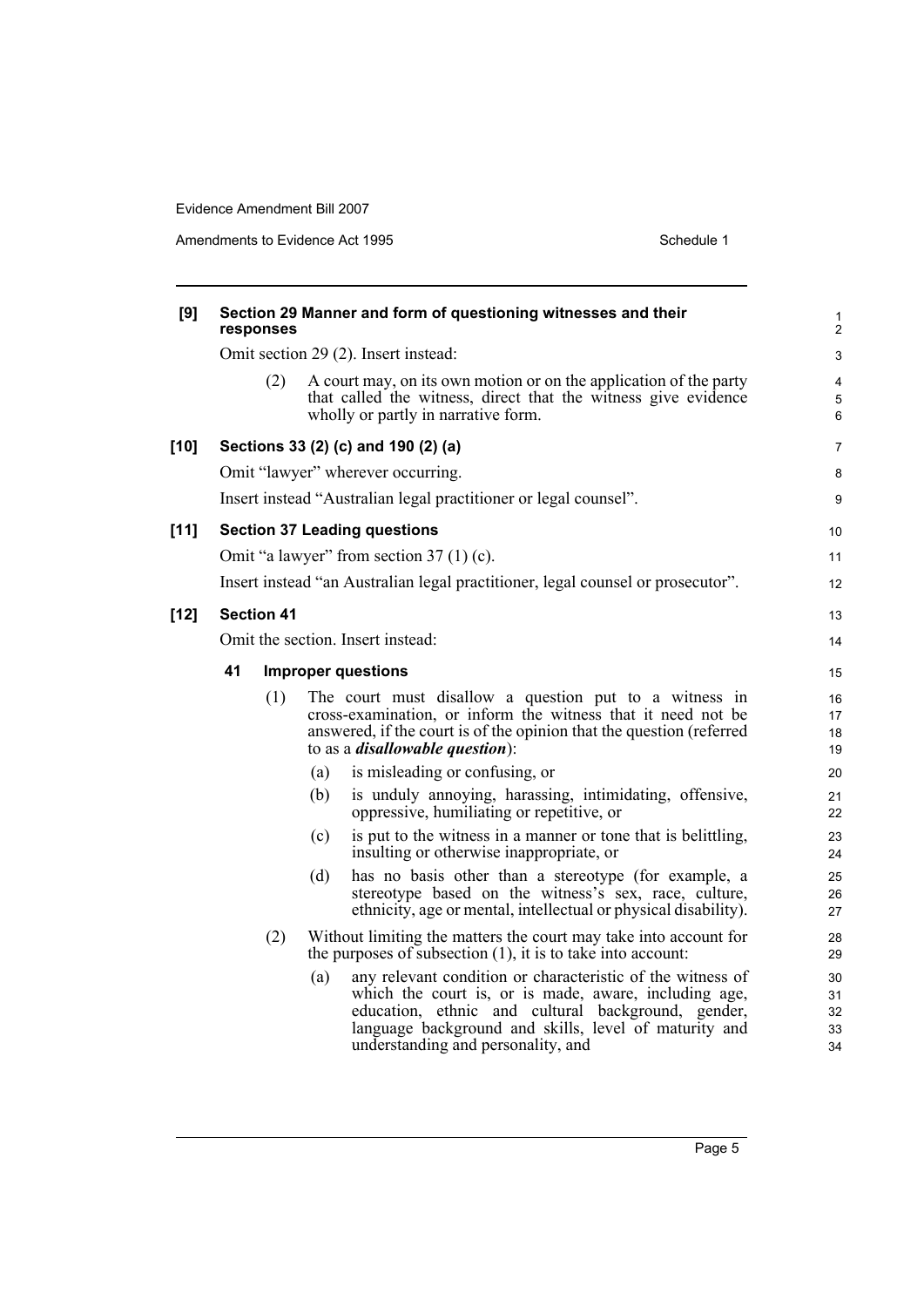**[9] Section 29 Manner and form of questioning witnesses and their responses**

Omit section 29 (2). Insert instead:

(2) A court may, on its own motion or on the application of the party that called the witness, direct that the witness give evidence wholly or partly in narrative form.

**[10] Sections 33 (2) (c) and 190 (2) (a)**

Omit "lawyer" wherever occurring.

Insert instead "Australian legal practitioner or legal counsel".

**[11] Section 37 Leading questions**

Omit "a lawyer" from section 37 (1) (c).

Insert instead "an Australian legal practitioner, legal counsel or prosecutor".

**[12] Section 41**

Omit the section. Insert instead:

**41 Improper questions**

(1) The court must disallow a question put to a witness in cross-examination, or inform the witness that it need not be answered, if the court is of the opinion that the question (referred to as a ***disallowable question***):

(a) is misleading or confusing, or

(b) is unduly annoying, harassing, intimidating, offensive, oppressive, humiliating or repetitive, or

(c) is put to the witness in a manner or tone that is belittling, insulting or otherwise inappropriate, or

(d) has no basis other than a stereotype (for example, a stereotype based on the witness's sex, race, culture, ethnicity, age or mental, intellectual or physical disability).

(2) Without limiting the matters the court may take into account for the purposes of subsection (1), it is to take into account:

(a) any relevant condition or characteristic of the witness of which the court is, or is made, aware, including age, education, ethnic and cultural background, gender, language background and skills, level of maturity and understanding and personality, and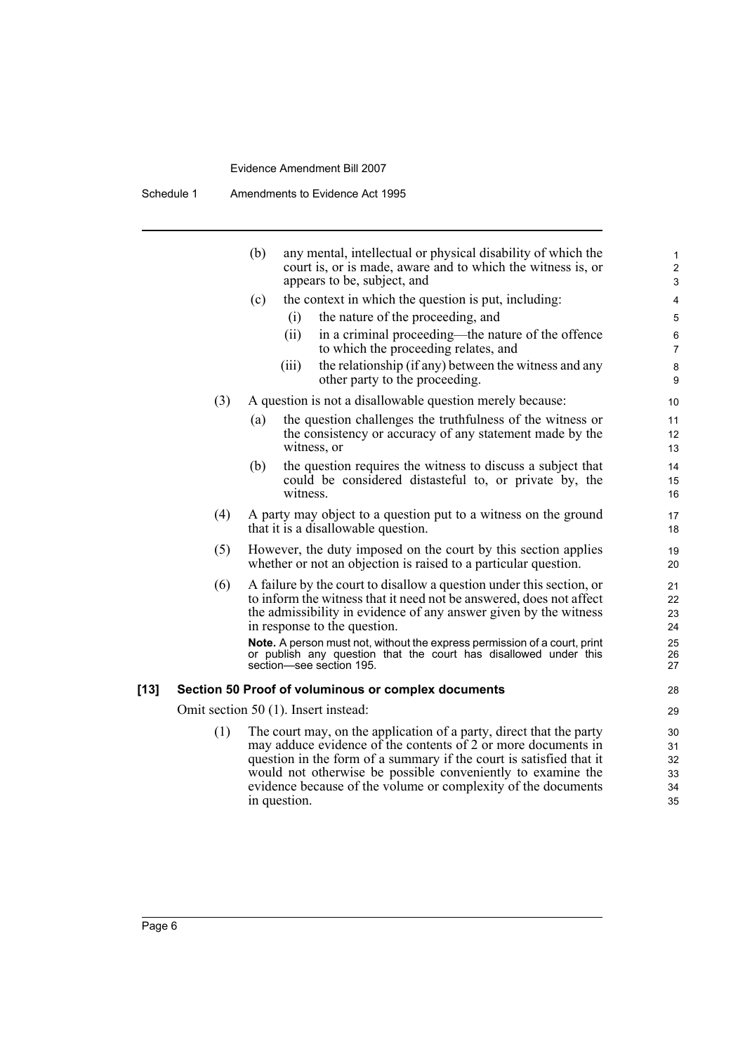(b) any mental, intellectual or physical disability of which the court is, or is made, aware and to which the witness is, or appears to be, subject, and

(c) the context in which the question is put, including:

(i) the nature of the proceeding, and

(ii) in a criminal proceeding—the nature of the offence to which the proceeding relates, and

(iii) the relationship (if any) between the witness and any other party to the proceeding.

(3) A question is not a disallowable question merely because:

(a) the question challenges the truthfulness of the witness or the consistency or accuracy of any statement made by the witness, or

(b) the question requires the witness to discuss a subject that could be considered distasteful to, or private by, the witness.

(4) A party may object to a question put to a witness on the ground that it is a disallowable question.

(5) However, the duty imposed on the court by this section applies whether or not an objection is raised to a particular question.

(6) A failure by the court to disallow a question under this section, or to inform the witness that it need not be answered, does not affect the admissibility in evidence of any answer given by the witness in response to the question.

**Note.** A person must not, without the express permission of a court, print or publish any question that the court has disallowed under this section—see section 195.

### [13] Section 50 Proof of voluminous or complex documents

Omit section 50 (1). Insert instead:

(1) The court may, on the application of a party, direct that the party may adduce evidence of the contents of 2 or more documents in question in the form of a summary if the court is satisfied that it would not otherwise be possible conveniently to examine the evidence because of the volume or complexity of the documents in question.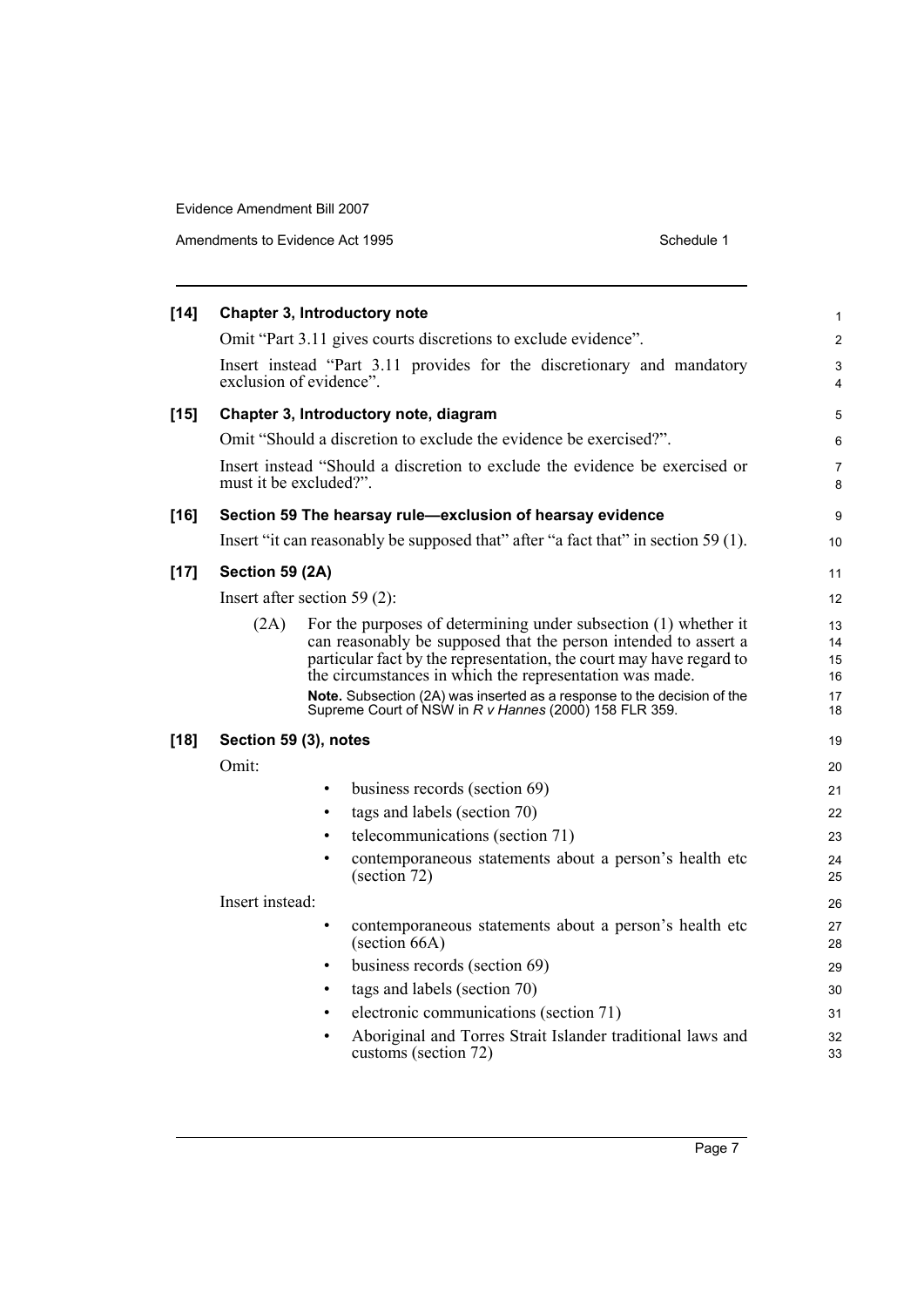**[14] Chapter 3, Introductory note**

Omit "Part 3.11 gives courts discretions to exclude evidence".

Insert instead "Part 3.11 provides for the discretionary and mandatory exclusion of evidence".

**[15] Chapter 3, Introductory note, diagram**

Omit "Should a discretion to exclude the evidence be exercised?".

Insert instead "Should a discretion to exclude the evidence be exercised or must it be excluded?".

**[16] Section 59 The hearsay rule—exclusion of hearsay evidence**

Insert "it can reasonably be supposed that" after "a fact that" in section 59 (1).

**[17] Section 59 (2A)**

Insert after section 59 (2):

(2A) For the purposes of determining under subsection (1) whether it can reasonably be supposed that the person intended to assert a particular fact by the representation, the court may have regard to the circumstances in which the representation was made.

**Note.** Subsection (2A) was inserted as a response to the decision of the Supreme Court of NSW in *R v Hannes* (2000) 158 FLR 359.

**[18] Section 59 (3), notes**

Omit:

- business records (section 69)
- tags and labels (section 70)
- telecommunications (section 71)
- contemporaneous statements about a person's health etc (section 72)

Insert instead:

- contemporaneous statements about a person's health etc (section 66A)
- business records (section 69)
- tags and labels (section 70)
- electronic communications (section 71)
- Aboriginal and Torres Strait Islander traditional laws and customs (section 72)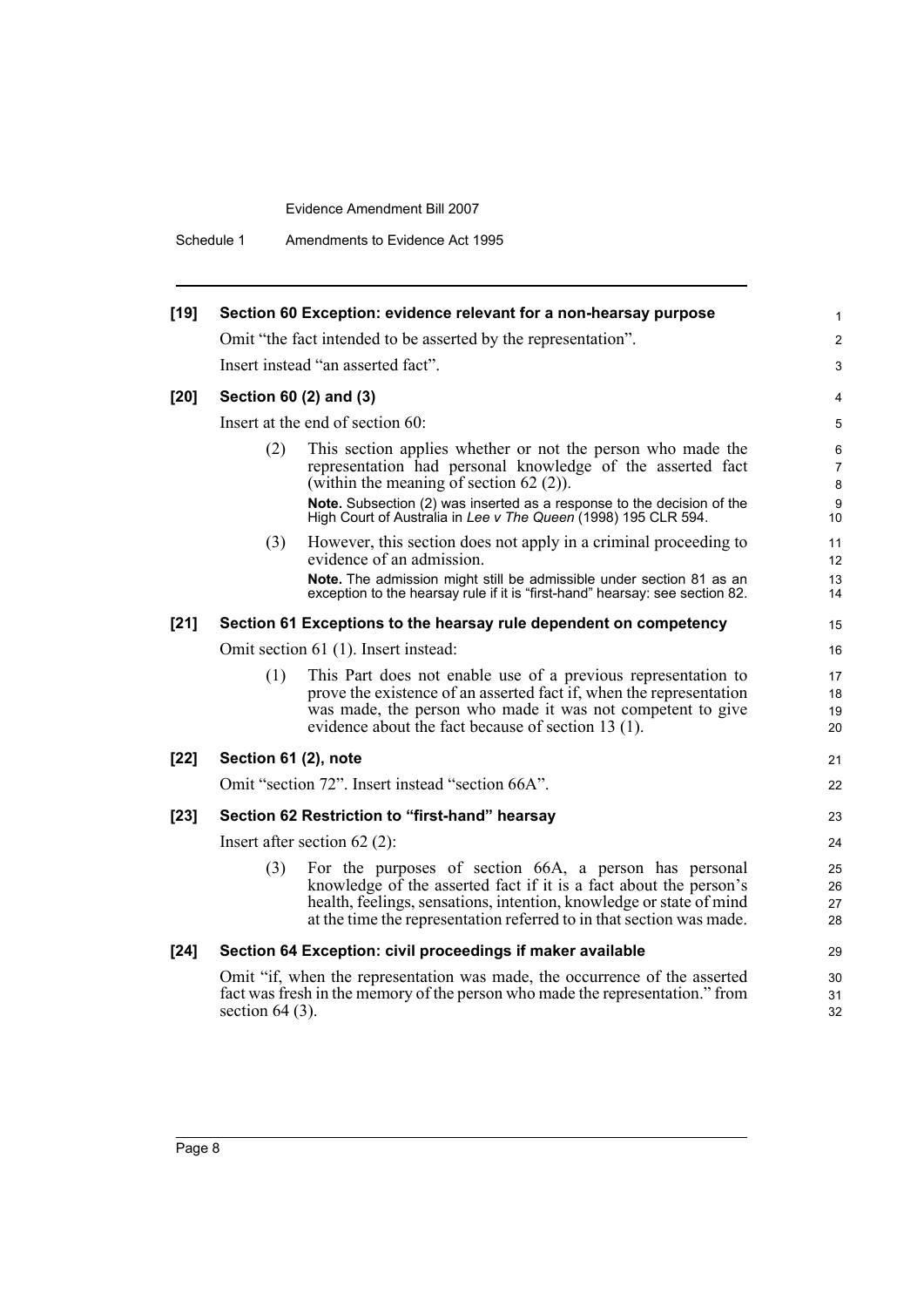**[19] Section 60 Exception: evidence relevant for a non-hearsay purpose**

Omit "the fact intended to be asserted by the representation".

Insert instead "an asserted fact".

**[20] Section 60 (2) and (3)**

Insert at the end of section 60:

(2) This section applies whether or not the person who made the representation had personal knowledge of the asserted fact (within the meaning of section 62 (2)).

**Note.** Subsection (2) was inserted as a response to the decision of the High Court of Australia in *Lee v The Queen* (1998) 195 CLR 594.

(3) However, this section does not apply in a criminal proceeding to evidence of an admission.

**Note.** The admission might still be admissible under section 81 as an exception to the hearsay rule if it is "first-hand" hearsay: see section 82.

**[21] Section 61 Exceptions to the hearsay rule dependent on competency**

Omit section 61 (1). Insert instead:

(1) This Part does not enable use of a previous representation to prove the existence of an asserted fact if, when the representation was made, the person who made it was not competent to give evidence about the fact because of section 13 (1).

**[22] Section 61 (2), note**

Omit "section 72". Insert instead "section 66A".

**[23] Section 62 Restriction to "first-hand" hearsay**

Insert after section 62 (2):

(3) For the purposes of section 66A, a person has personal knowledge of the asserted fact if it is a fact about the person's health, feelings, sensations, intention, knowledge or state of mind at the time the representation referred to in that section was made.

**[24] Section 64 Exception: civil proceedings if maker available**

Omit "if, when the representation was made, the occurrence of the asserted fact was fresh in the memory of the person who made the representation." from section 64 (3).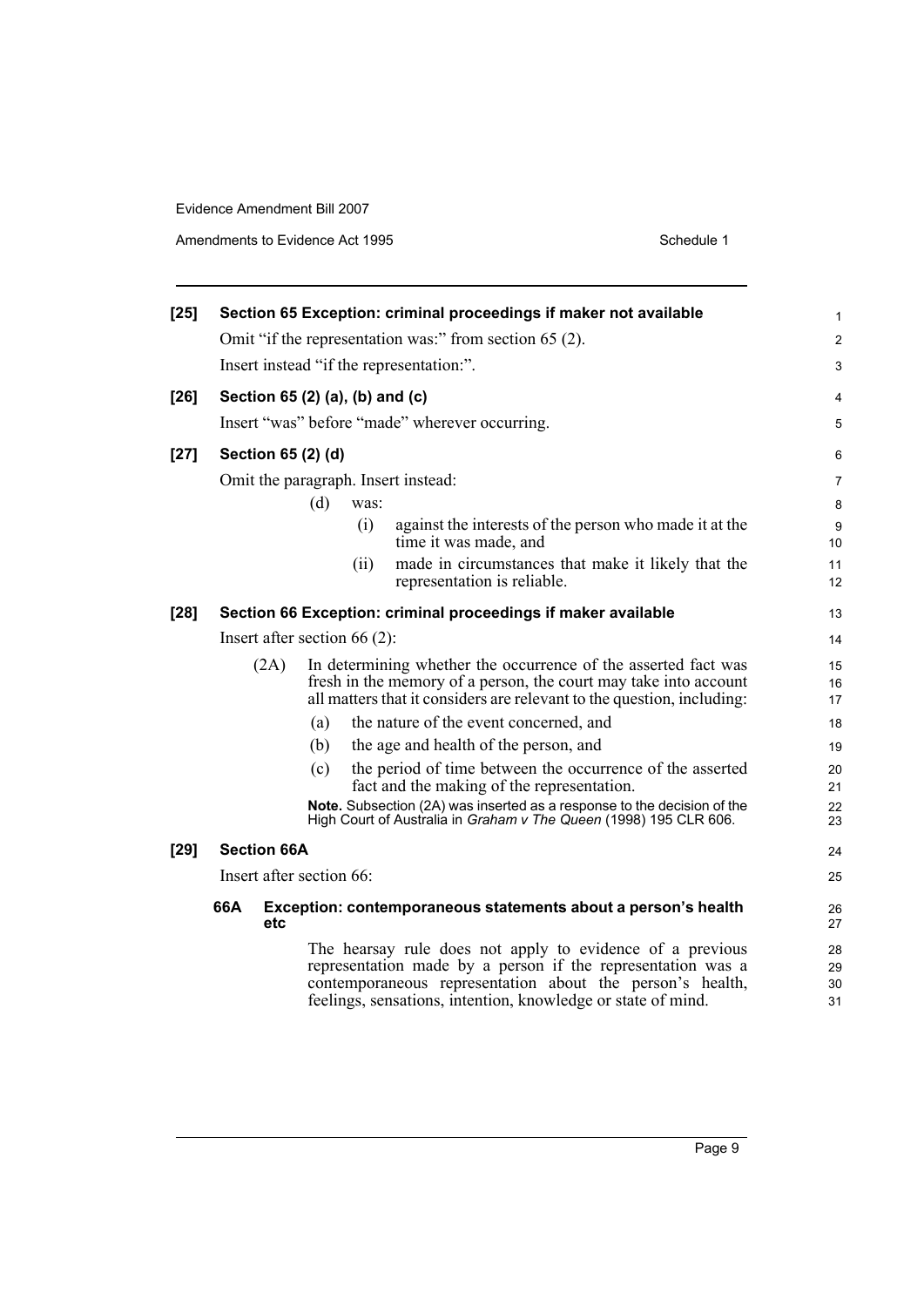**[25] Section 65 Exception: criminal proceedings if maker not available**

Omit "if the representation was:" from section 65 (2).

Insert instead "if the representation:".

**[26] Section 65 (2) (a), (b) and (c)**

Insert "was" before "made" wherever occurring.

**[27] Section 65 (2) (d)**

Omit the paragraph. Insert instead:

(d) was:

(i) against the interests of the person who made it at the time it was made, and

(ii) made in circumstances that make it likely that the representation is reliable.

**[28] Section 66 Exception: criminal proceedings if maker available**

Insert after section 66 (2):

(2A) In determining whether the occurrence of the asserted fact was fresh in the memory of a person, the court may take into account all matters that it considers are relevant to the question, including:

(a) the nature of the event concerned, and

(b) the age and health of the person, and

(c) the period of time between the occurrence of the asserted fact and the making of the representation.

**Note.** Subsection (2A) was inserted as a response to the decision of the High Court of Australia in *Graham v The Queen* (1998) 195 CLR 606.

**[29] Section 66A**

Insert after section 66:

**66A Exception: contemporaneous statements about a person's health etc**

The hearsay rule does not apply to evidence of a previous representation made by a person if the representation was a contemporaneous representation about the person's health, feelings, sensations, intention, knowledge or state of mind.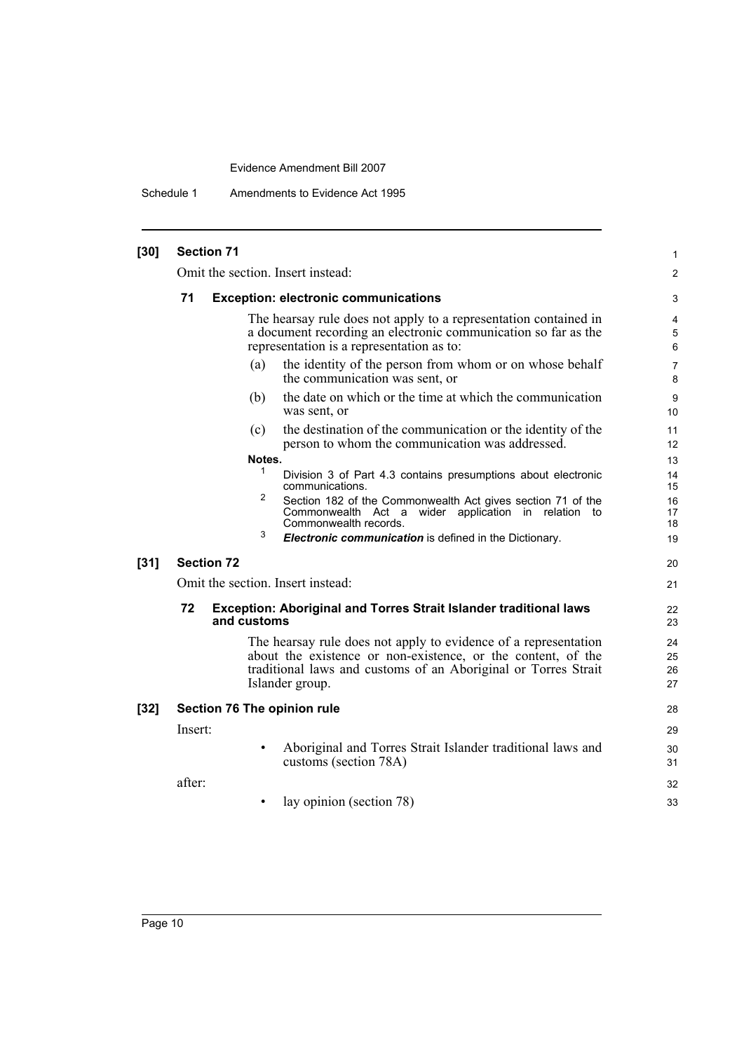**[30] Section 71**

Omit the section. Insert instead:

**71 Exception: electronic communications**

The hearsay rule does not apply to a representation contained in a document recording an electronic communication so far as the representation is a representation as to:

(a) the identity of the person from whom or on whose behalf the communication was sent, or

(b) the date on which or the time at which the communication was sent, or

(c) the destination of the communication or the identity of the person to whom the communication was addressed.

**Notes.**

1 Division 3 of Part 4.3 contains presumptions about electronic communications.

2 Section 182 of the Commonwealth Act gives section 71 of the Commonwealth Act a wider application in relation to Commonwealth records.

3 ***Electronic communication*** is defined in the Dictionary.

**[31] Section 72**

Omit the section. Insert instead:

**72 Exception: Aboriginal and Torres Strait Islander traditional laws and customs**

The hearsay rule does not apply to evidence of a representation about the existence or non-existence, or the content, of the traditional laws and customs of an Aboriginal or Torres Strait Islander group.

**[32] Section 76 The opinion rule**

Insert:

- Aboriginal and Torres Strait Islander traditional laws and customs (section 78A)

after:

- lay opinion (section 78)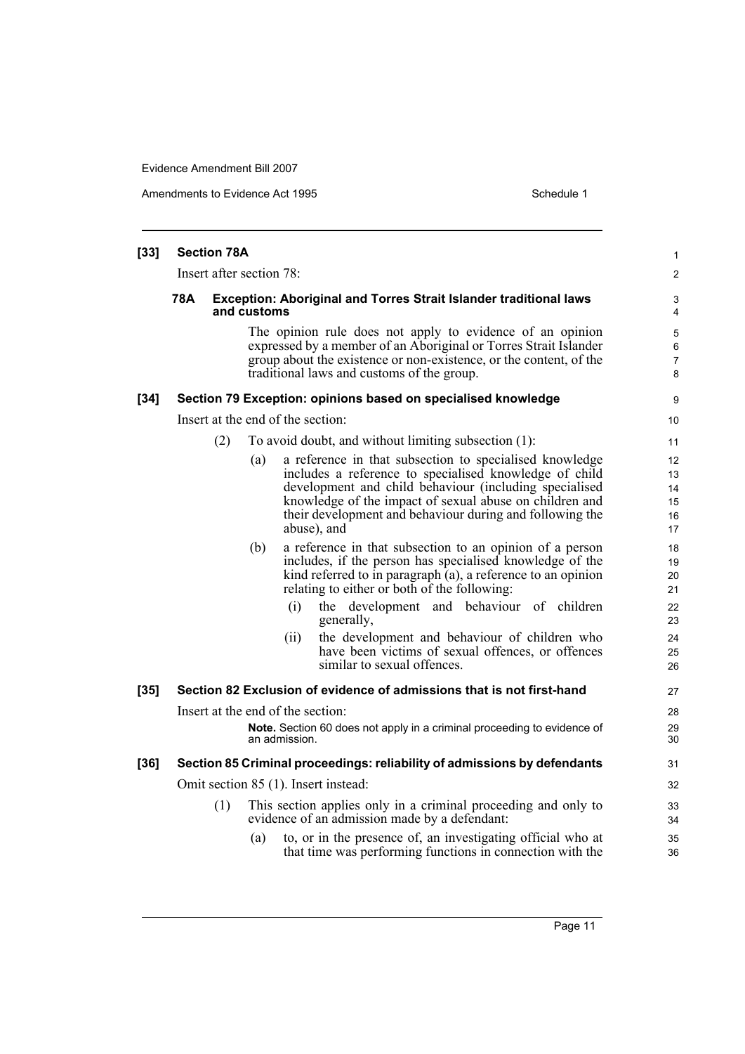**[33] Section 78A**

Insert after section 78:

**78A Exception: Aboriginal and Torres Strait Islander traditional laws and customs**

The opinion rule does not apply to evidence of an opinion expressed by a member of an Aboriginal or Torres Strait Islander group about the existence or non-existence, or the content, of the traditional laws and customs of the group.

**[34] Section 79 Exception: opinions based on specialised knowledge**

Insert at the end of the section:

(2) To avoid doubt, and without limiting subsection (1):

(a) a reference in that subsection to specialised knowledge includes a reference to specialised knowledge of child development and child behaviour (including specialised knowledge of the impact of sexual abuse on children and their development and behaviour during and following the abuse), and

(b) a reference in that subsection to an opinion of a person includes, if the person has specialised knowledge of the kind referred to in paragraph (a), a reference to an opinion relating to either or both of the following:

(i) the development and behaviour of children generally,

(ii) the development and behaviour of children who have been victims of sexual offences, or offences similar to sexual offences.

**[35] Section 82 Exclusion of evidence of admissions that is not first-hand**

Insert at the end of the section:

**Note.** Section 60 does not apply in a criminal proceeding to evidence of an admission.

**[36] Section 85 Criminal proceedings: reliability of admissions by defendants**

Omit section 85 (1). Insert instead:

(1) This section applies only in a criminal proceeding and only to evidence of an admission made by a defendant:

(a) to, or in the presence of, an investigating official who at that time was performing functions in connection with the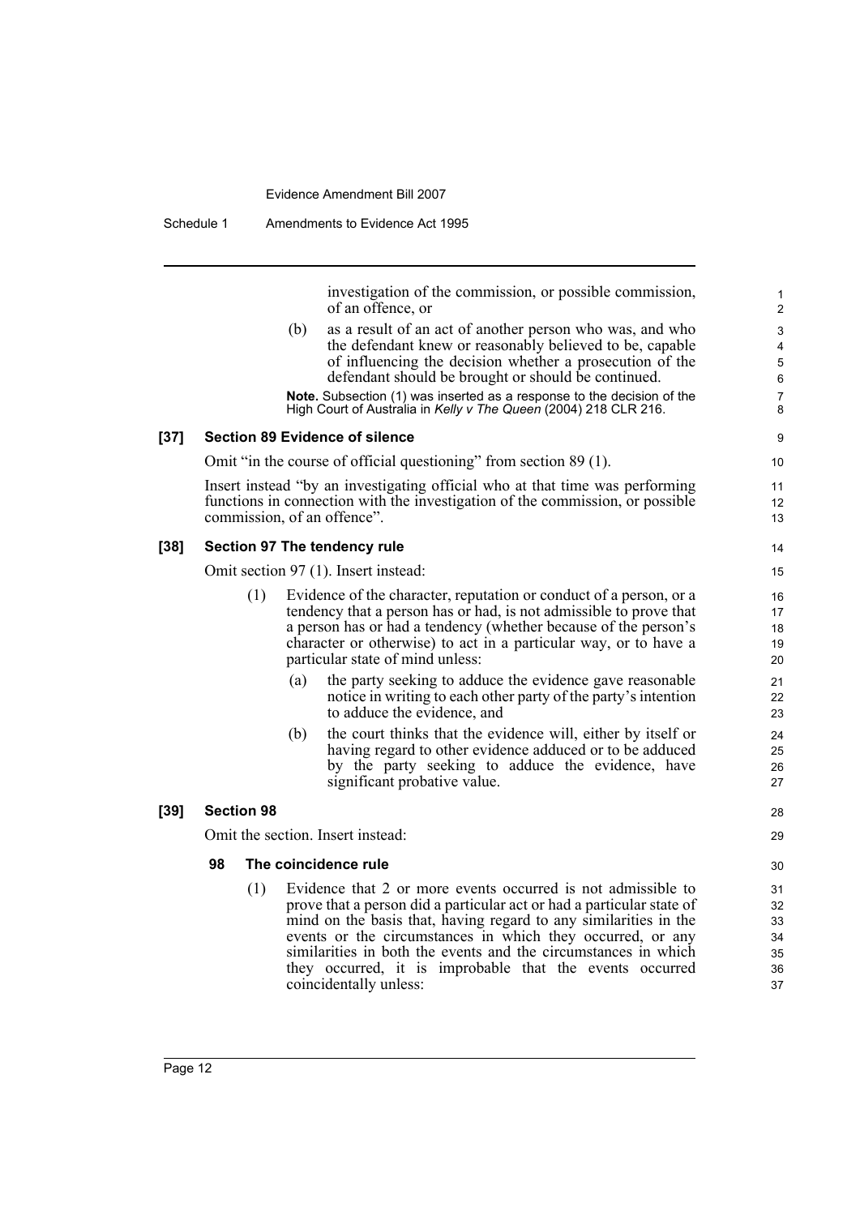investigation of the commission, or possible commission, of an offence, or

(b) as a result of an act of another person who was, and who the defendant knew or reasonably believed to be, capable of influencing the decision whether a prosecution of the defendant should be brought or should be continued.

**Note.** Subsection (1) was inserted as a response to the decision of the High Court of Australia in *Kelly v The Queen* (2004) 218 CLR 216.

**[37] Section 89 Evidence of silence**

Omit "in the course of official questioning" from section 89 (1).

Insert instead "by an investigating official who at that time was performing functions in connection with the investigation of the commission, or possible commission, of an offence".

**[38] Section 97 The tendency rule**

Omit section 97 (1). Insert instead:

(1) Evidence of the character, reputation or conduct of a person, or a tendency that a person has or had, is not admissible to prove that a person has or had a tendency (whether because of the person's character or otherwise) to act in a particular way, or to have a particular state of mind unless:

(a) the party seeking to adduce the evidence gave reasonable notice in writing to each other party of the party's intention to adduce the evidence, and

(b) the court thinks that the evidence will, either by itself or having regard to other evidence adduced or to be adduced by the party seeking to adduce the evidence, have significant probative value.

**[39] Section 98**

Omit the section. Insert instead:

**98 The coincidence rule**

(1) Evidence that 2 or more events occurred is not admissible to prove that a person did a particular act or had a particular state of mind on the basis that, having regard to any similarities in the events or the circumstances in which they occurred, or any similarities in both the events and the circumstances in which they occurred, it is improbable that the events occurred coincidentally unless: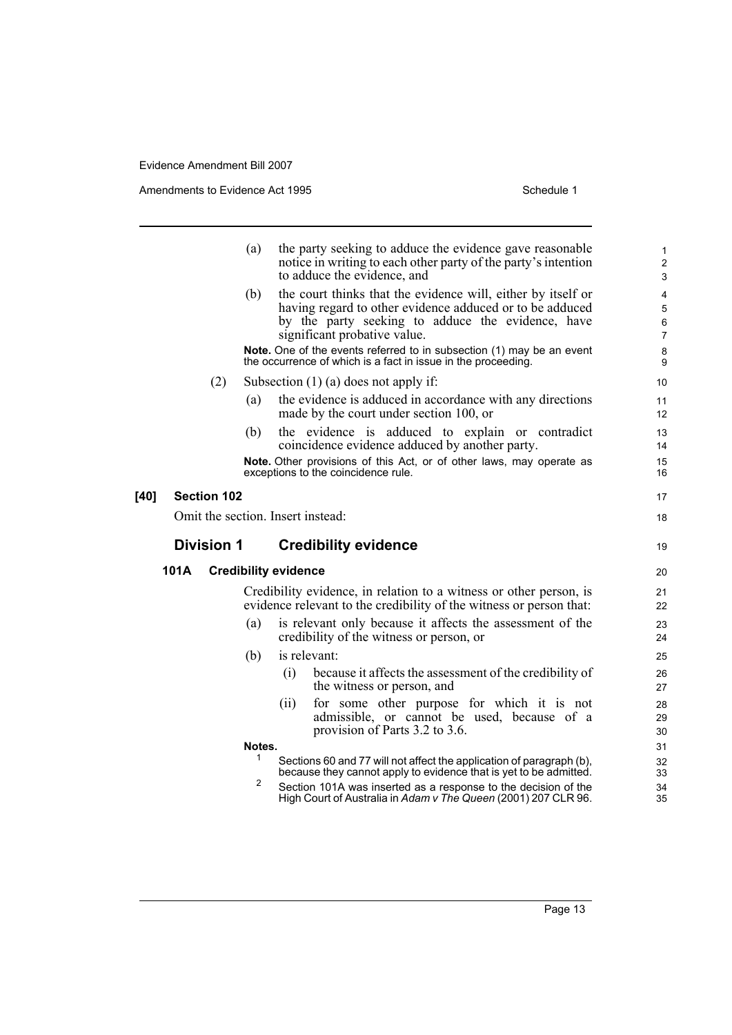(a) the party seeking to adduce the evidence gave reasonable notice in writing to each other party of the party's intention to adduce the evidence, and

(b) the court thinks that the evidence will, either by itself or having regard to other evidence adduced or to be adduced by the party seeking to adduce the evidence, have significant probative value.

**Note.** One of the events referred to in subsection (1) may be an event the occurrence of which is a fact in issue in the proceeding.

(2) Subsection (1) (a) does not apply if:

(a) the evidence is adduced in accordance with any directions made by the court under section 100, or

(b) the evidence is adduced to explain or contradict coincidence evidence adduced by another party.

**Note.** Other provisions of this Act, or of other laws, may operate as exceptions to the coincidence rule.

**[40] Section 102**

Omit the section. Insert instead:

## Division 1 Credibility evidence

### 101A Credibility evidence

Credibility evidence, in relation to a witness or other person, is evidence relevant to the credibility of the witness or person that:

(a) is relevant only because it affects the assessment of the credibility of the witness or person, or

(b) is relevant:

(i) because it affects the assessment of the credibility of the witness or person, and

(ii) for some other purpose for which it is not admissible, or cannot be used, because of a provision of Parts 3.2 to 3.6.

**Notes.**

1 Sections 60 and 77 will not affect the application of paragraph (b), because they cannot apply to evidence that is yet to be admitted.

2 Section 101A was inserted as a response to the decision of the High Court of Australia in *Adam v The Queen* (2001) 207 CLR 96.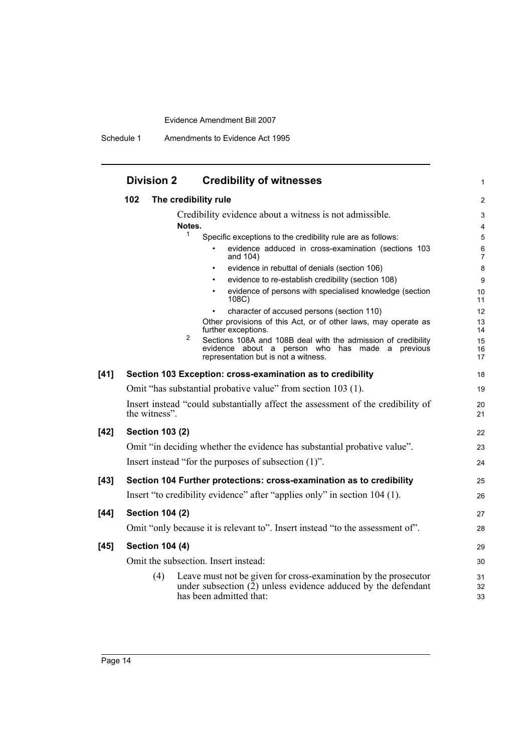## Division 2 Credibility of witnesses

### 102 The credibility rule

Credibility evidence about a witness is not admissible.

**Notes.**

1 Specific exceptions to the credibility rule are as follows:

- evidence adduced in cross-examination (sections 103 and 104)
- evidence in rebuttal of denials (section 106)
- evidence to re-establish credibility (section 108)
- evidence of persons with specialised knowledge (section 108C)
- character of accused persons (section 110)

Other provisions of this Act, or of other laws, may operate as further exceptions.

2 Sections 108A and 108B deal with the admission of credibility evidence about a person who has made a previous representation but is not a witness.

**[41] Section 103 Exception: cross-examination as to credibility**

Omit "has substantial probative value" from section 103 (1).

Insert instead "could substantially affect the assessment of the credibility of the witness".

**[42] Section 103 (2)**

Omit "in deciding whether the evidence has substantial probative value".

Insert instead "for the purposes of subsection (1)".

**[43] Section 104 Further protections: cross-examination as to credibility**

Insert "to credibility evidence" after "applies only" in section 104 (1).

**[44] Section 104 (2)**

Omit "only because it is relevant to". Insert instead "to the assessment of".

**[45] Section 104 (4)**

Omit the subsection. Insert instead:

(4) Leave must not be given for cross-examination by the prosecutor under subsection (2) unless evidence adduced by the defendant has been admitted that: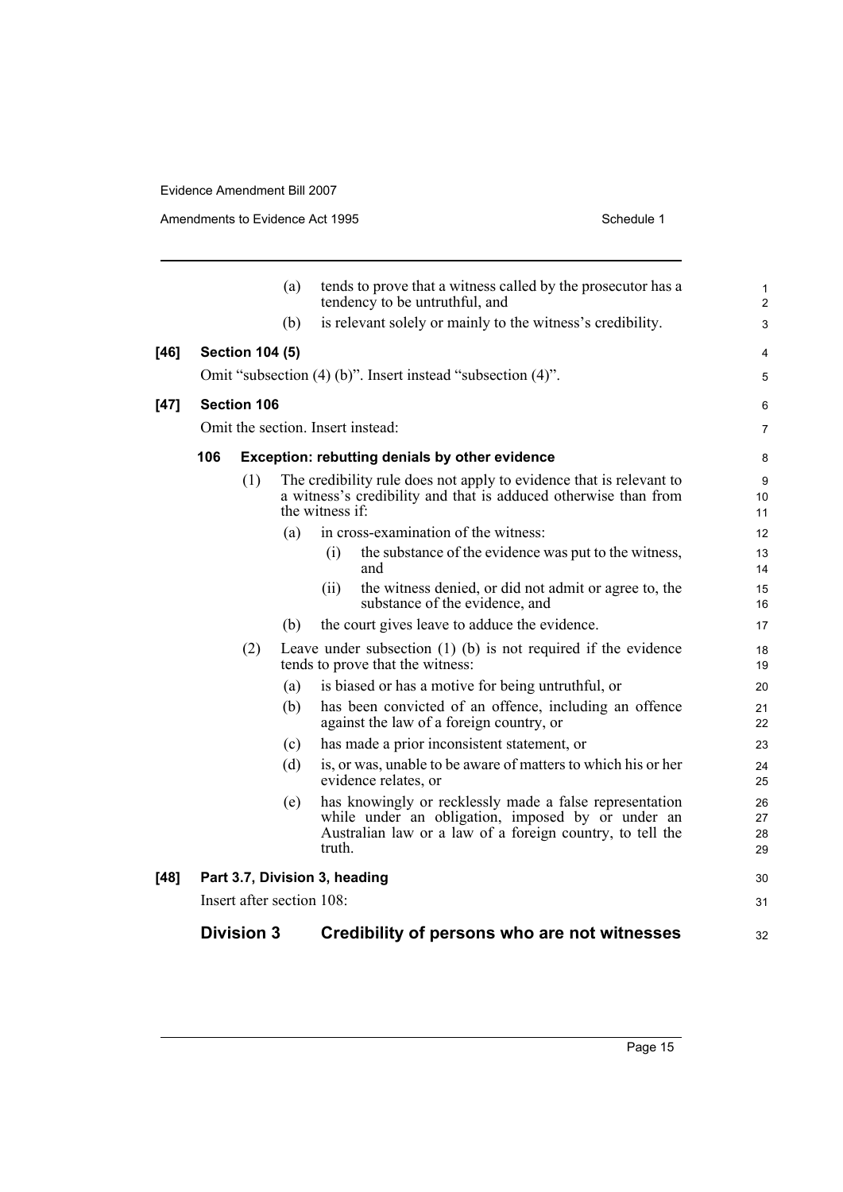(a) tends to prove that a witness called by the prosecutor has a tendency to be untruthful, and

(b) is relevant solely or mainly to the witness's credibility.

**[46] Section 104 (5)**

Omit "subsection (4) (b)". Insert instead "subsection (4)".

**[47] Section 106**

Omit the section. Insert instead:

**106 Exception: rebutting denials by other evidence**

(1) The credibility rule does not apply to evidence that is relevant to a witness's credibility and that is adduced otherwise than from the witness if:

(a) in cross-examination of the witness:

(i) the substance of the evidence was put to the witness, and

(ii) the witness denied, or did not admit or agree to, the substance of the evidence, and

(b) the court gives leave to adduce the evidence.

(2) Leave under subsection (1) (b) is not required if the evidence tends to prove that the witness:

(a) is biased or has a motive for being untruthful, or

(b) has been convicted of an offence, including an offence against the law of a foreign country, or

(c) has made a prior inconsistent statement, or

(d) is, or was, unable to be aware of matters to which his or her evidence relates, or

(e) has knowingly or recklessly made a false representation while under an obligation, imposed by or under an Australian law or a law of a foreign country, to tell the truth.

**[48] Part 3.7, Division 3, heading**

Insert after section 108:

## Division 3 Credibility of persons who are not witnesses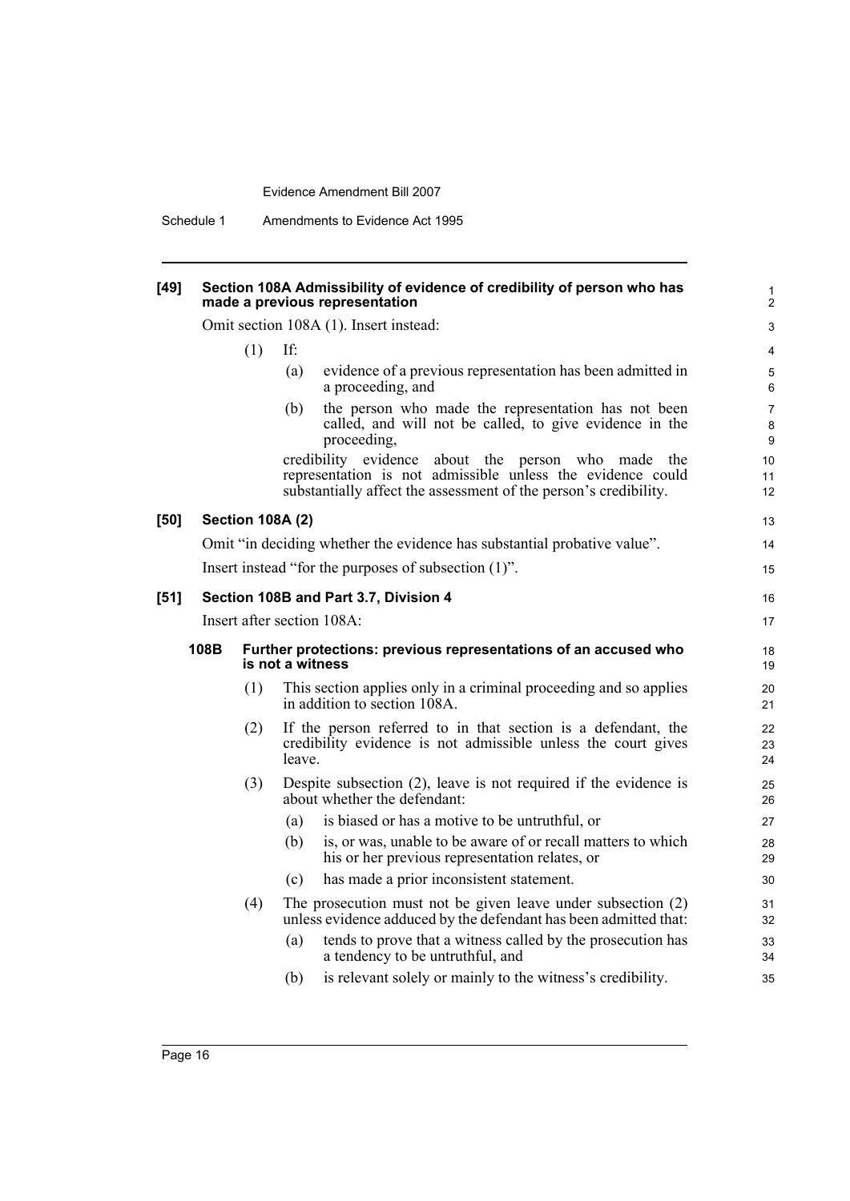**[49] Section 108A Admissibility of evidence of credibility of person who has made a previous representation**

Omit section 108A (1). Insert instead:

(1) If:

(a) evidence of a previous representation has been admitted in a proceeding, and

(b) the person who made the representation has not been called, and will not be called, to give evidence in the proceeding,

credibility evidence about the person who made the representation is not admissible unless the evidence could substantially affect the assessment of the person's credibility.

**[50] Section 108A (2)**

Omit "in deciding whether the evidence has substantial probative value".

Insert instead "for the purposes of subsection (1)".

**[51] Section 108B and Part 3.7, Division 4**

Insert after section 108A:

**108B Further protections: previous representations of an accused who is not a witness**

(1) This section applies only in a criminal proceeding and so applies in addition to section 108A.

(2) If the person referred to in that section is a defendant, the credibility evidence is not admissible unless the court gives leave.

(3) Despite subsection (2), leave is not required if the evidence is about whether the defendant:

(a) is biased or has a motive to be untruthful, or

(b) is, or was, unable to be aware of or recall matters to which his or her previous representation relates, or

(c) has made a prior inconsistent statement.

(4) The prosecution must not be given leave under subsection (2) unless evidence adduced by the defendant has been admitted that:

(a) tends to prove that a witness called by the prosecution has a tendency to be untruthful, and

(b) is relevant solely or mainly to the witness's credibility.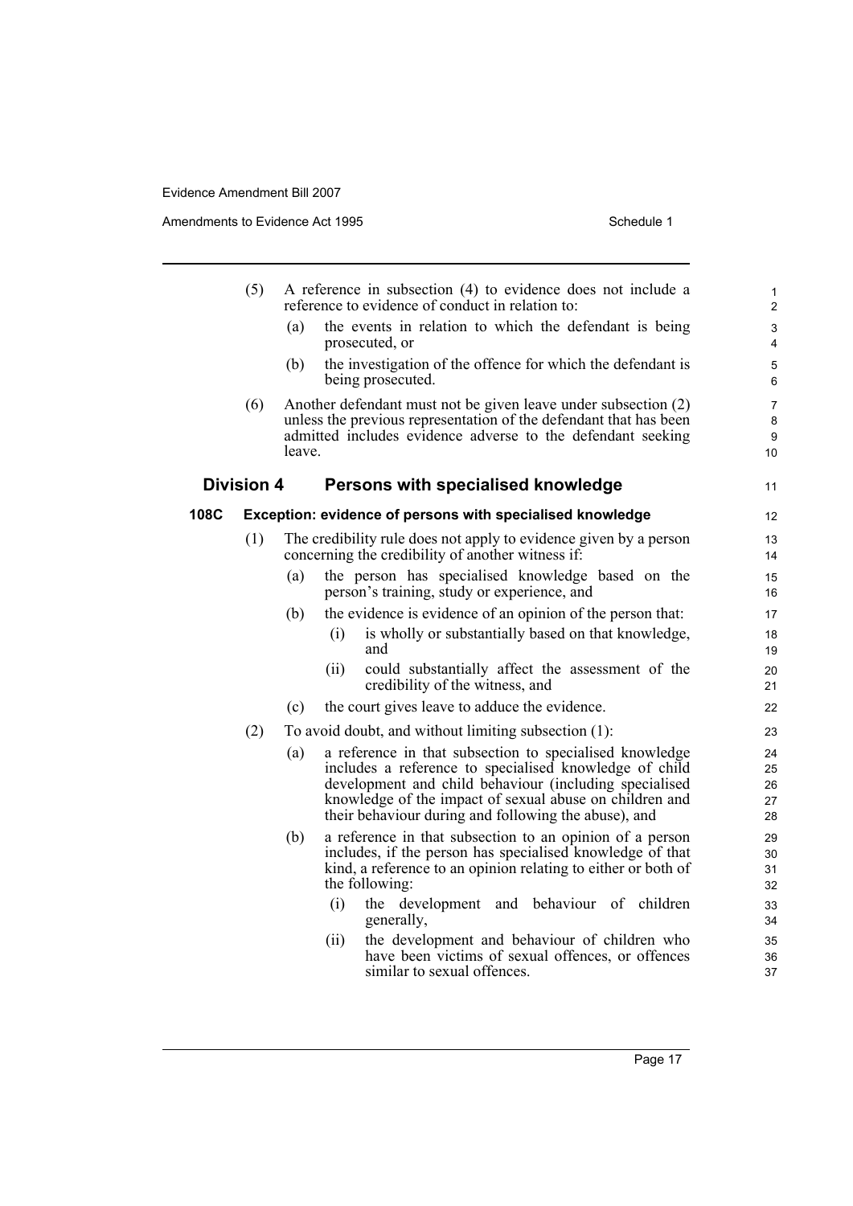(5) A reference in subsection (4) to evidence does not include a reference to evidence of conduct in relation to:

- (a) the events in relation to which the defendant is being prosecuted, or
- (b) the investigation of the offence for which the defendant is being prosecuted.

(6) Another defendant must not be given leave under subsection (2) unless the previous representation of the defendant that has been admitted includes evidence adverse to the defendant seeking leave.

## Division 4 Persons with specialised knowledge

### 108C Exception: evidence of persons with specialised knowledge

(1) The credibility rule does not apply to evidence given by a person concerning the credibility of another witness if:

- (a) the person has specialised knowledge based on the person's training, study or experience, and
- (b) the evidence is evidence of an opinion of the person that:
  - (i) is wholly or substantially based on that knowledge, and
  - (ii) could substantially affect the assessment of the credibility of the witness, and
- (c) the court gives leave to adduce the evidence.

(2) To avoid doubt, and without limiting subsection (1):

- (a) a reference in that subsection to specialised knowledge includes a reference to specialised knowledge of child development and child behaviour (including specialised knowledge of the impact of sexual abuse on children and their behaviour during and following the abuse), and
- (b) a reference in that subsection to an opinion of a person includes, if the person has specialised knowledge of that kind, a reference to an opinion relating to either or both of the following:
  - (i) the development and behaviour of children generally,
  - (ii) the development and behaviour of children who have been victims of sexual offences, or offences similar to sexual offences.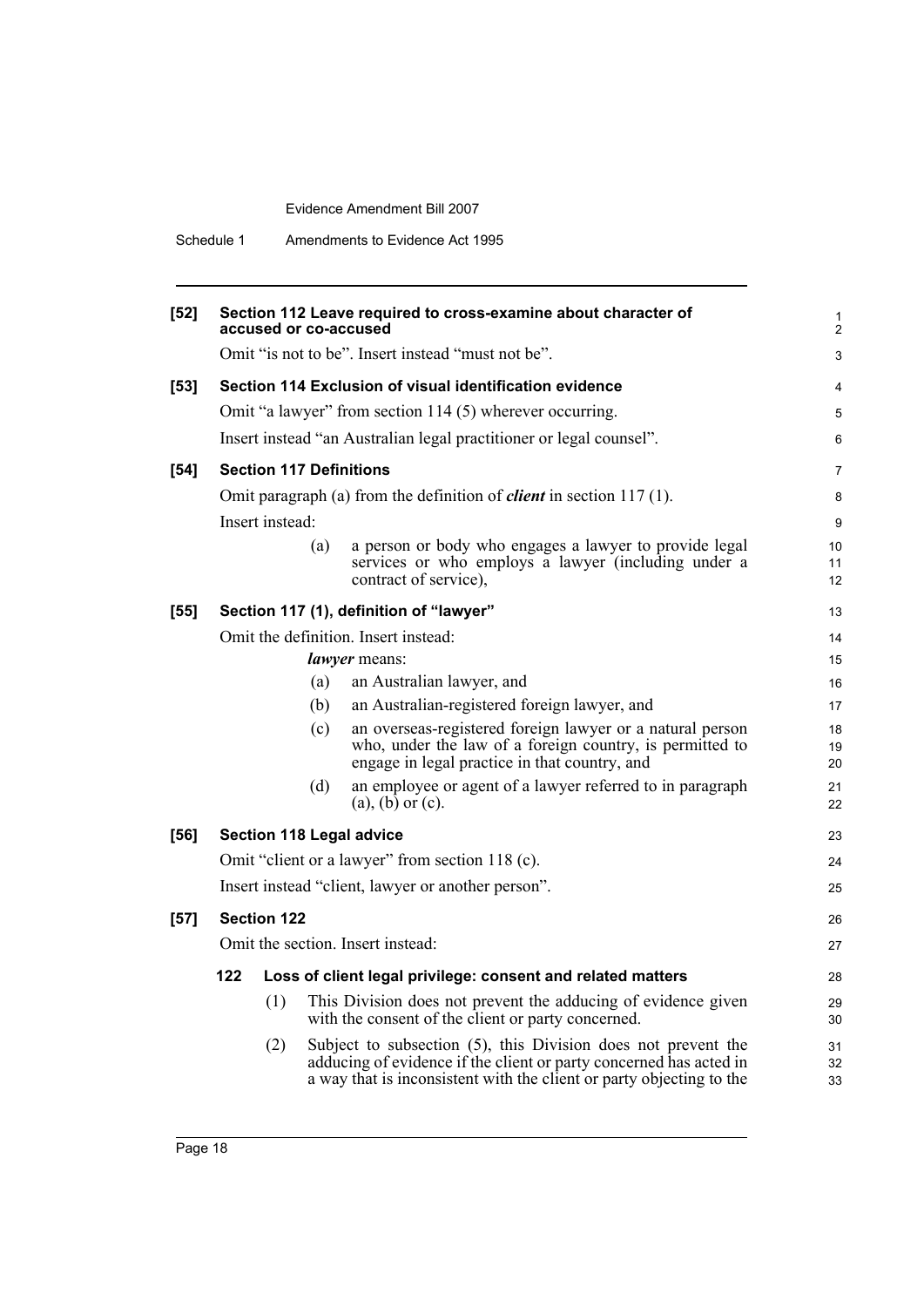**[52] Section 112 Leave required to cross-examine about character of accused or co-accused**

Omit "is not to be". Insert instead "must not be".

**[53] Section 114 Exclusion of visual identification evidence**

Omit "a lawyer" from section 114 (5) wherever occurring.

Insert instead "an Australian legal practitioner or legal counsel".

**[54] Section 117 Definitions**

Omit paragraph (a) from the definition of ***client*** in section 117 (1).

Insert instead:

(a) a person or body who engages a lawyer to provide legal services or who employs a lawyer (including under a contract of service),

**[55] Section 117 (1), definition of "lawyer"**

Omit the definition. Insert instead:

***lawyer*** means:

(a) an Australian lawyer, and

(b) an Australian-registered foreign lawyer, and

(c) an overseas-registered foreign lawyer or a natural person who, under the law of a foreign country, is permitted to engage in legal practice in that country, and

(d) an employee or agent of a lawyer referred to in paragraph (a), (b) or (c).

**[56] Section 118 Legal advice**

Omit "client or a lawyer" from section 118 (c).

Insert instead "client, lawyer or another person".

**[57] Section 122**

Omit the section. Insert instead:

**122 Loss of client legal privilege: consent and related matters**

(1) This Division does not prevent the adducing of evidence given with the consent of the client or party concerned.

(2) Subject to subsection (5), this Division does not prevent the adducing of evidence if the client or party concerned has acted in a way that is inconsistent with the client or party objecting to the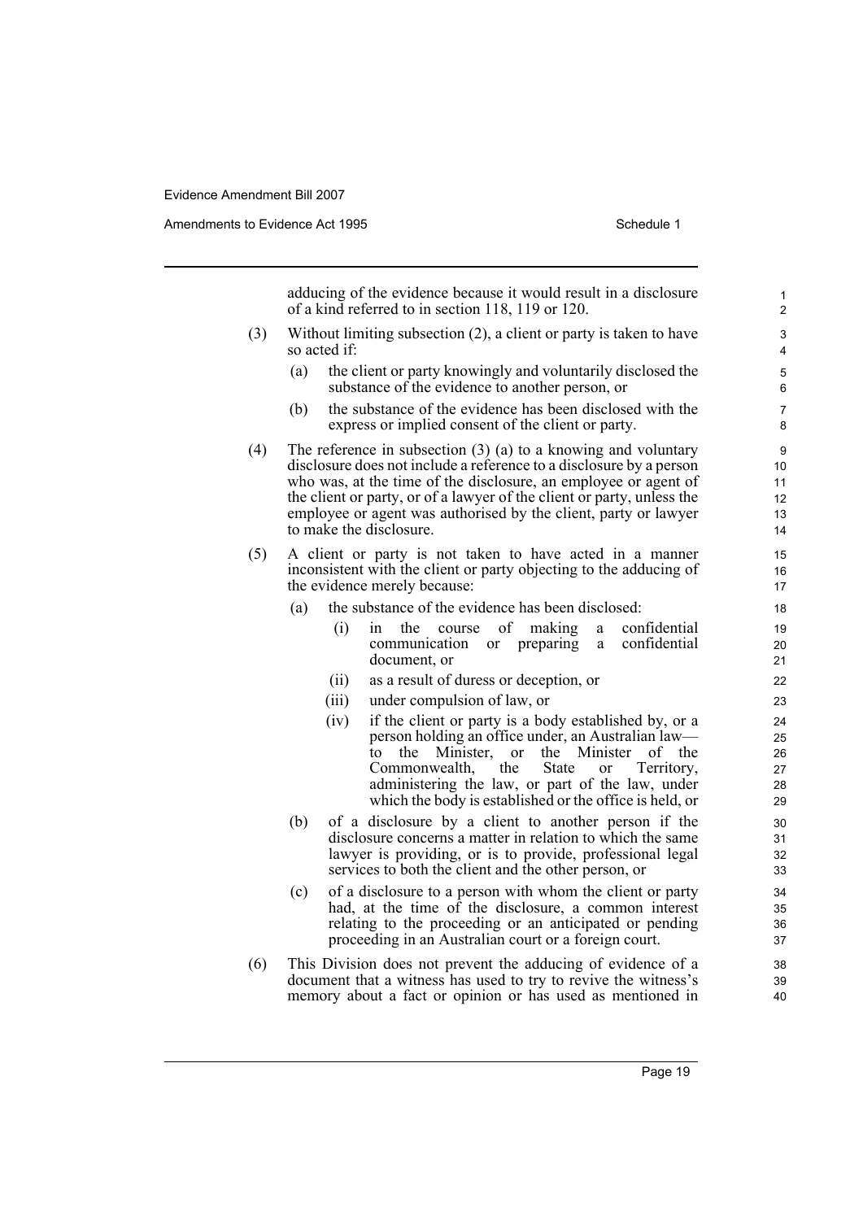adducing of the evidence because it would result in a disclosure of a kind referred to in section 118, 119 or 120.

(3) Without limiting subsection (2), a client or party is taken to have so acted if:

- (a) the client or party knowingly and voluntarily disclosed the substance of the evidence to another person, or
- (b) the substance of the evidence has been disclosed with the express or implied consent of the client or party.

(4) The reference in subsection (3) (a) to a knowing and voluntary disclosure does not include a reference to a disclosure by a person who was, at the time of the disclosure, an employee or agent of the client or party, or of a lawyer of the client or party, unless the employee or agent was authorised by the client, party or lawyer to make the disclosure.

(5) A client or party is not taken to have acted in a manner inconsistent with the client or party objecting to the adducing of the evidence merely because:

- (a) the substance of the evidence has been disclosed:
  - (i) in the course of making a confidential communication or preparing a confidential document, or
  - (ii) as a result of duress or deception, or
  - (iii) under compulsion of law, or
  - (iv) if the client or party is a body established by, or a person holding an office under, an Australian law—to the Minister, or the Minister of the Commonwealth, the State or Territory, administering the law, or part of the law, under which the body is established or the office is held, or
- (b) of a disclosure by a client to another person if the disclosure concerns a matter in relation to which the same lawyer is providing, or is to provide, professional legal services to both the client and the other person, or
- (c) of a disclosure to a person with whom the client or party had, at the time of the disclosure, a common interest relating to the proceeding or an anticipated or pending proceeding in an Australian court or a foreign court.

(6) This Division does not prevent the adducing of evidence of a document that a witness has used to try to revive the witness's memory about a fact or opinion or has used as mentioned in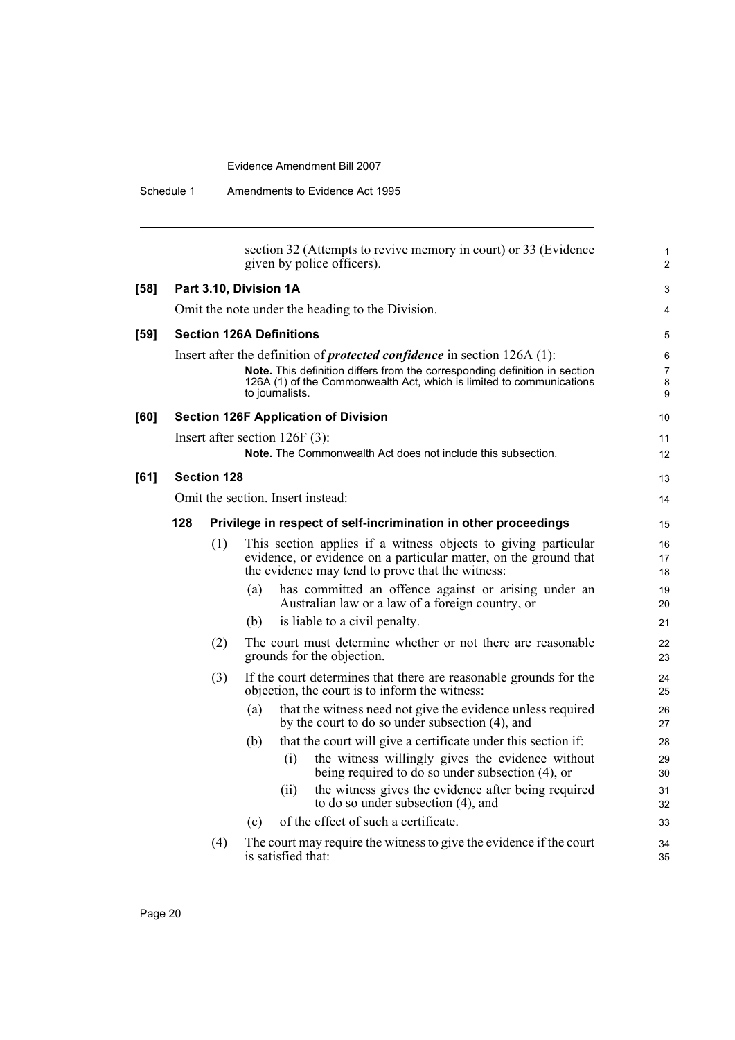section 32 (Attempts to revive memory in court) or 33 (Evidence given by police officers).

**[58] Part 3.10, Division 1A**

Omit the note under the heading to the Division.

**[59] Section 126A Definitions**

Insert after the definition of ***protected confidence*** in section 126A (1):

> **Note.** This definition differs from the corresponding definition in section 126A (1) of the Commonwealth Act, which is limited to communications to journalists.

**[60] Section 126F Application of Division**

Insert after section 126F (3):

> **Note.** The Commonwealth Act does not include this subsection.

**[61] Section 128**

Omit the section. Insert instead:

**128 Privilege in respect of self-incrimination in other proceedings**

(1) This section applies if a witness objects to giving particular evidence, or evidence on a particular matter, on the ground that the evidence may tend to prove that the witness:

- (a) has committed an offence against or arising under an Australian law or a law of a foreign country, or
- (b) is liable to a civil penalty.

(2) The court must determine whether or not there are reasonable grounds for the objection.

(3) If the court determines that there are reasonable grounds for the objection, the court is to inform the witness:

- (a) that the witness need not give the evidence unless required by the court to do so under subsection (4), and
- (b) that the court will give a certificate under this section if:
  - (i) the witness willingly gives the evidence without being required to do so under subsection (4), or
  - (ii) the witness gives the evidence after being required to do so under subsection (4), and
- (c) of the effect of such a certificate.

(4) The court may require the witness to give the evidence if the court is satisfied that: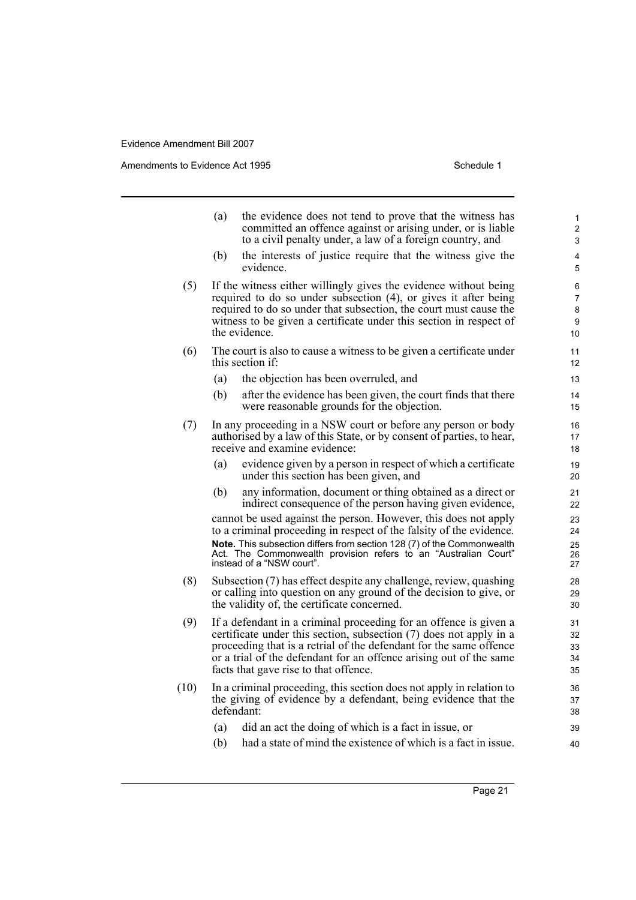(a) the evidence does not tend to prove that the witness has committed an offence against or arising under, or is liable to a civil penalty under, a law of a foreign country, and

(b) the interests of justice require that the witness give the evidence.

(5) If the witness either willingly gives the evidence without being required to do so under subsection (4), or gives it after being required to do so under that subsection, the court must cause the witness to be given a certificate under this section in respect of the evidence.

(6) The court is also to cause a witness to be given a certificate under this section if:

(a) the objection has been overruled, and

(b) after the evidence has been given, the court finds that there were reasonable grounds for the objection.

(7) In any proceeding in a NSW court or before any person or body authorised by a law of this State, or by consent of parties, to hear, receive and examine evidence:

(a) evidence given by a person in respect of which a certificate under this section has been given, and

(b) any information, document or thing obtained as a direct or indirect consequence of the person having given evidence,

cannot be used against the person. However, this does not apply to a criminal proceeding in respect of the falsity of the evidence.

**Note.** This subsection differs from section 128 (7) of the Commonwealth Act. The Commonwealth provision refers to an "Australian Court" instead of a "NSW court".

(8) Subsection (7) has effect despite any challenge, review, quashing or calling into question on any ground of the decision to give, or the validity of, the certificate concerned.

(9) If a defendant in a criminal proceeding for an offence is given a certificate under this section, subsection (7) does not apply in a proceeding that is a retrial of the defendant for the same offence or a trial of the defendant for an offence arising out of the same facts that gave rise to that offence.

(10) In a criminal proceeding, this section does not apply in relation to the giving of evidence by a defendant, being evidence that the defendant:

(a) did an act the doing of which is a fact in issue, or

(b) had a state of mind the existence of which is a fact in issue.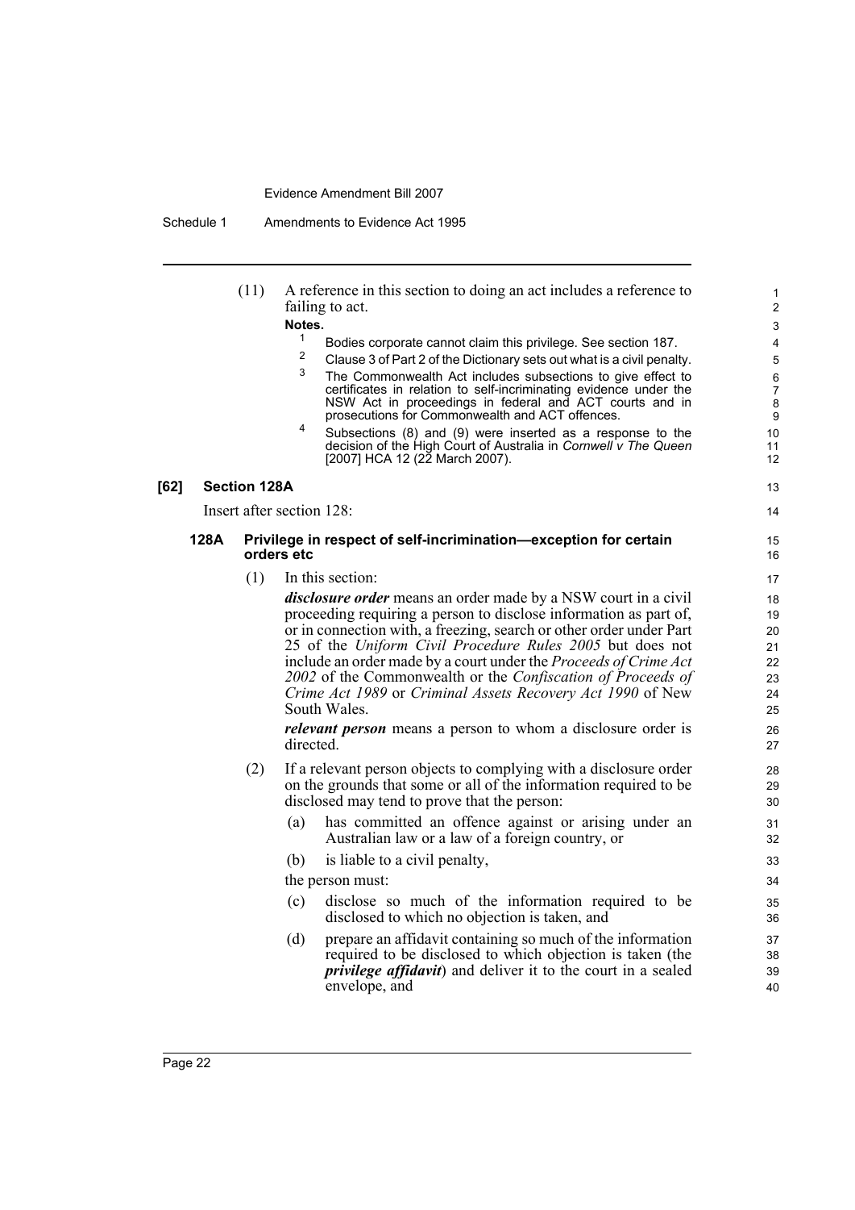(11) A reference in this section to doing an act includes a reference to failing to act.

**Notes.**

1. Bodies corporate cannot claim this privilege. See section 187.
2. Clause 3 of Part 2 of the Dictionary sets out what is a civil penalty.
3. The Commonwealth Act includes subsections to give effect to certificates in relation to self-incriminating evidence under the NSW Act in proceedings in federal and ACT courts and in prosecutions for Commonwealth and ACT offences.
4. Subsections (8) and (9) were inserted as a response to the decision of the High Court of Australia in *Cornwell v The Queen* [2007] HCA 12 (22 March 2007).

**[62] Section 128A**

Insert after section 128:

**128A Privilege in respect of self-incrimination—exception for certain orders etc**

(1) In this section:

***disclosure order*** means an order made by a NSW court in a civil proceeding requiring a person to disclose information as part of, or in connection with, a freezing, search or other order under Part 25 of the *Uniform Civil Procedure Rules 2005* but does not include an order made by a court under the *Proceeds of Crime Act 2002* of the Commonwealth or the *Confiscation of Proceeds of Crime Act 1989* or *Criminal Assets Recovery Act 1990* of New South Wales.

***relevant person*** means a person to whom a disclosure order is directed.

(2) If a relevant person objects to complying with a disclosure order on the grounds that some or all of the information required to be disclosed may tend to prove that the person:

(a) has committed an offence against or arising under an Australian law or a law of a foreign country, or

(b) is liable to a civil penalty,

the person must:

(c) disclose so much of the information required to be disclosed to which no objection is taken, and

(d) prepare an affidavit containing so much of the information required to be disclosed to which objection is taken (the ***privilege affidavit***) and deliver it to the court in a sealed envelope, and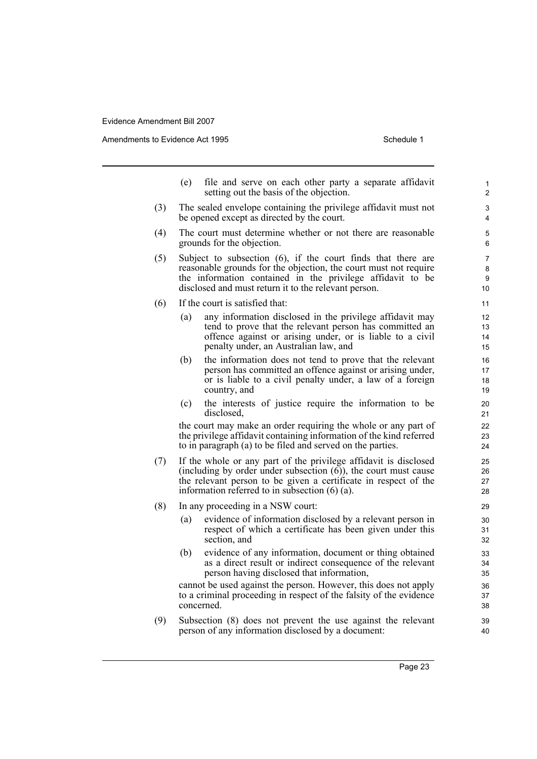(e) file and serve on each other party a separate affidavit setting out the basis of the objection.

(3) The sealed envelope containing the privilege affidavit must not be opened except as directed by the court.

(4) The court must determine whether or not there are reasonable grounds for the objection.

(5) Subject to subsection (6), if the court finds that there are reasonable grounds for the objection, the court must not require the information contained in the privilege affidavit to be disclosed and must return it to the relevant person.

(6) If the court is satisfied that:

(a) any information disclosed in the privilege affidavit may tend to prove that the relevant person has committed an offence against or arising under, or is liable to a civil penalty under, an Australian law, and

(b) the information does not tend to prove that the relevant person has committed an offence against or arising under, or is liable to a civil penalty under, a law of a foreign country, and

(c) the interests of justice require the information to be disclosed,

the court may make an order requiring the whole or any part of the privilege affidavit containing information of the kind referred to in paragraph (a) to be filed and served on the parties.

(7) If the whole or any part of the privilege affidavit is disclosed (including by order under subsection (6)), the court must cause the relevant person to be given a certificate in respect of the information referred to in subsection (6) (a).

(8) In any proceeding in a NSW court:

(a) evidence of information disclosed by a relevant person in respect of which a certificate has been given under this section, and

(b) evidence of any information, document or thing obtained as a direct result or indirect consequence of the relevant person having disclosed that information,

cannot be used against the person. However, this does not apply to a criminal proceeding in respect of the falsity of the evidence concerned.

(9) Subsection (8) does not prevent the use against the relevant person of any information disclosed by a document: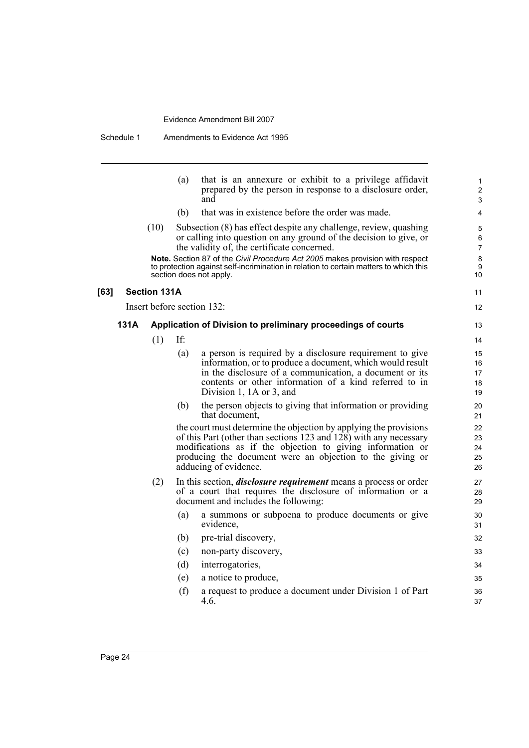(a) that is an annexure or exhibit to a privilege affidavit prepared by the person in response to a disclosure order, and

(b) that was in existence before the order was made.

(10) Subsection (8) has effect despite any challenge, review, quashing or calling into question on any ground of the decision to give, or the validity of, the certificate concerned.

**Note.** Section 87 of the *Civil Procedure Act 2005* makes provision with respect to protection against self-incrimination in relation to certain matters to which this section does not apply.

## [63] Section 131A

Insert before section 132:

### 131A Application of Division to preliminary proceedings of courts

(1) If:

(a) a person is required by a disclosure requirement to give information, or to produce a document, which would result in the disclosure of a communication, a document or its contents or other information of a kind referred to in Division 1, 1A or 3, and

(b) the person objects to giving that information or providing that document,

the court must determine the objection by applying the provisions of this Part (other than sections 123 and 128) with any necessary modifications as if the objection to giving information or producing the document were an objection to the giving or adducing of evidence.

(2) In this section, ***disclosure requirement*** means a process or order of a court that requires the disclosure of information or a document and includes the following:

(a) a summons or subpoena to produce documents or give evidence,

(b) pre-trial discovery,

(c) non-party discovery,

(d) interrogatories,

(e) a notice to produce,

(f) a request to produce a document under Division 1 of Part 4.6.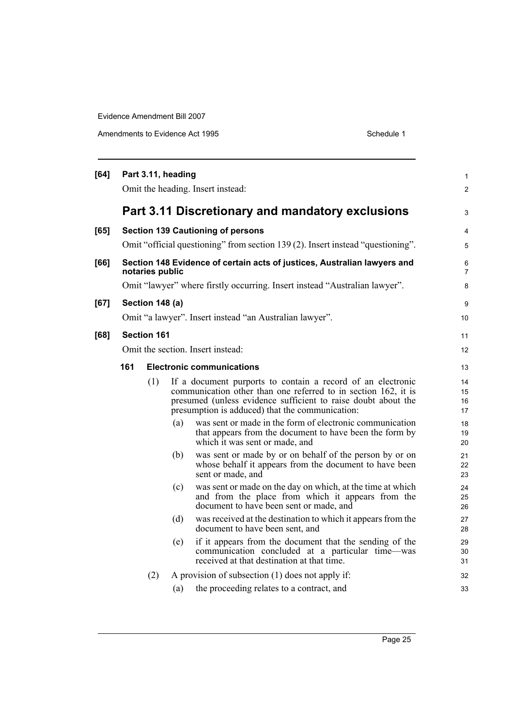**[64] Part 3.11, heading**

Omit the heading. Insert instead:

## Part 3.11 Discretionary and mandatory exclusions

**[65] Section 139 Cautioning of persons**

Omit "official questioning" from section 139 (2). Insert instead "questioning".

**[66] Section 148 Evidence of certain acts of justices, Australian lawyers and notaries public**

Omit "lawyer" where firstly occurring. Insert instead "Australian lawyer".

**[67] Section 148 (a)**

Omit "a lawyer". Insert instead "an Australian lawyer".

**[68] Section 161**

Omit the section. Insert instead:

**161 Electronic communications**

(1) If a document purports to contain a record of an electronic communication other than one referred to in section 162, it is presumed (unless evidence sufficient to raise doubt about the presumption is adduced) that the communication:

(a) was sent or made in the form of electronic communication that appears from the document to have been the form by which it was sent or made, and

(b) was sent or made by or on behalf of the person by or on whose behalf it appears from the document to have been sent or made, and

(c) was sent or made on the day on which, at the time at which and from the place from which it appears from the document to have been sent or made, and

(d) was received at the destination to which it appears from the document to have been sent, and

(e) if it appears from the document that the sending of the communication concluded at a particular time—was received at that destination at that time.

(2) A provision of subsection (1) does not apply if:

(a) the proceeding relates to a contract, and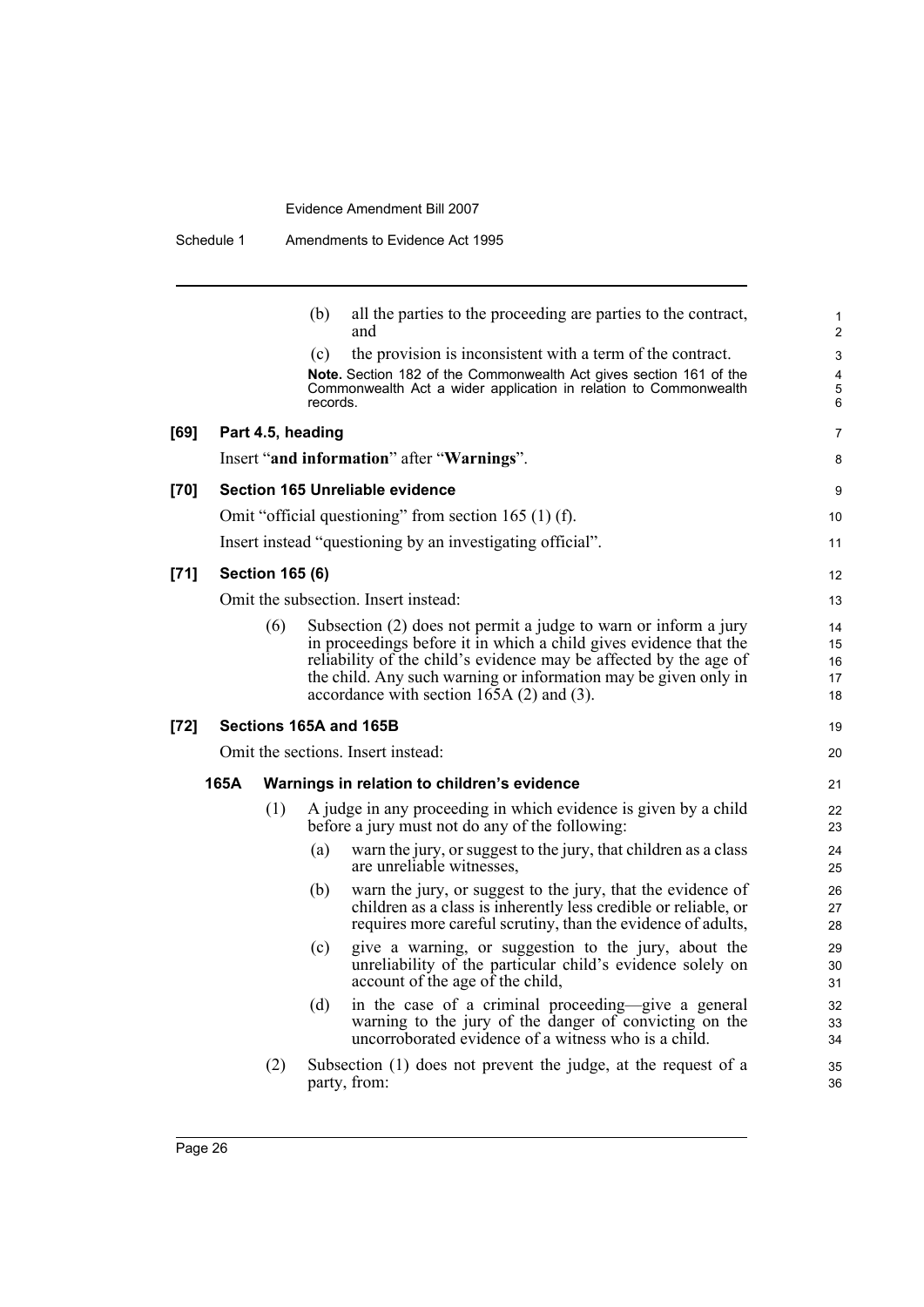(b) all the parties to the proceeding are parties to the contract, and

(c) the provision is inconsistent with a term of the contract.

**Note.** Section 182 of the Commonwealth Act gives section 161 of the Commonwealth Act a wider application in relation to Commonwealth records.

**[69] Part 4.5, heading**

Insert "**and information**" after "**Warnings**".

**[70] Section 165 Unreliable evidence**

Omit "official questioning" from section 165 (1) (f).

Insert instead "questioning by an investigating official".

**[71] Section 165 (6)**

Omit the subsection. Insert instead:

(6) Subsection (2) does not permit a judge to warn or inform a jury in proceedings before it in which a child gives evidence that the reliability of the child's evidence may be affected by the age of the child. Any such warning or information may be given only in accordance with section 165A (2) and (3).

**[72] Sections 165A and 165B**

Omit the sections. Insert instead:

**165A Warnings in relation to children's evidence**

(1) A judge in any proceeding in which evidence is given by a child before a jury must not do any of the following:

(a) warn the jury, or suggest to the jury, that children as a class are unreliable witnesses,

(b) warn the jury, or suggest to the jury, that the evidence of children as a class is inherently less credible or reliable, or requires more careful scrutiny, than the evidence of adults,

(c) give a warning, or suggestion to the jury, about the unreliability of the particular child's evidence solely on account of the age of the child,

(d) in the case of a criminal proceeding—give a general warning to the jury of the danger of convicting on the uncorroborated evidence of a witness who is a child.

(2) Subsection (1) does not prevent the judge, at the request of a party, from: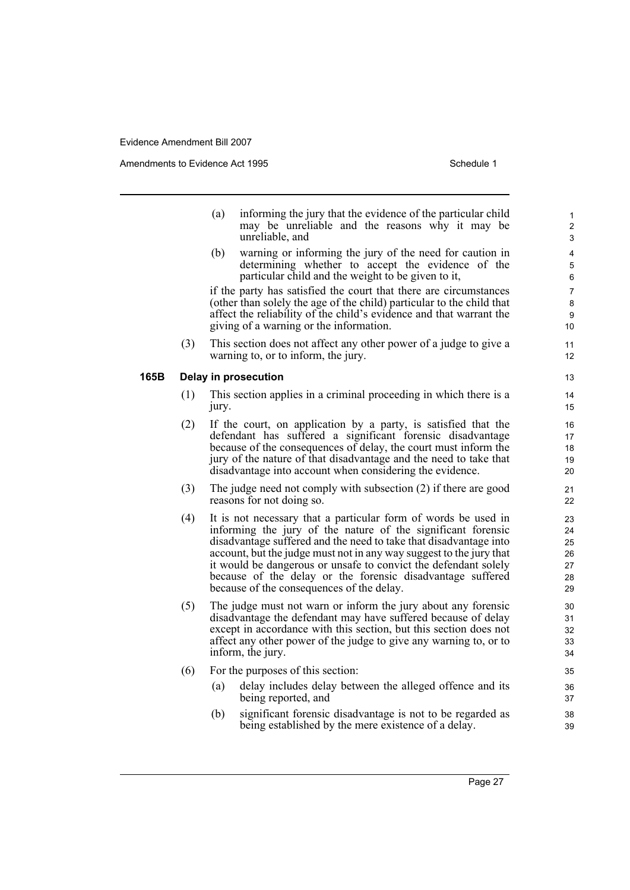(a) informing the jury that the evidence of the particular child may be unreliable and the reasons why it may be unreliable, and

(b) warning or informing the jury of the need for caution in determining whether to accept the evidence of the particular child and the weight to be given to it,

if the party has satisfied the court that there are circumstances (other than solely the age of the child) particular to the child that affect the reliability of the child's evidence and that warrant the giving of a warning or the information.

(3) This section does not affect any other power of a judge to give a warning to, or to inform, the jury.

**165B Delay in prosecution**

(1) This section applies in a criminal proceeding in which there is a jury.

(2) If the court, on application by a party, is satisfied that the defendant has suffered a significant forensic disadvantage because of the consequences of delay, the court must inform the jury of the nature of that disadvantage and the need to take that disadvantage into account when considering the evidence.

(3) The judge need not comply with subsection (2) if there are good reasons for not doing so.

(4) It is not necessary that a particular form of words be used in informing the jury of the nature of the significant forensic disadvantage suffered and the need to take that disadvantage into account, but the judge must not in any way suggest to the jury that it would be dangerous or unsafe to convict the defendant solely because of the delay or the forensic disadvantage suffered because of the consequences of the delay.

(5) The judge must not warn or inform the jury about any forensic disadvantage the defendant may have suffered because of delay except in accordance with this section, but this section does not affect any other power of the judge to give any warning to, or to inform, the jury.

(6) For the purposes of this section:

(a) delay includes delay between the alleged offence and its being reported, and

(b) significant forensic disadvantage is not to be regarded as being established by the mere existence of a delay.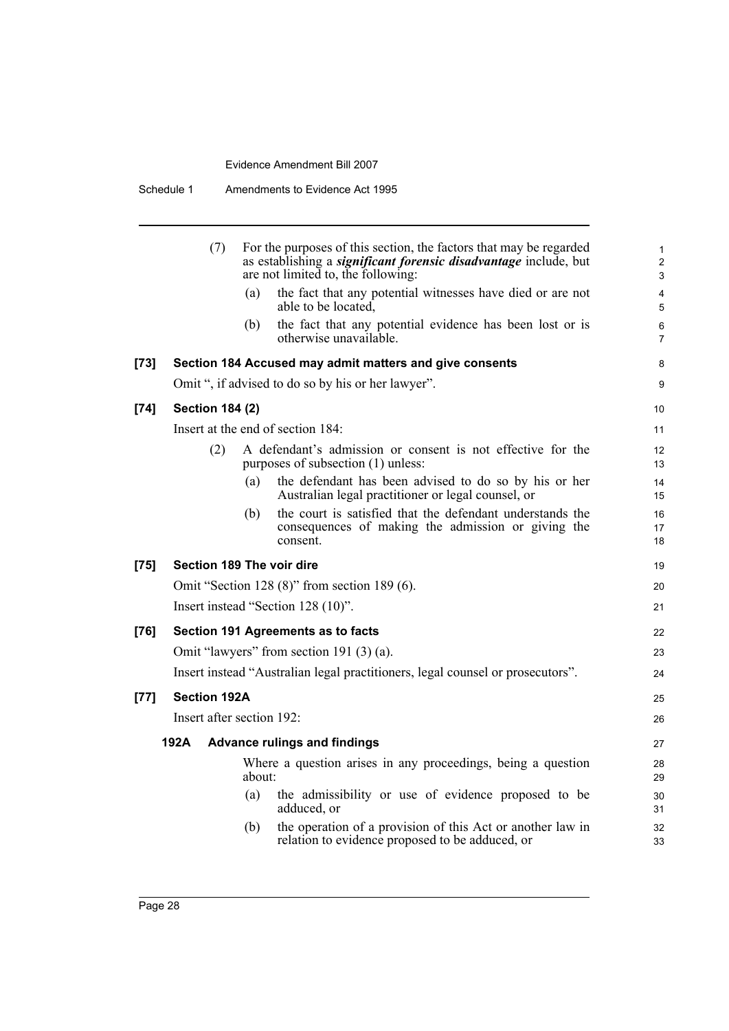(7) For the purposes of this section, the factors that may be regarded as establishing a ***significant forensic disadvantage*** include, but are not limited to, the following:

(a) the fact that any potential witnesses have died or are not able to be located,

(b) the fact that any potential evidence has been lost or is otherwise unavailable.

**[73] Section 184 Accused may admit matters and give consents**

Omit ", if advised to do so by his or her lawyer".

**[74] Section 184 (2)**

Insert at the end of section 184:

(2) A defendant's admission or consent is not effective for the purposes of subsection (1) unless:

(a) the defendant has been advised to do so by his or her Australian legal practitioner or legal counsel, or

(b) the court is satisfied that the defendant understands the consequences of making the admission or giving the consent.

**[75] Section 189 The voir dire**

Omit "Section 128 (8)" from section 189 (6).

Insert instead "Section 128 (10)".

**[76] Section 191 Agreements as to facts**

Omit "lawyers" from section 191 (3) (a).

Insert instead "Australian legal practitioners, legal counsel or prosecutors".

**[77] Section 192A**

Insert after section 192:

**192A Advance rulings and findings**

Where a question arises in any proceedings, being a question about:

(a) the admissibility or use of evidence proposed to be adduced, or

(b) the operation of a provision of this Act or another law in relation to evidence proposed to be adduced, or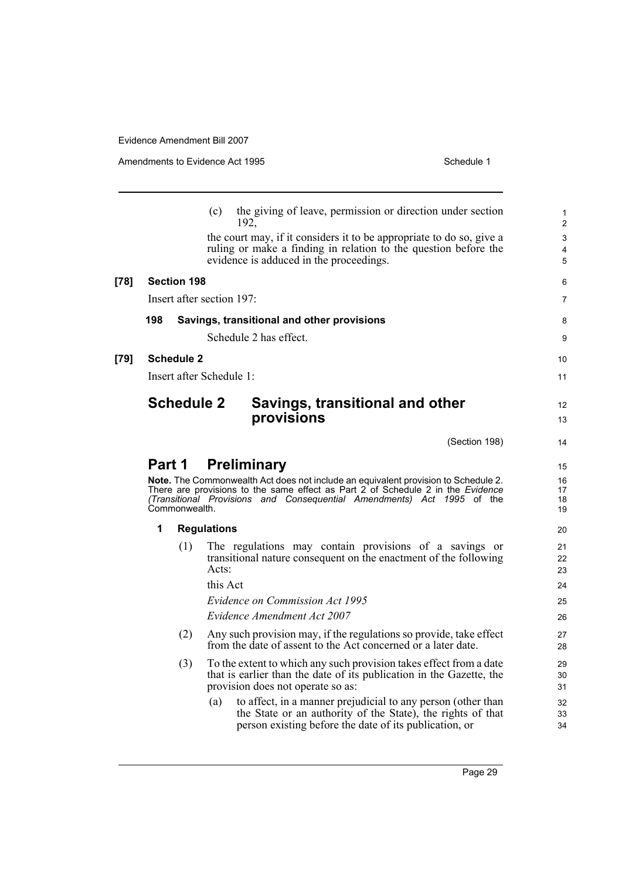(c) the giving of leave, permission or direction under section 192,

the court may, if it considers it to be appropriate to do so, give a ruling or make a finding in relation to the question before the evidence is adduced in the proceedings.

**[78] Section 198**

Insert after section 197:

**198 Savings, transitional and other provisions**

Schedule 2 has effect.

**[79] Schedule 2**

Insert after Schedule 1:

# Schedule 2 Savings, transitional and other provisions

(Section 198)

## Part 1 Preliminary

**Note.** The Commonwealth Act does not include an equivalent provision to Schedule 2. There are provisions to the same effect as Part 2 of Schedule 2 in the *Evidence (Transitional Provisions and Consequential Amendments) Act 1995* of the Commonwealth.

### 1 Regulations

(1) The regulations may contain provisions of a savings or transitional nature consequent on the enactment of the following Acts:

this Act

*Evidence on Commission Act 1995*

*Evidence Amendment Act 2007*

(2) Any such provision may, if the regulations so provide, take effect from the date of assent to the Act concerned or a later date.

(3) To the extent to which any such provision takes effect from a date that is earlier than the date of its publication in the Gazette, the provision does not operate so as:

(a) to affect, in a manner prejudicial to any person (other than the State or an authority of the State), the rights of that person existing before the date of its publication, or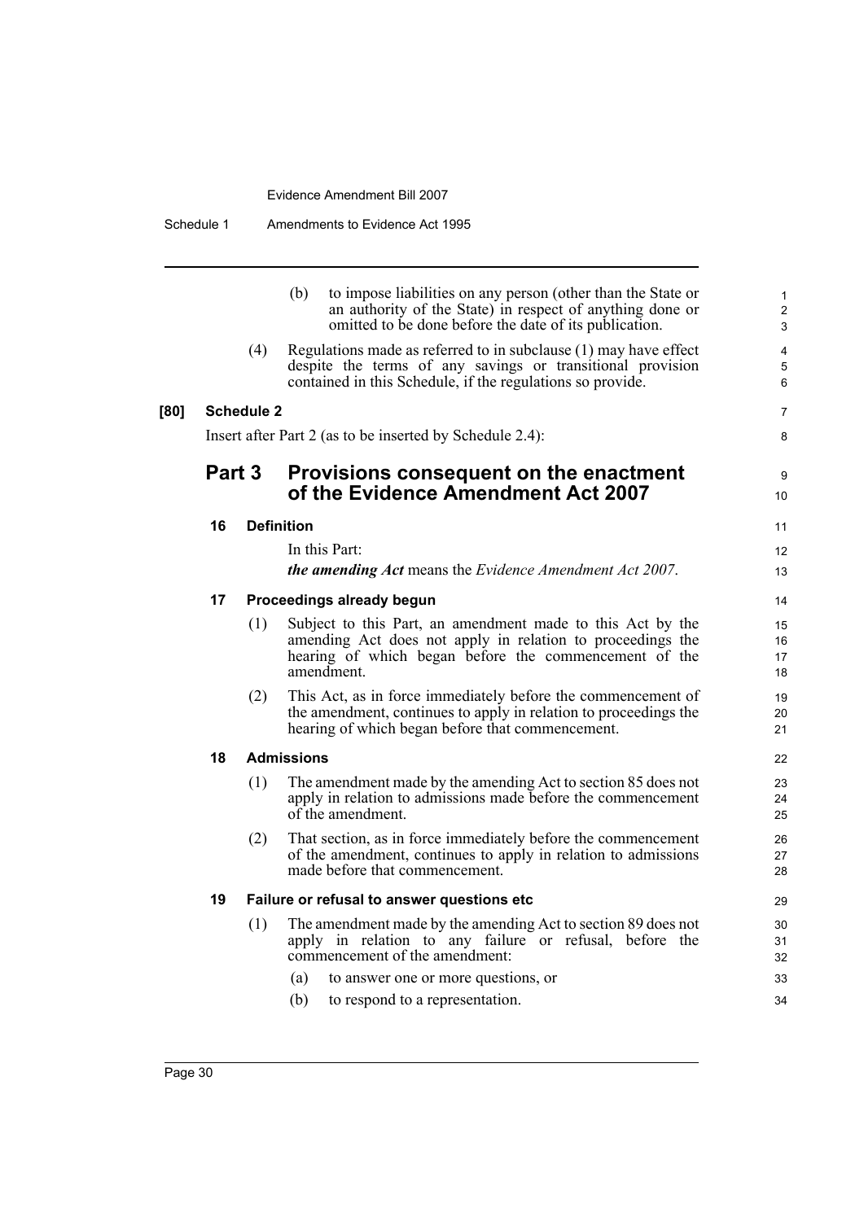(b) to impose liabilities on any person (other than the State or an authority of the State) in respect of anything done or omitted to be done before the date of its publication.

(4) Regulations made as referred to in subclause (1) may have effect despite the terms of any savings or transitional provision contained in this Schedule, if the regulations so provide.

**[80] Schedule 2**

Insert after Part 2 (as to be inserted by Schedule 2.4):

## Part 3 Provisions consequent on the enactment of the Evidence Amendment Act 2007

### 16 Definition

In this Part:

***the amending Act*** means the *Evidence Amendment Act 2007*.

### 17 Proceedings already begun

(1) Subject to this Part, an amendment made to this Act by the amending Act does not apply in relation to proceedings the hearing of which began before the commencement of the amendment.

(2) This Act, as in force immediately before the commencement of the amendment, continues to apply in relation to proceedings the hearing of which began before that commencement.

### 18 Admissions

(1) The amendment made by the amending Act to section 85 does not apply in relation to admissions made before the commencement of the amendment.

(2) That section, as in force immediately before the commencement of the amendment, continues to apply in relation to admissions made before that commencement.

### 19 Failure or refusal to answer questions etc

(1) The amendment made by the amending Act to section 89 does not apply in relation to any failure or refusal, before the commencement of the amendment:

(a) to answer one or more questions, or

(b) to respond to a representation.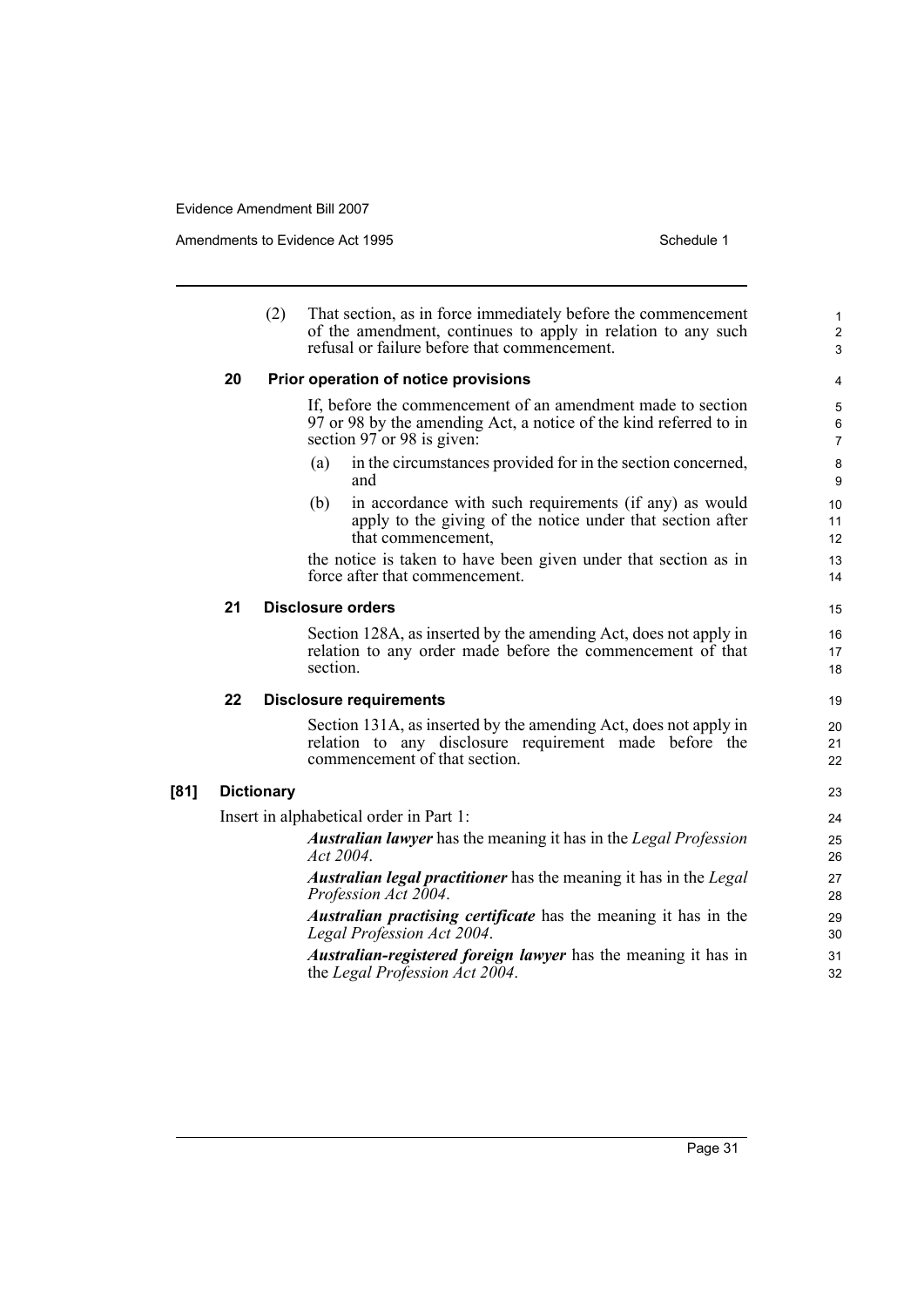(2) That section, as in force immediately before the commencement of the amendment, continues to apply in relation to any such refusal or failure before that commencement.

**20 Prior operation of notice provisions**

If, before the commencement of an amendment made to section 97 or 98 by the amending Act, a notice of the kind referred to in section 97 or 98 is given:

(a) in the circumstances provided for in the section concerned, and

(b) in accordance with such requirements (if any) as would apply to the giving of the notice under that section after that commencement,

the notice is taken to have been given under that section as in force after that commencement.

**21 Disclosure orders**

Section 128A, as inserted by the amending Act, does not apply in relation to any order made before the commencement of that section.

**22 Disclosure requirements**

Section 131A, as inserted by the amending Act, does not apply in relation to any disclosure requirement made before the commencement of that section.

**[81] Dictionary**

Insert in alphabetical order in Part 1:

***Australian lawyer*** has the meaning it has in the *Legal Profession Act 2004*.

***Australian legal practitioner*** has the meaning it has in the *Legal Profession Act 2004*.

***Australian practising certificate*** has the meaning it has in the *Legal Profession Act 2004*.

***Australian-registered foreign lawyer*** has the meaning it has in the *Legal Profession Act 2004*.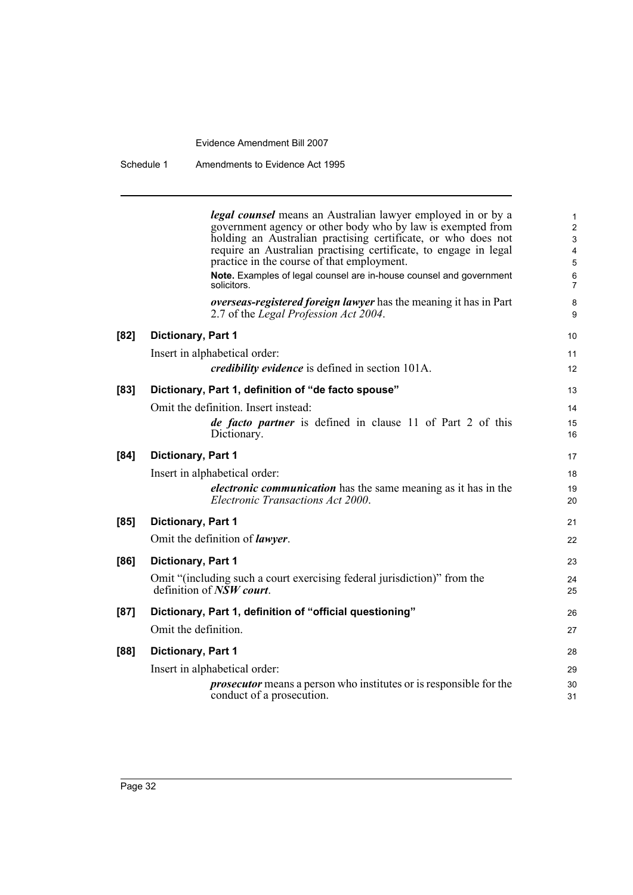***legal counsel*** means an Australian lawyer employed in or by a government agency or other body who by law is exempted from holding an Australian practising certificate, or who does not require an Australian practising certificate, to engage in legal practice in the course of that employment.

**Note.** Examples of legal counsel are in-house counsel and government solicitors.

***overseas-registered foreign lawyer*** has the meaning it has in Part 2.7 of the *Legal Profession Act 2004*.

**[82] Dictionary, Part 1**

Insert in alphabetical order:

***credibility evidence*** is defined in section 101A.

**[83] Dictionary, Part 1, definition of "de facto spouse"**

Omit the definition. Insert instead:

***de facto partner*** is defined in clause 11 of Part 2 of this Dictionary.

**[84] Dictionary, Part 1**

Insert in alphabetical order:

***electronic communication*** has the same meaning as it has in the *Electronic Transactions Act 2000*.

**[85] Dictionary, Part 1**

Omit the definition of ***lawyer***.

**[86] Dictionary, Part 1**

Omit "(including such a court exercising federal jurisdiction)" from the definition of ***NSW court***.

**[87] Dictionary, Part 1, definition of "official questioning"**

Omit the definition.

**[88] Dictionary, Part 1**

Insert in alphabetical order:

***prosecutor*** means a person who institutes or is responsible for the conduct of a prosecution.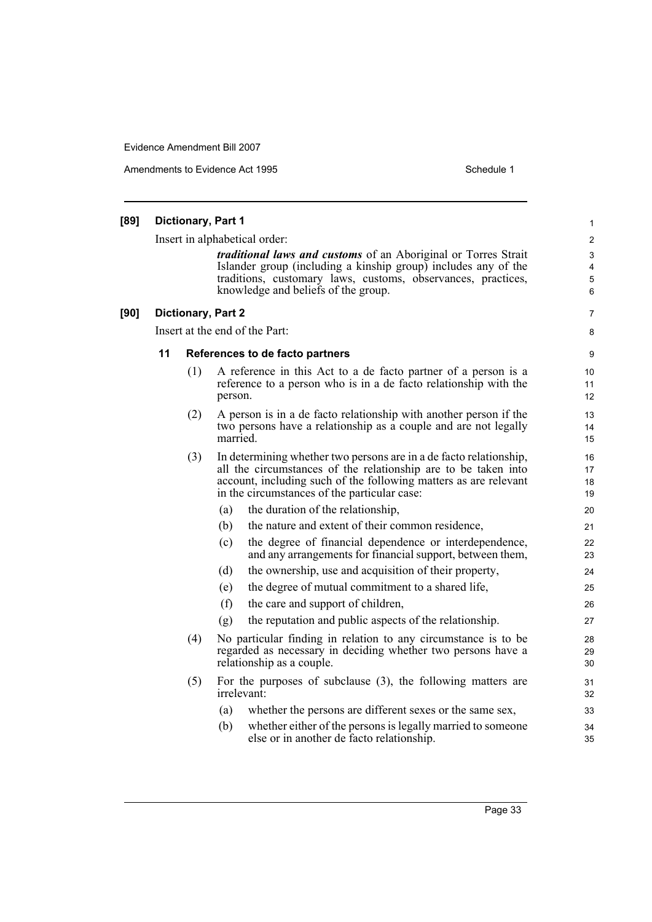**[89] Dictionary, Part 1**

Insert in alphabetical order:

> ***traditional laws and customs*** of an Aboriginal or Torres Strait Islander group (including a kinship group) includes any of the traditions, customary laws, customs, observances, practices, knowledge and beliefs of the group.

**[90] Dictionary, Part 2**

Insert at the end of the Part:

**11 References to de facto partners**

(1) A reference in this Act to a de facto partner of a person is a reference to a person who is in a de facto relationship with the person.

(2) A person is in a de facto relationship with another person if the two persons have a relationship as a couple and are not legally married.

(3) In determining whether two persons are in a de facto relationship, all the circumstances of the relationship are to be taken into account, including such of the following matters as are relevant in the circumstances of the particular case:

- (a) the duration of the relationship,
- (b) the nature and extent of their common residence,
- (c) the degree of financial dependence or interdependence, and any arrangements for financial support, between them,
- (d) the ownership, use and acquisition of their property,
- (e) the degree of mutual commitment to a shared life,
- (f) the care and support of children,
- (g) the reputation and public aspects of the relationship.

(4) No particular finding in relation to any circumstance is to be regarded as necessary in deciding whether two persons have a relationship as a couple.

(5) For the purposes of subclause (3), the following matters are irrelevant:

- (a) whether the persons are different sexes or the same sex,
- (b) whether either of the persons is legally married to someone else or in another de facto relationship.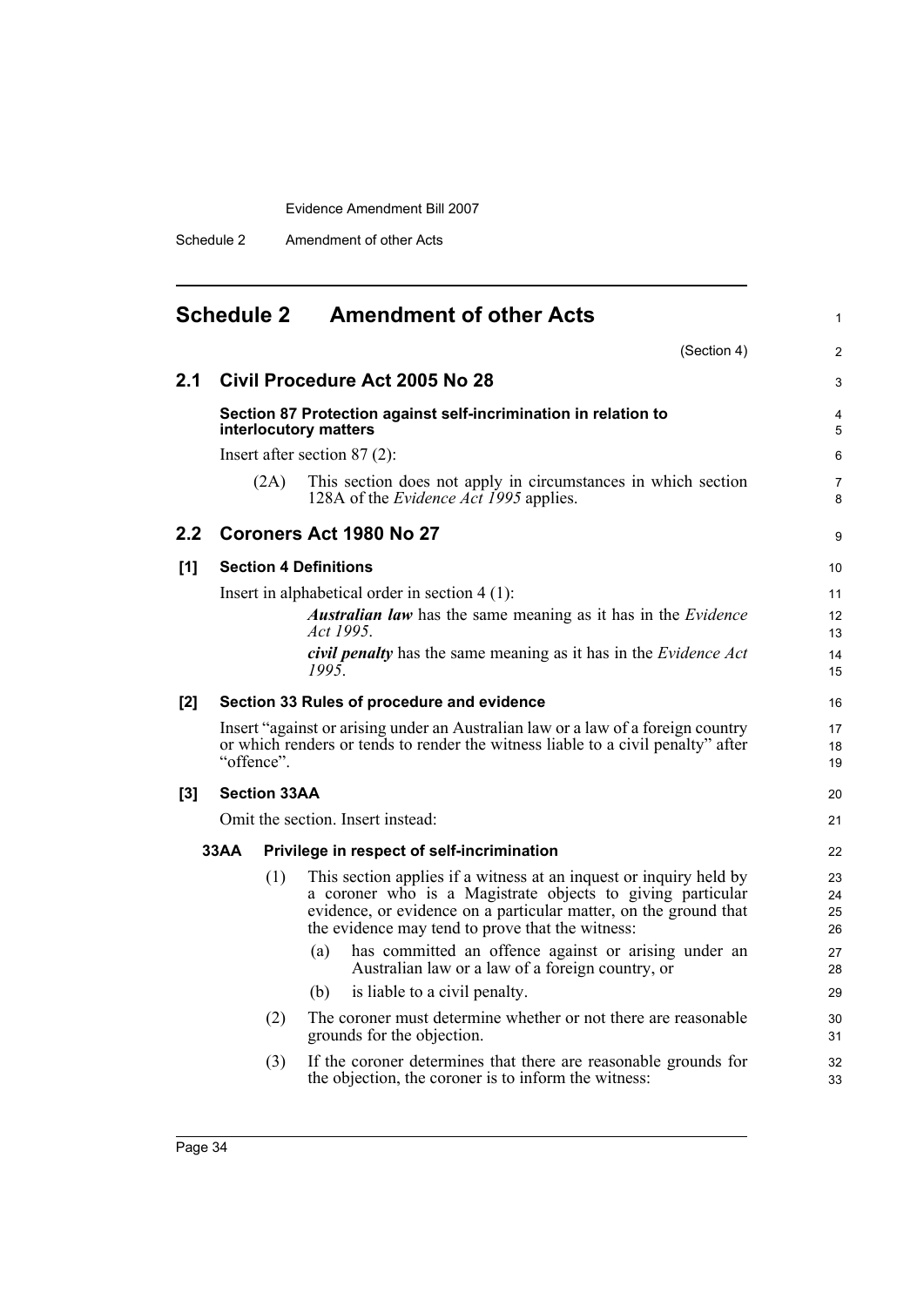## Schedule 2 Amendment of other Acts

(Section 4)

### 2.1 Civil Procedure Act 2005 No 28

**Section 87 Protection against self-incrimination in relation to interlocutory matters**

Insert after section 87 (2):

(2A) This section does not apply in circumstances in which section 128A of the *Evidence Act 1995* applies.

### 2.2 Coroners Act 1980 No 27

**[1] Section 4 Definitions**

Insert in alphabetical order in section 4 (1):

***Australian law*** has the same meaning as it has in the *Evidence Act 1995*.

***civil penalty*** has the same meaning as it has in the *Evidence Act 1995*.

**[2] Section 33 Rules of procedure and evidence**

Insert "against or arising under an Australian law or a law of a foreign country or which renders or tends to render the witness liable to a civil penalty" after "offence".

**[3] Section 33AA**

Omit the section. Insert instead:

**33AA Privilege in respect of self-incrimination**

(1) This section applies if a witness at an inquest or inquiry held by a coroner who is a Magistrate objects to giving particular evidence, or evidence on a particular matter, on the ground that the evidence may tend to prove that the witness:

(a) has committed an offence against or arising under an Australian law or a law of a foreign country, or

(b) is liable to a civil penalty.

(2) The coroner must determine whether or not there are reasonable grounds for the objection.

(3) If the coroner determines that there are reasonable grounds for the objection, the coroner is to inform the witness: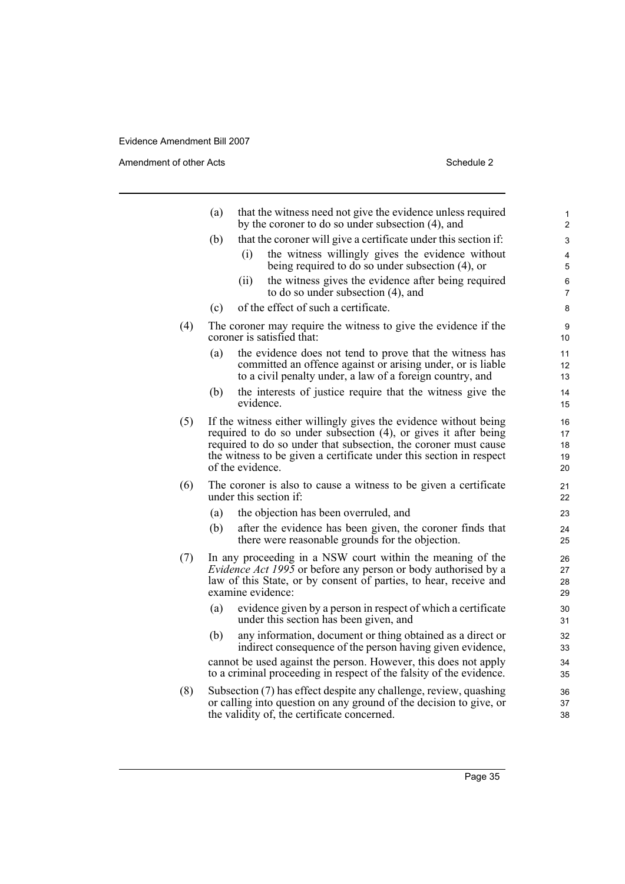(a) that the witness need not give the evidence unless required by the coroner to do so under subsection (4), and

(b) that the coroner will give a certificate under this section if:

  (i) the witness willingly gives the evidence without being required to do so under subsection (4), or

  (ii) the witness gives the evidence after being required to do so under subsection (4), and

(c) of the effect of such a certificate.

(4) The coroner may require the witness to give the evidence if the coroner is satisfied that:

(a) the evidence does not tend to prove that the witness has committed an offence against or arising under, or is liable to a civil penalty under, a law of a foreign country, and

(b) the interests of justice require that the witness give the evidence.

(5) If the witness either willingly gives the evidence without being required to do so under subsection (4), or gives it after being required to do so under that subsection, the coroner must cause the witness to be given a certificate under this section in respect of the evidence.

(6) The coroner is also to cause a witness to be given a certificate under this section if:

(a) the objection has been overruled, and

(b) after the evidence has been given, the coroner finds that there were reasonable grounds for the objection.

(7) In any proceeding in a NSW court within the meaning of the *Evidence Act 1995* or before any person or body authorised by a law of this State, or by consent of parties, to hear, receive and examine evidence:

(a) evidence given by a person in respect of which a certificate under this section has been given, and

(b) any information, document or thing obtained as a direct or indirect consequence of the person having given evidence,

cannot be used against the person. However, this does not apply to a criminal proceeding in respect of the falsity of the evidence.

(8) Subsection (7) has effect despite any challenge, review, quashing or calling into question on any ground of the decision to give, or the validity of, the certificate concerned.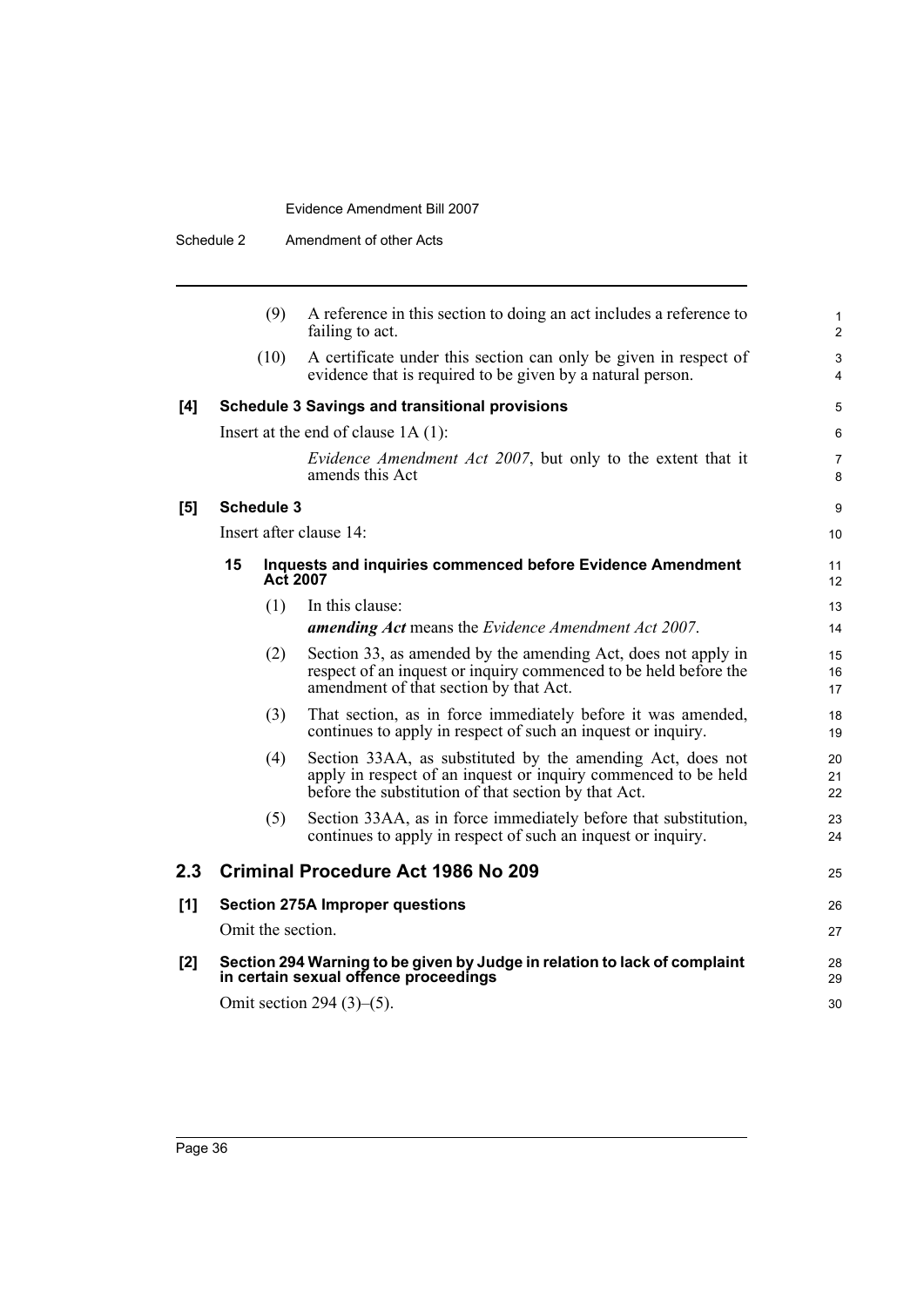(9) A reference in this section to doing an act includes a reference to failing to act.

(10) A certificate under this section can only be given in respect of evidence that is required to be given by a natural person.

**[4] Schedule 3 Savings and transitional provisions**

Insert at the end of clause 1A (1):

*Evidence Amendment Act 2007*, but only to the extent that it amends this Act

**[5] Schedule 3**

Insert after clause 14:

**15 Inquests and inquiries commenced before Evidence Amendment Act 2007**

(1) In this clause:

***amending Act*** means the *Evidence Amendment Act 2007*.

(2) Section 33, as amended by the amending Act, does not apply in respect of an inquest or inquiry commenced to be held before the amendment of that section by that Act.

(3) That section, as in force immediately before it was amended, continues to apply in respect of such an inquest or inquiry.

(4) Section 33AA, as substituted by the amending Act, does not apply in respect of an inquest or inquiry commenced to be held before the substitution of that section by that Act.

(5) Section 33AA, as in force immediately before that substitution, continues to apply in respect of such an inquest or inquiry.

## 2.3 Criminal Procedure Act 1986 No 209

**[1] Section 275A Improper questions**

Omit the section.

**[2] Section 294 Warning to be given by Judge in relation to lack of complaint in certain sexual offence proceedings**

Omit section 294 (3)–(5).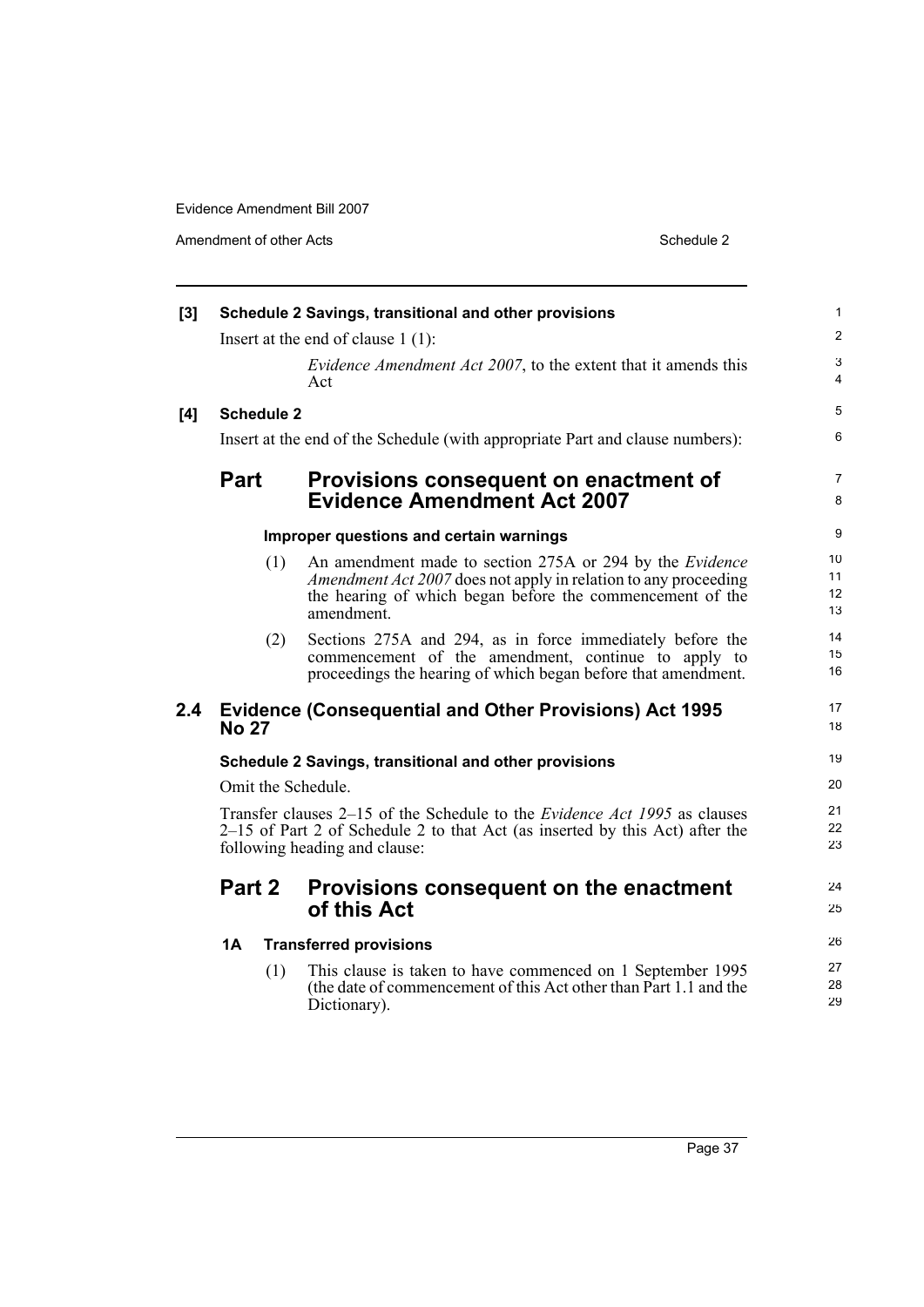**[3] Schedule 2 Savings, transitional and other provisions**

Insert at the end of clause 1 (1):

*Evidence Amendment Act 2007*, to the extent that it amends this Act

**[4] Schedule 2**

Insert at the end of the Schedule (with appropriate Part and clause numbers):

## Part Provisions consequent on enactment of Evidence Amendment Act 2007

**Improper questions and certain warnings**

(1) An amendment made to section 275A or 294 by the *Evidence Amendment Act 2007* does not apply in relation to any proceeding the hearing of which began before the commencement of the amendment.

(2) Sections 275A and 294, as in force immediately before the commencement of the amendment, continue to apply to proceedings the hearing of which began before that amendment.

## 2.4 Evidence (Consequential and Other Provisions) Act 1995 No 27

**Schedule 2 Savings, transitional and other provisions**

Omit the Schedule.

Transfer clauses 2–15 of the Schedule to the *Evidence Act 1995* as clauses 2–15 of Part 2 of Schedule 2 to that Act (as inserted by this Act) after the following heading and clause:

## Part 2 Provisions consequent on the enactment of this Act

**1A Transferred provisions**

(1) This clause is taken to have commenced on 1 September 1995 (the date of commencement of this Act other than Part 1.1 and the Dictionary).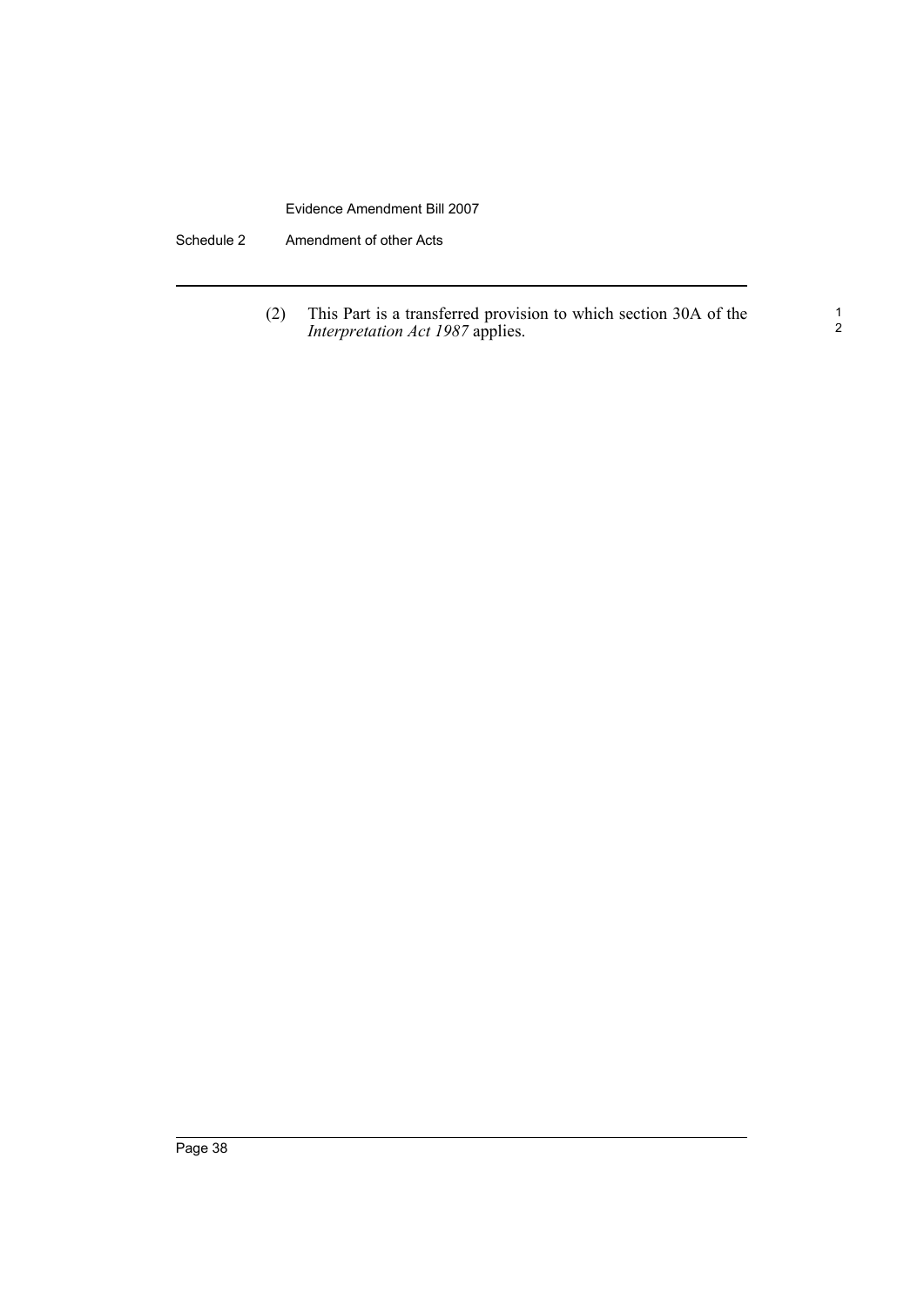(2) This Part is a transferred provision to which section 30A of the *Interpretation Act 1987* applies.